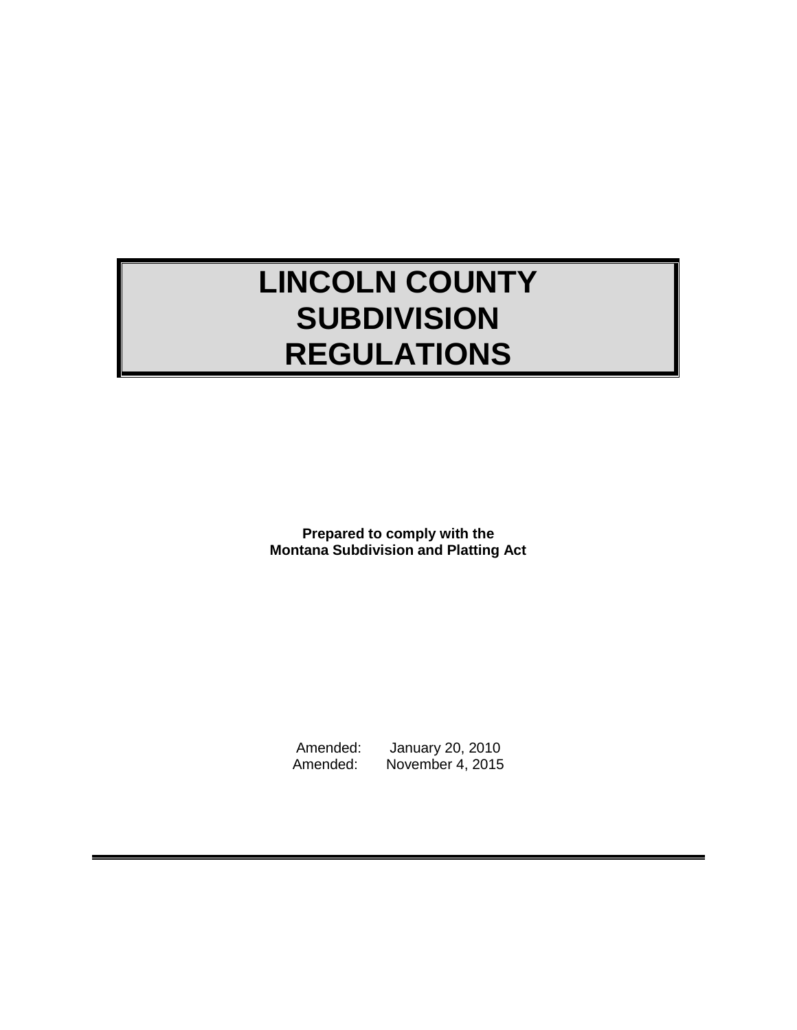# LINCOLN COUNTY SUBDIVISION REGULATIONS

**Prepared to comply with the Montana Subdivision and Platting Act**

Amended: January 20, 2010
Amended: November 4, 2015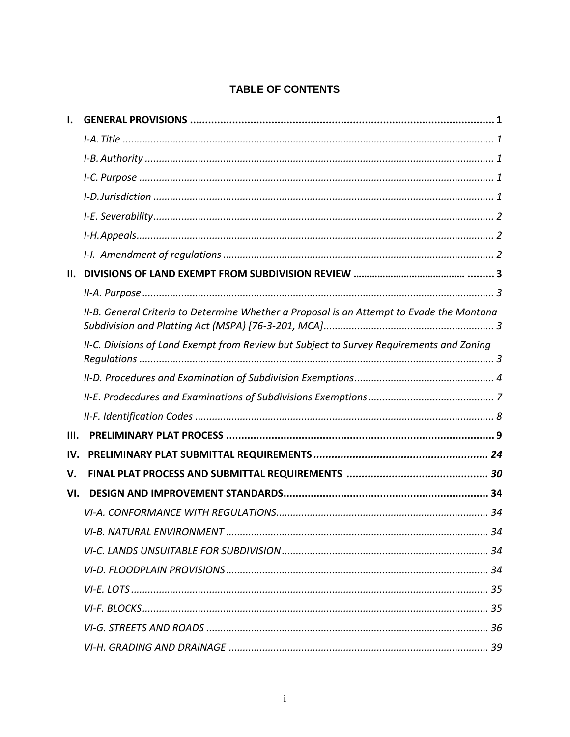# TABLE OF CONTENTS

**I. GENERAL PROVISIONS ..................................................................................................... 1**

*I-A. Title ..................................................................................................................... 1*

*I-B. Authority ............................................................................................................. 1*

*I-C. Purpose ............................................................................................................... 1*

*I-D. Jurisdiction .......................................................................................................... 1*

*I-E. Severability .......................................................................................................... 2*

*I-H. Appeals ................................................................................................................ 2*

*I-I. Amendment of regulations ................................................................................... 2*

**II. DIVISIONS OF LAND EXEMPT FROM SUBDIVISION REVIEW ........................................ 3**

*II-A. Purpose ............................................................................................................... 3*

*II-B. General Criteria to Determine Whether a Proposal is an Attempt to Evade the Montana Subdivision and Platting Act (MSPA) [76-3-201, MCA] ............................................................ 3*

*II-C. Divisions of Land Exempt from Review but Subject to Survey Requirements and Zoning Regulations ............................................................................................................. 3*

*II-D. Procedures and Examination of Subdivision Exemptions .................................................. 4*

*II-E. Prodecdures and Examinations of Subdivisions Exemptions ............................................ 7*

*II-F. Identification Codes .......................................................................................... 8*

**III. PRELIMINARY PLAT PROCESS ........................................................................................ 9**

**IV. PRELIMINARY PLAT SUBMITTAL REQUIREMENTS .......................................................... *24***

**V. FINAL PLAT PROCESS AND SUBMITTAL REQUIREMENTS ............................................. *30***

**VI. DESIGN AND IMPROVEMENT STANDARDS.................................................................... 34**

*VI-A. CONFORMANCE WITH REGULATIONS........................................................................... 34*

*VI-B. NATURAL ENVIRONMENT ............................................................................................. 34*

*VI-C. LANDS UNSUITABLE FOR SUBDIVISION ......................................................................... 34*

*VI-D. FLOODPLAIN PROVISIONS ............................................................................................ 34*

*VI-E. LOTS ........................................................................................................................... 35*

*VI-F. BLOCKS ........................................................................................................................ 35*

*VI-G. STREETS AND ROADS .................................................................................................... 36*

*VI-H. GRADING AND DRAINAGE ............................................................................................ 39*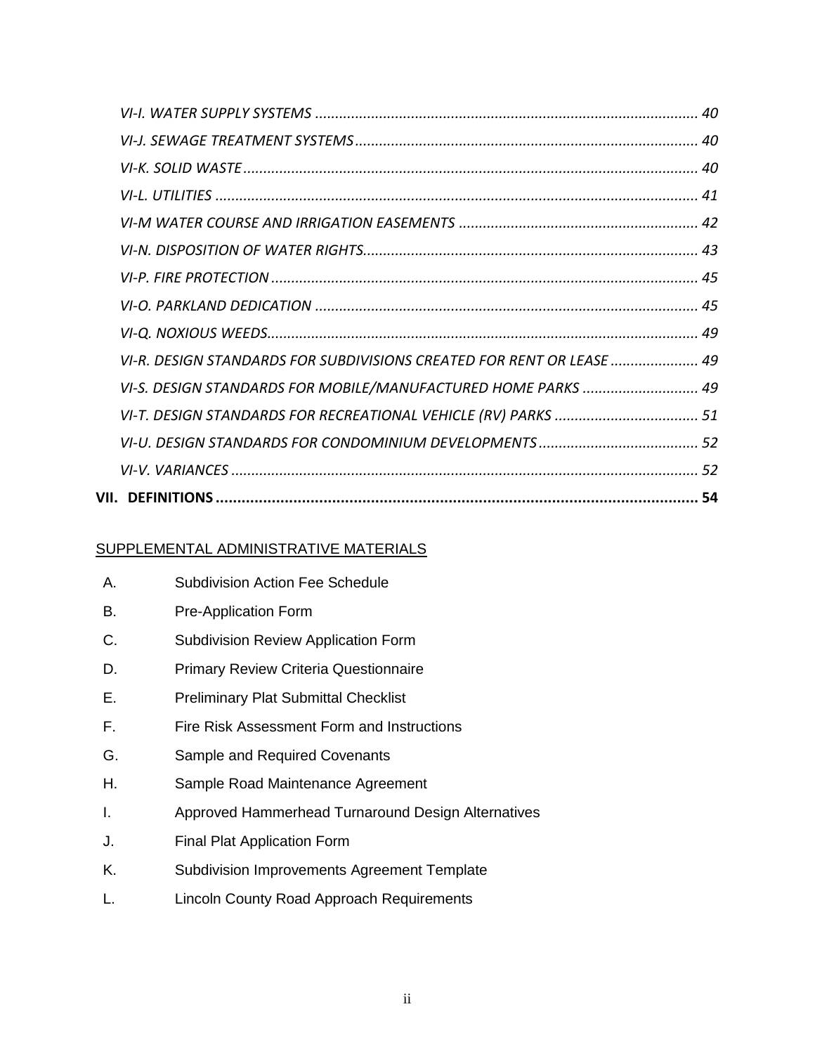*VI-I. WATER SUPPLY SYSTEMS* ............................................................................................... *40*

*VI-J. SEWAGE TREATMENT SYSTEMS*..................................................................................... *40*

*VI-K. SOLID WASTE*.................................................................................................................. *40*

*VI-L. UTILITIES* ........................................................................................................................ *41*

*VI-M WATER COURSE AND IRRIGATION EASEMENTS* ............................................................ *42*

*VI-N. DISPOSITION OF WATER RIGHTS*................................................................................... *43*

*VI-P. FIRE PROTECTION* .......................................................................................................... *45*

*VI-O. PARKLAND DEDICATION* ............................................................................................... *45*

*VI-Q. NOXIOUS WEEDS*........................................................................................................... *49*

*VI-R. DESIGN STANDARDS FOR SUBDIVISIONS CREATED FOR RENT OR LEASE* ...................... *49*

*VI-S. DESIGN STANDARDS FOR MOBILE/MANUFACTURED HOME PARKS* ............................. *49*

*VI-T. DESIGN STANDARDS FOR RECREATIONAL VEHICLE (RV) PARKS* .................................... *51*

*VI-U. DESIGN STANDARDS FOR CONDOMINIUM DEVELOPMENTS*........................................ *52*

*VI-V. VARIANCES* .................................................................................................................... *52*

**VII. DEFINITIONS .................................................................................................................. 54**

SUPPLEMENTAL ADMINISTRATIVE MATERIALS

A. Subdivision Action Fee Schedule

B. Pre-Application Form

C. Subdivision Review Application Form

D. Primary Review Criteria Questionnaire

E. Preliminary Plat Submittal Checklist

F. Fire Risk Assessment Form and Instructions

G. Sample and Required Covenants

H. Sample Road Maintenance Agreement

I. Approved Hammerhead Turnaround Design Alternatives

J. Final Plat Application Form

K. Subdivision Improvements Agreement Template

L. Lincoln County Road Approach Requirements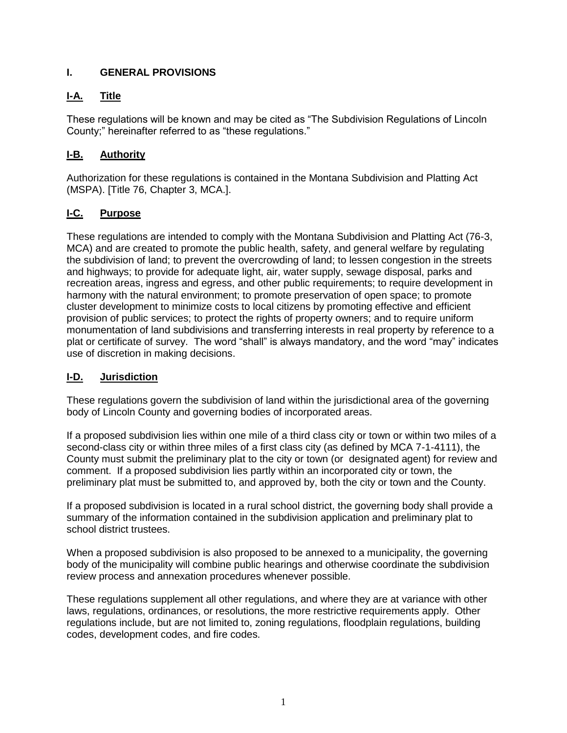# I. GENERAL PROVISIONS

## I-A. Title

These regulations will be known and may be cited as "The Subdivision Regulations of Lincoln County;" hereinafter referred to as "these regulations."

## I-B. Authority

Authorization for these regulations is contained in the Montana Subdivision and Platting Act (MSPA). [Title 76, Chapter 3, MCA.].

## I-C. Purpose

These regulations are intended to comply with the Montana Subdivision and Platting Act (76-3, MCA) and are created to promote the public health, safety, and general welfare by regulating the subdivision of land; to prevent the overcrowding of land; to lessen congestion in the streets and highways; to provide for adequate light, air, water supply, sewage disposal, parks and recreation areas, ingress and egress, and other public requirements; to require development in harmony with the natural environment; to promote preservation of open space; to promote cluster development to minimize costs to local citizens by promoting effective and efficient provision of public services; to protect the rights of property owners; and to require uniform monumentation of land subdivisions and transferring interests in real property by reference to a plat or certificate of survey. The word "shall" is always mandatory, and the word "may" indicates use of discretion in making decisions.

## I-D. Jurisdiction

These regulations govern the subdivision of land within the jurisdictional area of the governing body of Lincoln County and governing bodies of incorporated areas.

If a proposed subdivision lies within one mile of a third class city or town or within two miles of a second-class city or within three miles of a first class city (as defined by MCA 7-1-4111), the County must submit the preliminary plat to the city or town (or designated agent) for review and comment. If a proposed subdivision lies partly within an incorporated city or town, the preliminary plat must be submitted to, and approved by, both the city or town and the County.

If a proposed subdivision is located in a rural school district, the governing body shall provide a summary of the information contained in the subdivision application and preliminary plat to school district trustees.

When a proposed subdivision is also proposed to be annexed to a municipality, the governing body of the municipality will combine public hearings and otherwise coordinate the subdivision review process and annexation procedures whenever possible.

These regulations supplement all other regulations, and where they are at variance with other laws, regulations, ordinances, or resolutions, the more restrictive requirements apply. Other regulations include, but are not limited to, zoning regulations, floodplain regulations, building codes, development codes, and fire codes.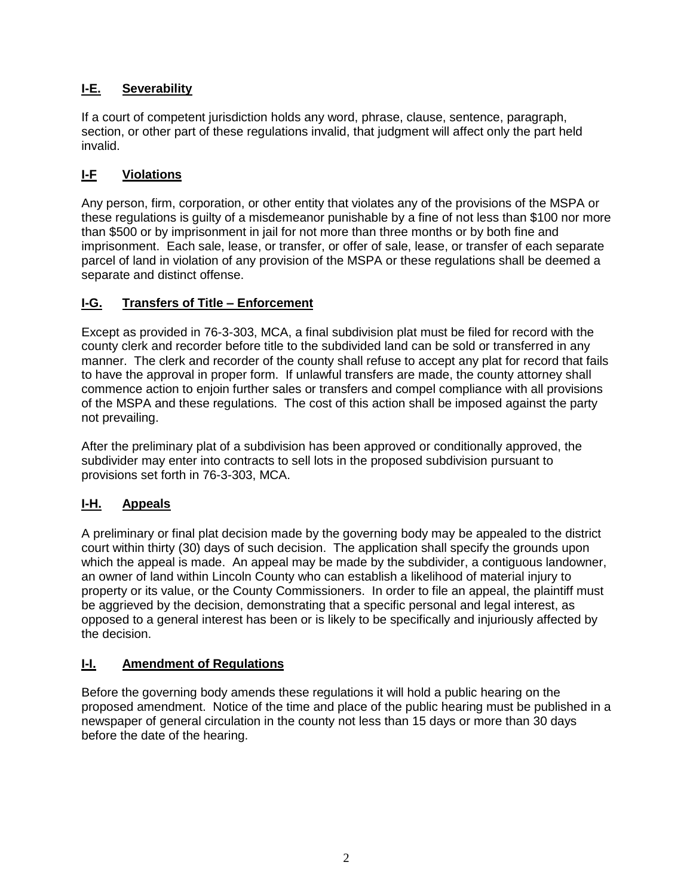## I-E. Severability

If a court of competent jurisdiction holds any word, phrase, clause, sentence, paragraph, section, or other part of these regulations invalid, that judgment will affect only the part held invalid.

## I-F Violations

Any person, firm, corporation, or other entity that violates any of the provisions of the MSPA or these regulations is guilty of a misdemeanor punishable by a fine of not less than $100 nor more than $500 or by imprisonment in jail for not more than three months or by both fine and imprisonment. Each sale, lease, or transfer, or offer of sale, lease, or transfer of each separate parcel of land in violation of any provision of the MSPA or these regulations shall be deemed a separate and distinct offense.

## I-G. Transfers of Title – Enforcement

Except as provided in 76-3-303, MCA, a final subdivision plat must be filed for record with the county clerk and recorder before title to the subdivided land can be sold or transferred in any manner. The clerk and recorder of the county shall refuse to accept any plat for record that fails to have the approval in proper form. If unlawful transfers are made, the county attorney shall commence action to enjoin further sales or transfers and compel compliance with all provisions of the MSPA and these regulations. The cost of this action shall be imposed against the party not prevailing.

After the preliminary plat of a subdivision has been approved or conditionally approved, the subdivider may enter into contracts to sell lots in the proposed subdivision pursuant to provisions set forth in 76-3-303, MCA.

## I-H. Appeals

A preliminary or final plat decision made by the governing body may be appealed to the district court within thirty (30) days of such decision. The application shall specify the grounds upon which the appeal is made. An appeal may be made by the subdivider, a contiguous landowner, an owner of land within Lincoln County who can establish a likelihood of material injury to property or its value, or the County Commissioners. In order to file an appeal, the plaintiff must be aggrieved by the decision, demonstrating that a specific personal and legal interest, as opposed to a general interest has been or is likely to be specifically and injuriously affected by the decision.

## I-I. Amendment of Regulations

Before the governing body amends these regulations it will hold a public hearing on the proposed amendment. Notice of the time and place of the public hearing must be published in a newspaper of general circulation in the county not less than 15 days or more than 30 days before the date of the hearing.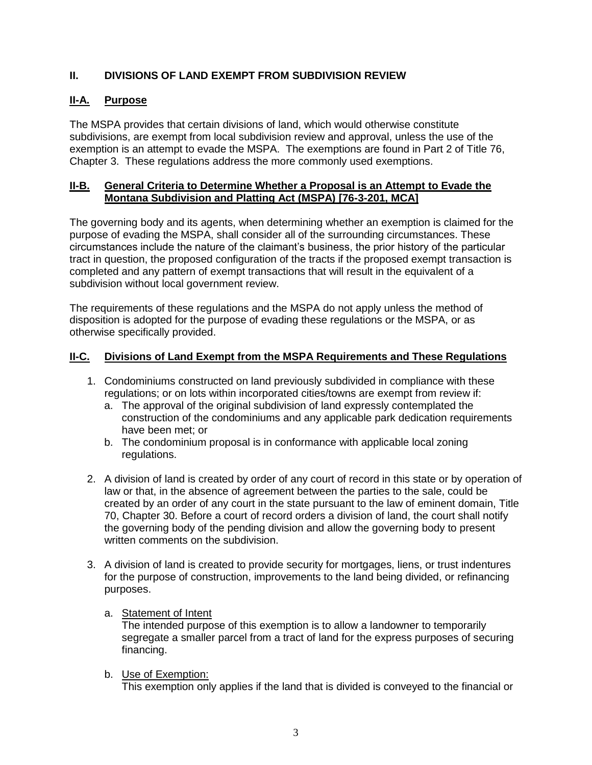## II. DIVISIONS OF LAND EXEMPT FROM SUBDIVISION REVIEW

### II-A. Purpose

The MSPA provides that certain divisions of land, which would otherwise constitute subdivisions, are exempt from local subdivision review and approval, unless the use of the exemption is an attempt to evade the MSPA. The exemptions are found in Part 2 of Title 76, Chapter 3. These regulations address the more commonly used exemptions.

### II-B. General Criteria to Determine Whether a Proposal is an Attempt to Evade the Montana Subdivision and Platting Act (MSPA) [76-3-201, MCA]

The governing body and its agents, when determining whether an exemption is claimed for the purpose of evading the MSPA, shall consider all of the surrounding circumstances. These circumstances include the nature of the claimant's business, the prior history of the particular tract in question, the proposed configuration of the tracts if the proposed exempt transaction is completed and any pattern of exempt transactions that will result in the equivalent of a subdivision without local government review.

The requirements of these regulations and the MSPA do not apply unless the method of disposition is adopted for the purpose of evading these regulations or the MSPA, or as otherwise specifically provided.

### II-C. Divisions of Land Exempt from the MSPA Requirements and These Regulations

1. Condominiums constructed on land previously subdivided in compliance with these regulations; or on lots within incorporated cities/towns are exempt from review if:
   a. The approval of the original subdivision of land expressly contemplated the construction of the condominiums and any applicable park dedication requirements have been met; or
   b. The condominium proposal is in conformance with applicable local zoning regulations.

2. A division of land is created by order of any court of record in this state or by operation of law or that, in the absence of agreement between the parties to the sale, could be created by an order of any court in the state pursuant to the law of eminent domain, Title 70, Chapter 30. Before a court of record orders a division of land, the court shall notify the governing body of the pending division and allow the governing body to present written comments on the subdivision.

3. A division of land is created to provide security for mortgages, liens, or trust indentures for the purpose of construction, improvements to the land being divided, or refinancing purposes.

   a. Statement of Intent
   The intended purpose of this exemption is to allow a landowner to temporarily segregate a smaller parcel from a tract of land for the express purposes of securing financing.

   b. Use of Exemption:
   This exemption only applies if the land that is divided is conveyed to the financial or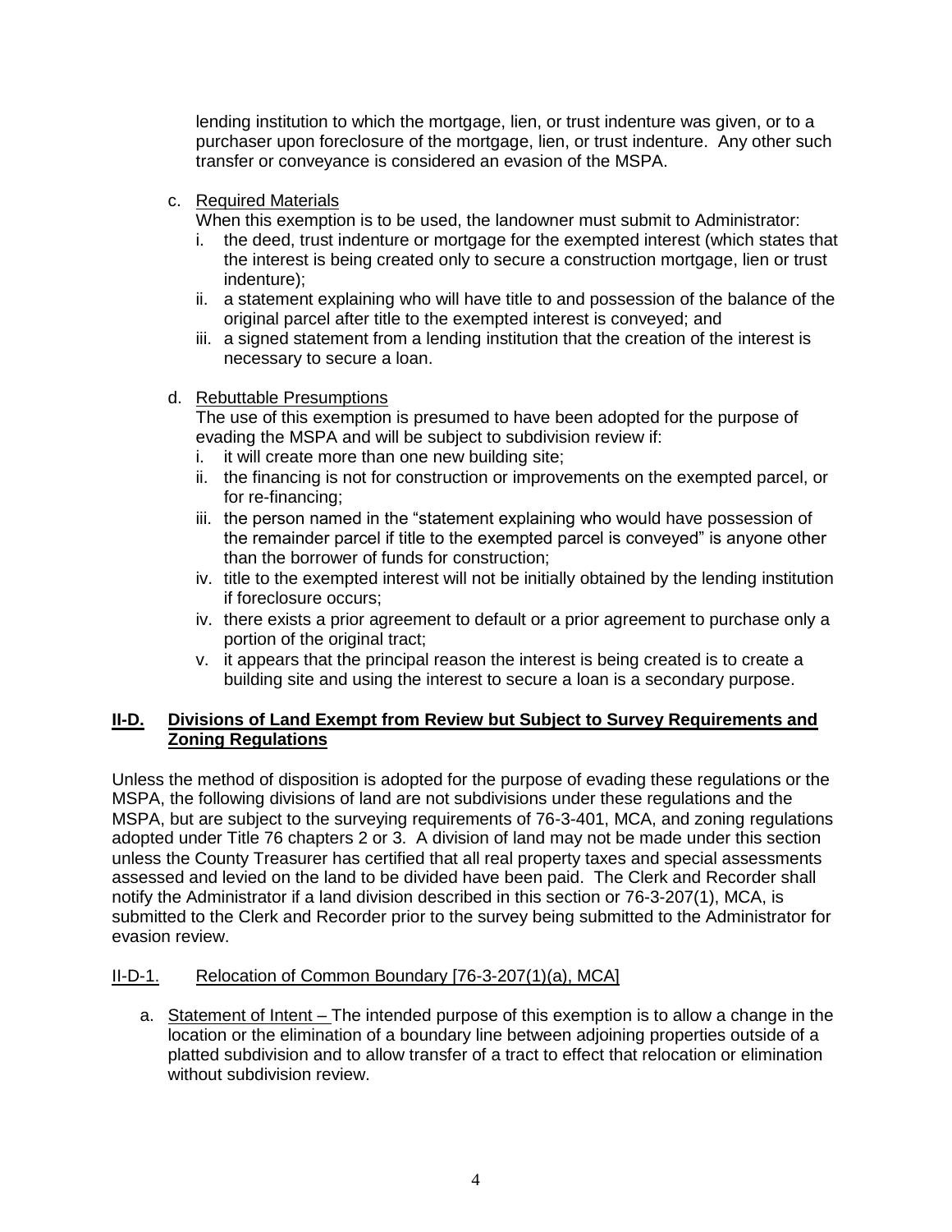lending institution to which the mortgage, lien, or trust indenture was given, or to a purchaser upon foreclosure of the mortgage, lien, or trust indenture. Any other such transfer or conveyance is considered an evasion of the MSPA.

c. Required Materials

   When this exemption is to be used, the landowner must submit to Administrator:

   i. the deed, trust indenture or mortgage for the exempted interest (which states that the interest is being created only to secure a construction mortgage, lien or trust indenture);
   ii. a statement explaining who will have title to and possession of the balance of the original parcel after title to the exempted interest is conveyed; and
   iii. a signed statement from a lending institution that the creation of the interest is necessary to secure a loan.

d. Rebuttable Presumptions

   The use of this exemption is presumed to have been adopted for the purpose of evading the MSPA and will be subject to subdivision review if:

   i. it will create more than one new building site;
   ii. the financing is not for construction or improvements on the exempted parcel, or for re-financing;
   iii. the person named in the "statement explaining who would have possession of the remainder parcel if title to the exempted parcel is conveyed" is anyone other than the borrower of funds for construction;
   iv. title to the exempted interest will not be initially obtained by the lending institution if foreclosure occurs;
   iv. there exists a prior agreement to default or a prior agreement to purchase only a portion of the original tract;
   v. it appears that the principal reason the interest is being created is to create a building site and using the interest to secure a loan is a secondary purpose.

## II-D. Divisions of Land Exempt from Review but Subject to Survey Requirements and Zoning Regulations

Unless the method of disposition is adopted for the purpose of evading these regulations or the MSPA, the following divisions of land are not subdivisions under these regulations and the MSPA, but are subject to the surveying requirements of 76-3-401, MCA, and zoning regulations adopted under Title 76 chapters 2 or 3. A division of land may not be made under this section unless the County Treasurer has certified that all real property taxes and special assessments assessed and levied on the land to be divided have been paid. The Clerk and Recorder shall notify the Administrator if a land division described in this section or 76-3-207(1), MCA, is submitted to the Clerk and Recorder prior to the survey being submitted to the Administrator for evasion review.

### II-D-1. Relocation of Common Boundary [76-3-207(1)(a), MCA]

a. Statement of Intent – The intended purpose of this exemption is to allow a change in the location or the elimination of a boundary line between adjoining properties outside of a platted subdivision and to allow transfer of a tract to effect that relocation or elimination without subdivision review.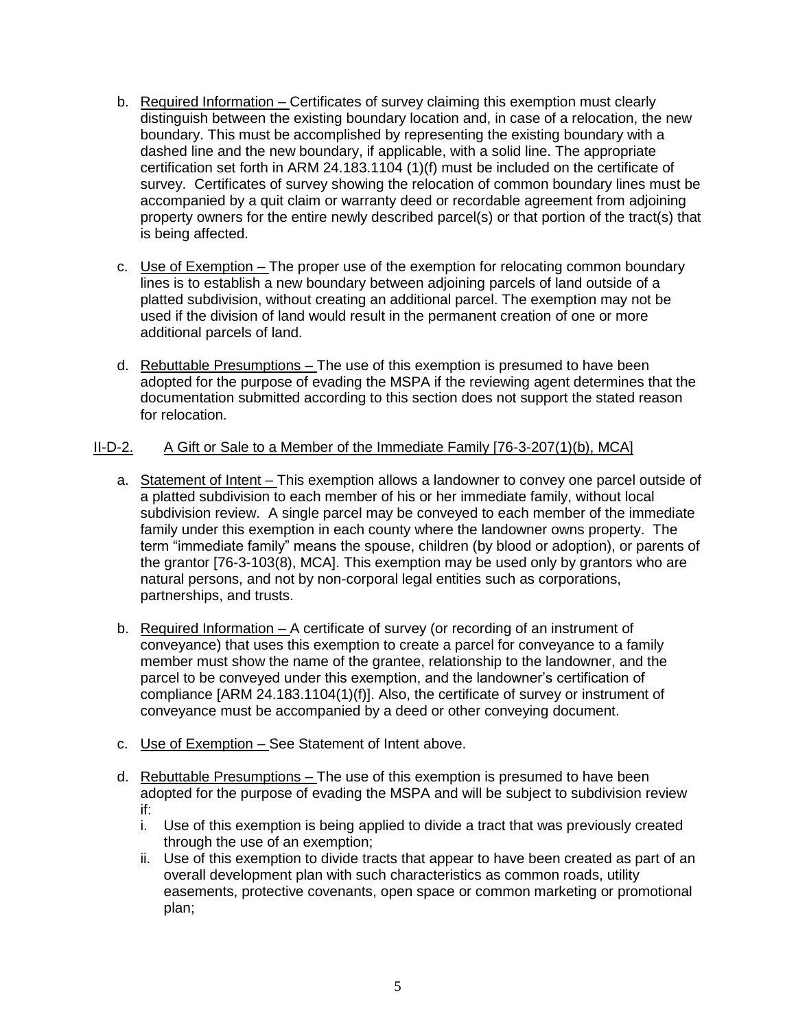b. Required Information – Certificates of survey claiming this exemption must clearly distinguish between the existing boundary location and, in case of a relocation, the new boundary. This must be accomplished by representing the existing boundary with a dashed line and the new boundary, if applicable, with a solid line. The appropriate certification set forth in ARM 24.183.1104 (1)(f) must be included on the certificate of survey. Certificates of survey showing the relocation of common boundary lines must be accompanied by a quit claim or warranty deed or recordable agreement from adjoining property owners for the entire newly described parcel(s) or that portion of the tract(s) that is being affected.

c. Use of Exemption – The proper use of the exemption for relocating common boundary lines is to establish a new boundary between adjoining parcels of land outside of a platted subdivision, without creating an additional parcel. The exemption may not be used if the division of land would result in the permanent creation of one or more additional parcels of land.

d. Rebuttable Presumptions – The use of this exemption is presumed to have been adopted for the purpose of evading the MSPA if the reviewing agent determines that the documentation submitted according to this section does not support the stated reason for relocation.

## II-D-2. A Gift or Sale to a Member of the Immediate Family [76-3-207(1)(b), MCA]

a. Statement of Intent – This exemption allows a landowner to convey one parcel outside of a platted subdivision to each member of his or her immediate family, without local subdivision review. A single parcel may be conveyed to each member of the immediate family under this exemption in each county where the landowner owns property. The term "immediate family" means the spouse, children (by blood or adoption), or parents of the grantor [76-3-103(8), MCA]. This exemption may be used only by grantors who are natural persons, and not by non-corporal legal entities such as corporations, partnerships, and trusts.

b. Required Information – A certificate of survey (or recording of an instrument of conveyance) that uses this exemption to create a parcel for conveyance to a family member must show the name of the grantee, relationship to the landowner, and the parcel to be conveyed under this exemption, and the landowner's certification of compliance [ARM 24.183.1104(1)(f)]. Also, the certificate of survey or instrument of conveyance must be accompanied by a deed or other conveying document.

c. Use of Exemption – See Statement of Intent above.

d. Rebuttable Presumptions – The use of this exemption is presumed to have been adopted for the purpose of evading the MSPA and will be subject to subdivision review if:

   i. Use of this exemption is being applied to divide a tract that was previously created through the use of an exemption;
   ii. Use of this exemption to divide tracts that appear to have been created as part of an overall development plan with such characteristics as common roads, utility easements, protective covenants, open space or common marketing or promotional plan;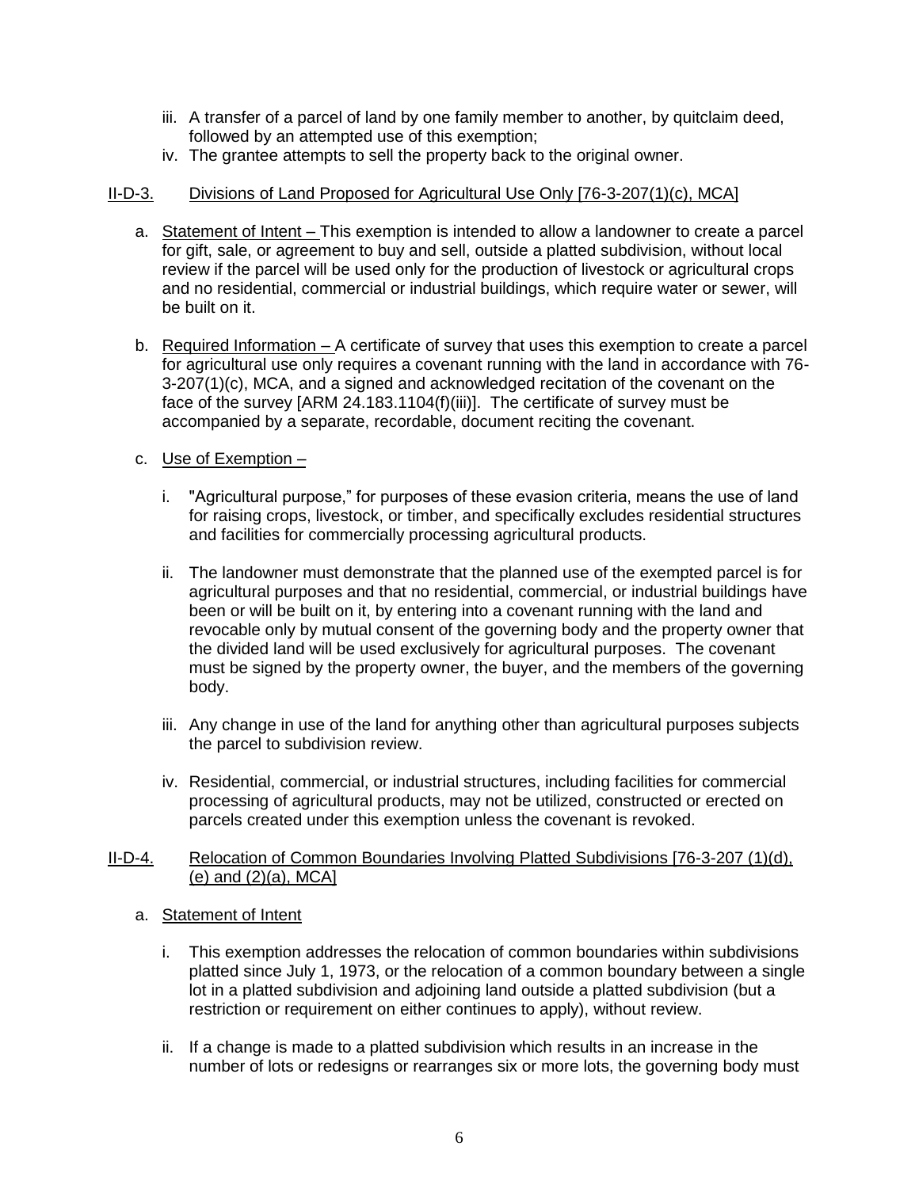iii. A transfer of a parcel of land by one family member to another, by quitclaim deed, followed by an attempted use of this exemption;

iv. The grantee attempts to sell the property back to the original owner.

## II-D-3. Divisions of Land Proposed for Agricultural Use Only [76-3-207(1)(c), MCA]

a. Statement of Intent – This exemption is intended to allow a landowner to create a parcel for gift, sale, or agreement to buy and sell, outside a platted subdivision, without local review if the parcel will be used only for the production of livestock or agricultural crops and no residential, commercial or industrial buildings, which require water or sewer, will be built on it.

b. Required Information – A certificate of survey that uses this exemption to create a parcel for agricultural use only requires a covenant running with the land in accordance with 76-3-207(1)(c), MCA, and a signed and acknowledged recitation of the covenant on the face of the survey [ARM 24.183.1104(f)(iii)]. The certificate of survey must be accompanied by a separate, recordable, document reciting the covenant.

c. Use of Exemption –

i. "Agricultural purpose," for purposes of these evasion criteria, means the use of land for raising crops, livestock, or timber, and specifically excludes residential structures and facilities for commercially processing agricultural products.

ii. The landowner must demonstrate that the planned use of the exempted parcel is for agricultural purposes and that no residential, commercial, or industrial buildings have been or will be built on it, by entering into a covenant running with the land and revocable only by mutual consent of the governing body and the property owner that the divided land will be used exclusively for agricultural purposes. The covenant must be signed by the property owner, the buyer, and the members of the governing body.

iii. Any change in use of the land for anything other than agricultural purposes subjects the parcel to subdivision review.

iv. Residential, commercial, or industrial structures, including facilities for commercial processing of agricultural products, may not be utilized, constructed or erected on parcels created under this exemption unless the covenant is revoked.

## II-D-4. Relocation of Common Boundaries Involving Platted Subdivisions [76-3-207 (1)(d), (e) and (2)(a), MCA]

a. Statement of Intent

i. This exemption addresses the relocation of common boundaries within subdivisions platted since July 1, 1973, or the relocation of a common boundary between a single lot in a platted subdivision and adjoining land outside a platted subdivision (but a restriction or requirement on either continues to apply), without review.

ii. If a change is made to a platted subdivision which results in an increase in the number of lots or redesigns or rearranges six or more lots, the governing body must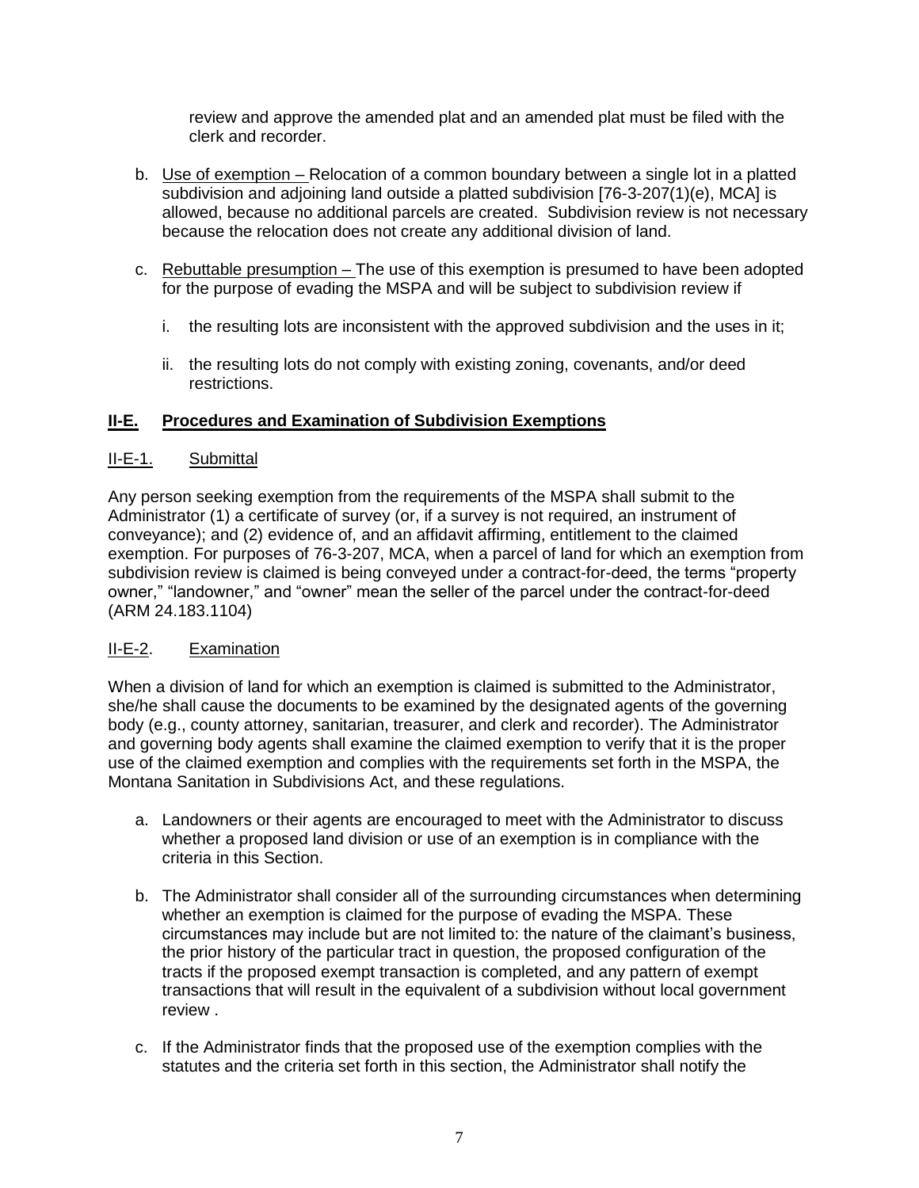review and approve the amended plat and an amended plat must be filed with the clerk and recorder.

b. Use of exemption – Relocation of a common boundary between a single lot in a platted subdivision and adjoining land outside a platted subdivision [76-3-207(1)(e), MCA] is allowed, because no additional parcels are created. Subdivision review is not necessary because the relocation does not create any additional division of land.

c. Rebuttable presumption – The use of this exemption is presumed to have been adopted for the purpose of evading the MSPA and will be subject to subdivision review if

   i. the resulting lots are inconsistent with the approved subdivision and the uses in it;

   ii. the resulting lots do not comply with existing zoning, covenants, and/or deed restrictions.

## II-E. Procedures and Examination of Subdivision Exemptions

### II-E-1. Submittal

Any person seeking exemption from the requirements of the MSPA shall submit to the Administrator (1) a certificate of survey (or, if a survey is not required, an instrument of conveyance); and (2) evidence of, and an affidavit affirming, entitlement to the claimed exemption. For purposes of 76-3-207, MCA, when a parcel of land for which an exemption from subdivision review is claimed is being conveyed under a contract-for-deed, the terms "property owner," "landowner," and "owner" mean the seller of the parcel under the contract-for-deed (ARM 24.183.1104)

### II-E-2. Examination

When a division of land for which an exemption is claimed is submitted to the Administrator, she/he shall cause the documents to be examined by the designated agents of the governing body (e.g., county attorney, sanitarian, treasurer, and clerk and recorder). The Administrator and governing body agents shall examine the claimed exemption to verify that it is the proper use of the claimed exemption and complies with the requirements set forth in the MSPA, the Montana Sanitation in Subdivisions Act, and these regulations.

a. Landowners or their agents are encouraged to meet with the Administrator to discuss whether a proposed land division or use of an exemption is in compliance with the criteria in this Section.

b. The Administrator shall consider all of the surrounding circumstances when determining whether an exemption is claimed for the purpose of evading the MSPA. These circumstances may include but are not limited to: the nature of the claimant's business, the prior history of the particular tract in question, the proposed configuration of the tracts if the proposed exempt transaction is completed, and any pattern of exempt transactions that will result in the equivalent of a subdivision without local government review .

c. If the Administrator finds that the proposed use of the exemption complies with the statutes and the criteria set forth in this section, the Administrator shall notify the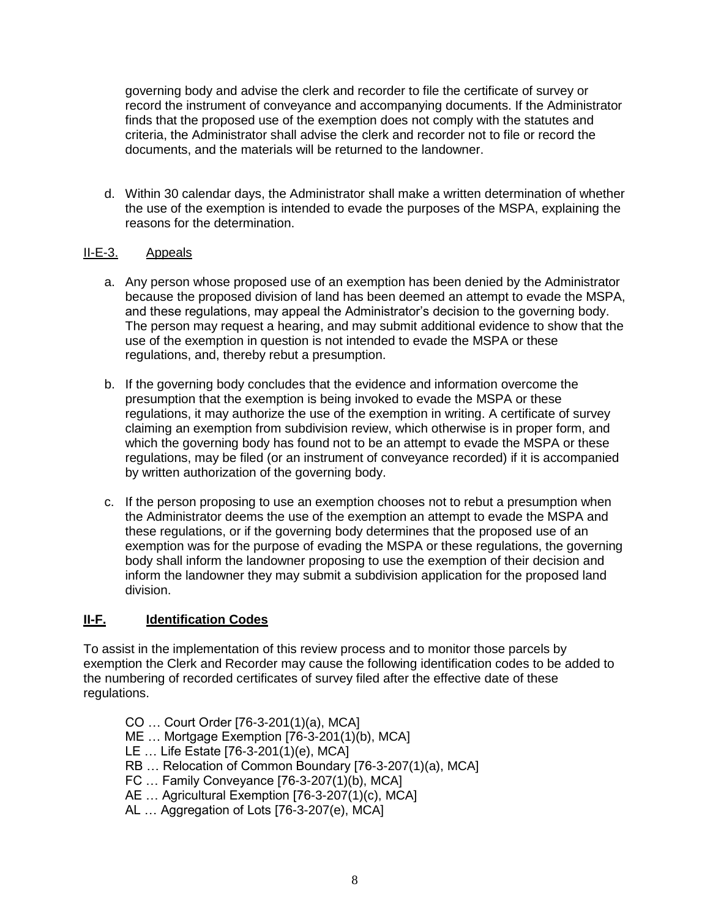governing body and advise the clerk and recorder to file the certificate of survey or record the instrument of conveyance and accompanying documents. If the Administrator finds that the proposed use of the exemption does not comply with the statutes and criteria, the Administrator shall advise the clerk and recorder not to file or record the documents, and the materials will be returned to the landowner.

d. Within 30 calendar days, the Administrator shall make a written determination of whether the use of the exemption is intended to evade the purposes of the MSPA, explaining the reasons for the determination.

### II-E-3. Appeals

a. Any person whose proposed use of an exemption has been denied by the Administrator because the proposed division of land has been deemed an attempt to evade the MSPA, and these regulations, may appeal the Administrator's decision to the governing body. The person may request a hearing, and may submit additional evidence to show that the use of the exemption in question is not intended to evade the MSPA or these regulations, and, thereby rebut a presumption.

b. If the governing body concludes that the evidence and information overcome the presumption that the exemption is being invoked to evade the MSPA or these regulations, it may authorize the use of the exemption in writing. A certificate of survey claiming an exemption from subdivision review, which otherwise is in proper form, and which the governing body has found not to be an attempt to evade the MSPA or these regulations, may be filed (or an instrument of conveyance recorded) if it is accompanied by written authorization of the governing body.

c. If the person proposing to use an exemption chooses not to rebut a presumption when the Administrator deems the use of the exemption an attempt to evade the MSPA and these regulations, or if the governing body determines that the proposed use of an exemption was for the purpose of evading the MSPA or these regulations, the governing body shall inform the landowner proposing to use the exemption of their decision and inform the landowner they may submit a subdivision application for the proposed land division.

## II-F. Identification Codes

To assist in the implementation of this review process and to monitor those parcels by exemption the Clerk and Recorder may cause the following identification codes to be added to the numbering of recorded certificates of survey filed after the effective date of these regulations.

CO … Court Order [76-3-201(1)(a), MCA]
ME … Mortgage Exemption [76-3-201(1)(b), MCA]
LE … Life Estate [76-3-201(1)(e), MCA]
RB … Relocation of Common Boundary [76-3-207(1)(a), MCA]
FC … Family Conveyance [76-3-207(1)(b), MCA]
AE … Agricultural Exemption [76-3-207(1)(c), MCA]
AL … Aggregation of Lots [76-3-207(e), MCA]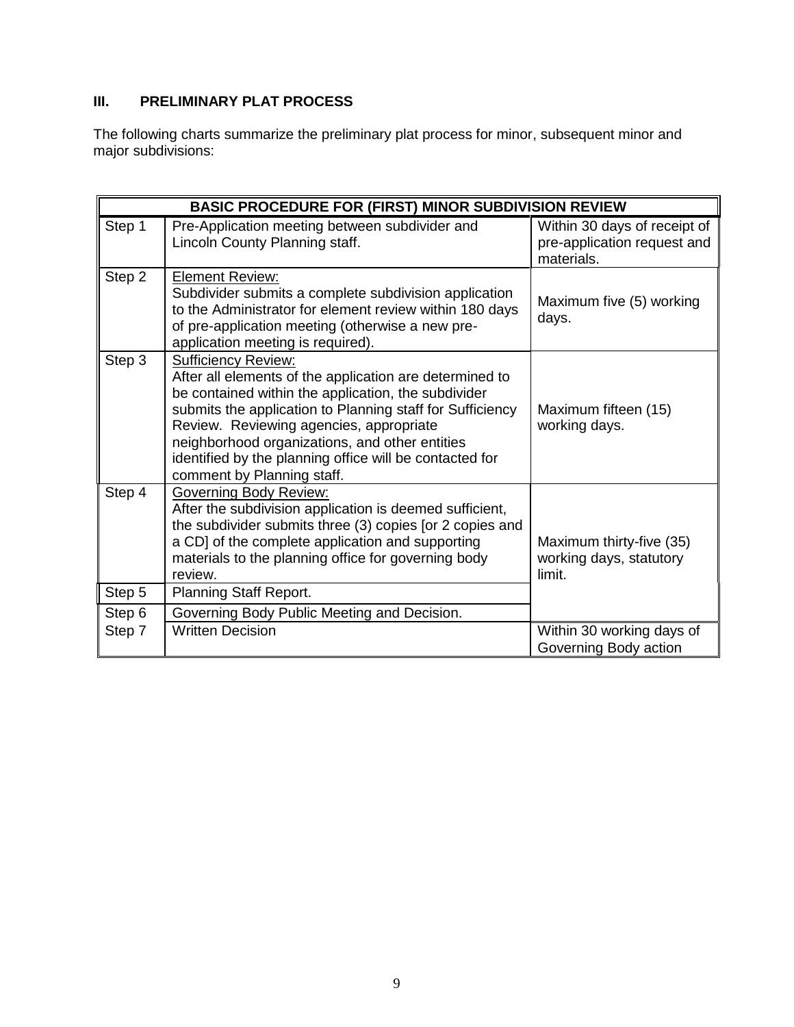## III. PRELIMINARY PLAT PROCESS

The following charts summarize the preliminary plat process for minor, subsequent minor and major subdivisions:

| BASIC PROCEDURE FOR (FIRST) MINOR SUBDIVISION REVIEW | | |
|---|---|---|
| Step 1 | Pre-Application meeting between subdivider and Lincoln County Planning staff. | Within 30 days of receipt of pre-application request and materials. |
| Step 2 | <u>Element Review:</u> Subdivider submits a complete subdivision application to the Administrator for element review within 180 days of pre-application meeting (otherwise a new pre-application meeting is required). | Maximum five (5) working days. |
| Step 3 | <u>Sufficiency Review:</u> After all elements of the application are determined to be contained within the application, the subdivider submits the application to Planning staff for Sufficiency Review. Reviewing agencies, appropriate neighborhood organizations, and other entities identified by the planning office will be contacted for comment by Planning staff. | Maximum fifteen (15) working days. |
| Step 4 | <u>Governing Body Review:</u> After the subdivision application is deemed sufficient, the subdivider submits three (3) copies [or 2 copies and a CD] of the complete application and supporting materials to the planning office for governing body review. | Maximum thirty-five (35) working days, statutory limit. |
| Step 5 | Planning Staff Report. | |
| Step 6 | Governing Body Public Meeting and Decision. | |
| Step 7 | Written Decision | Within 30 working days of Governing Body action |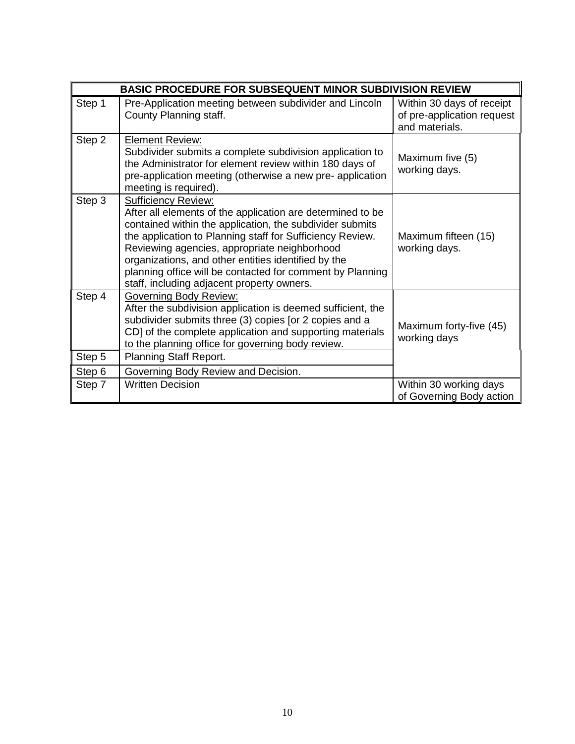| BASIC PROCEDURE FOR SUBSEQUENT MINOR SUBDIVISION REVIEW | | |
|---|---|---|
| Step 1 | Pre-Application meeting between subdivider and Lincoln County Planning staff. | Within 30 days of receipt of pre-application request and materials. |
| Step 2 | <u>Element Review:</u> Subdivider submits a complete subdivision application to the Administrator for element review within 180 days of pre-application meeting (otherwise a new pre- application meeting is required). | Maximum five (5) working days. |
| Step 3 | <u>Sufficiency Review:</u> After all elements of the application are determined to be contained within the application, the subdivider submits the application to Planning staff for Sufficiency Review. Reviewing agencies, appropriate neighborhood organizations, and other entities identified by the planning office will be contacted for comment by Planning staff, including adjacent property owners. | Maximum fifteen (15) working days. |
| Step 4 | <u>Governing Body Review:</u> After the subdivision application is deemed sufficient, the subdivider submits three (3) copies [or 2 copies and a CD] of the complete application and supporting materials to the planning office for governing body review. | Maximum forty-five (45) working days |
| Step 5 | Planning Staff Report. | |
| Step 6 | Governing Body Review and Decision. | |
| Step 7 | Written Decision | Within 30 working days of Governing Body action |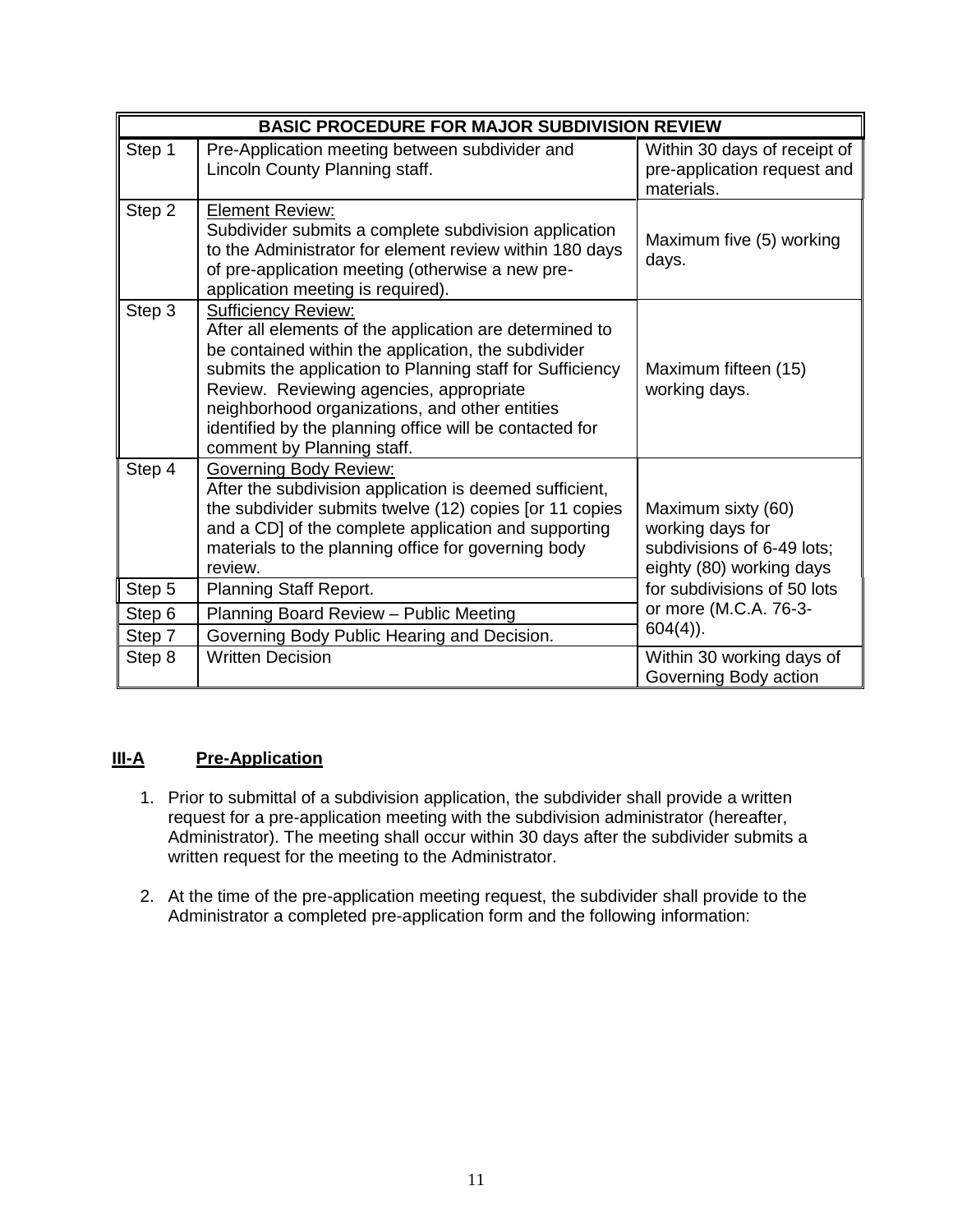| BASIC PROCEDURE FOR MAJOR SUBDIVISION REVIEW | | |
|---|---|---|
| Step 1 | Pre-Application meeting between subdivider and Lincoln County Planning staff. | Within 30 days of receipt of pre-application request and materials. |
| Step 2 | Element Review: Subdivider submits a complete subdivision application to the Administrator for element review within 180 days of pre-application meeting (otherwise a new pre-application meeting is required). | Maximum five (5) working days. |
| Step 3 | Sufficiency Review: After all elements of the application are determined to be contained within the application, the subdivider submits the application to Planning staff for Sufficiency Review. Reviewing agencies, appropriate neighborhood organizations, and other entities identified by the planning office will be contacted for comment by Planning staff. | Maximum fifteen (15) working days. |
| Step 4 | Governing Body Review: After the subdivision application is deemed sufficient, the subdivider submits twelve (12) copies [or 11 copies and a CD] of the complete application and supporting materials to the planning office for governing body review. | Maximum sixty (60) working days for subdivisions of 6-49 lots; eighty (80) working days for subdivisions of 50 lots or more (M.C.A. 76-3-604(4)). |
| Step 5 | Planning Staff Report. | |
| Step 6 | Planning Board Review – Public Meeting | |
| Step 7 | Governing Body Public Hearing and Decision. | |
| Step 8 | Written Decision | Within 30 working days of Governing Body action |

## III-A Pre-Application

1. Prior to submittal of a subdivision application, the subdivider shall provide a written request for a pre-application meeting with the subdivision administrator (hereafter, Administrator). The meeting shall occur within 30 days after the subdivider submits a written request for the meeting to the Administrator.

2. At the time of the pre-application meeting request, the subdivider shall provide to the Administrator a completed pre-application form and the following information: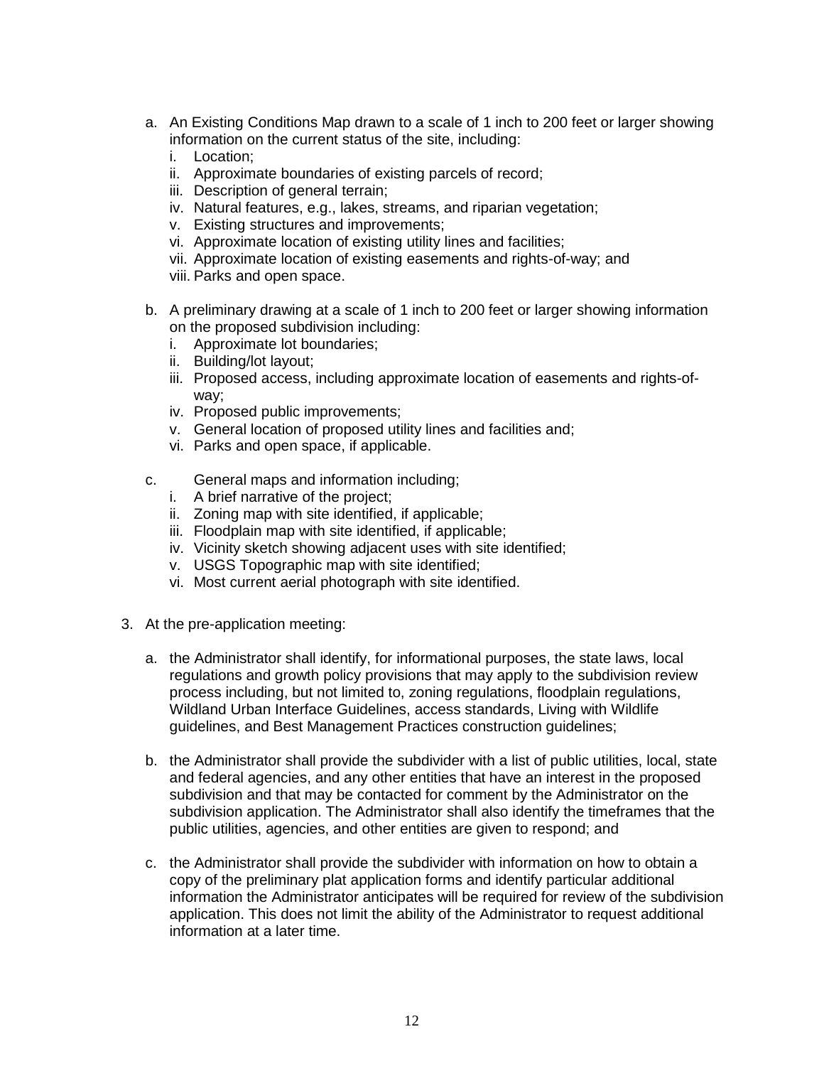a. An Existing Conditions Map drawn to a scale of 1 inch to 200 feet or larger showing information on the current status of the site, including:
   i. Location;
   ii. Approximate boundaries of existing parcels of record;
   iii. Description of general terrain;
   iv. Natural features, e.g., lakes, streams, and riparian vegetation;
   v. Existing structures and improvements;
   vi. Approximate location of existing utility lines and facilities;
   vii. Approximate location of existing easements and rights-of-way; and
   viii. Parks and open space.

b. A preliminary drawing at a scale of 1 inch to 200 feet or larger showing information on the proposed subdivision including:
   i. Approximate lot boundaries;
   ii. Building/lot layout;
   iii. Proposed access, including approximate location of easements and rights-of-way;
   iv. Proposed public improvements;
   v. General location of proposed utility lines and facilities and;
   vi. Parks and open space, if applicable.

c. General maps and information including;
   i. A brief narrative of the project;
   ii. Zoning map with site identified, if applicable;
   iii. Floodplain map with site identified, if applicable;
   iv. Vicinity sketch showing adjacent uses with site identified;
   v. USGS Topographic map with site identified;
   vi. Most current aerial photograph with site identified.

3. At the pre-application meeting:

   a. the Administrator shall identify, for informational purposes, the state laws, local regulations and growth policy provisions that may apply to the subdivision review process including, but not limited to, zoning regulations, floodplain regulations, Wildland Urban Interface Guidelines, access standards, Living with Wildlife guidelines, and Best Management Practices construction guidelines;

   b. the Administrator shall provide the subdivider with a list of public utilities, local, state and federal agencies, and any other entities that have an interest in the proposed subdivision and that may be contacted for comment by the Administrator on the subdivision application. The Administrator shall also identify the timeframes that the public utilities, agencies, and other entities are given to respond; and

   c. the Administrator shall provide the subdivider with information on how to obtain a copy of the preliminary plat application forms and identify particular additional information the Administrator anticipates will be required for review of the subdivision application. This does not limit the ability of the Administrator to request additional information at a later time.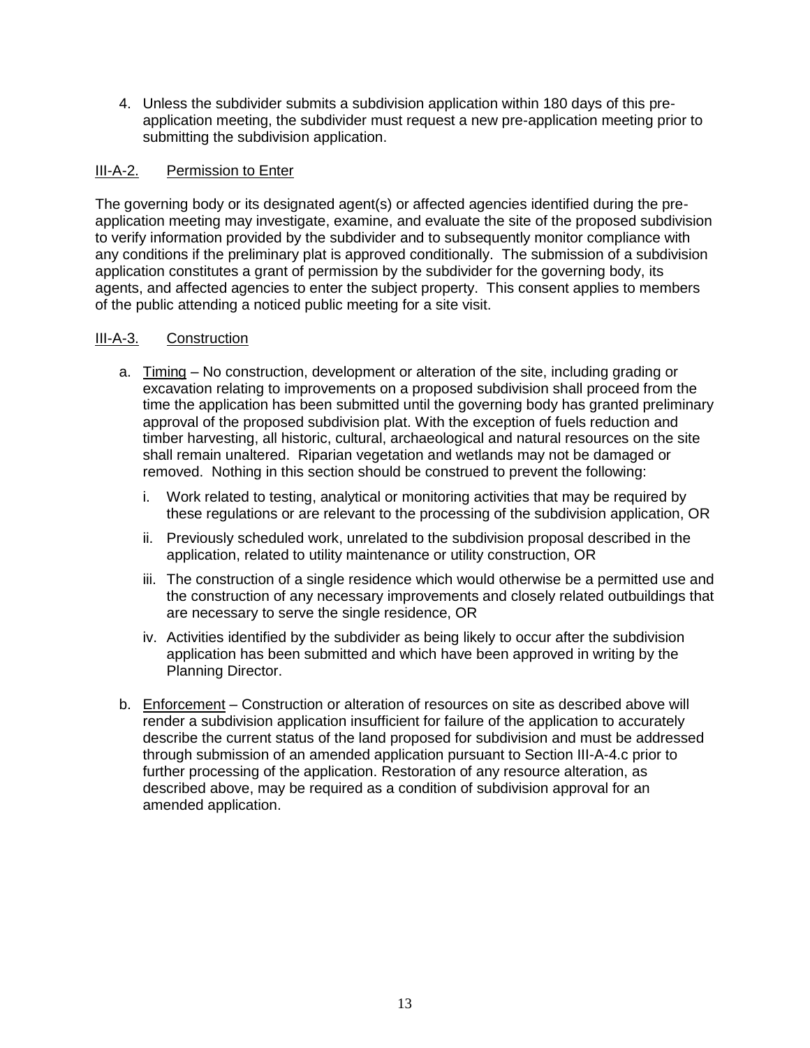4. Unless the subdivider submits a subdivision application within 180 days of this pre-application meeting, the subdivider must request a new pre-application meeting prior to submitting the subdivision application.

#### III-A-2. Permission to Enter

The governing body or its designated agent(s) or affected agencies identified during the pre-application meeting may investigate, examine, and evaluate the site of the proposed subdivision to verify information provided by the subdivider and to subsequently monitor compliance with any conditions if the preliminary plat is approved conditionally. The submission of a subdivision application constitutes a grant of permission by the subdivider for the governing body, its agents, and affected agencies to enter the subject property. This consent applies to members of the public attending a noticed public meeting for a site visit.

#### III-A-3. Construction

a. Timing – No construction, development or alteration of the site, including grading or excavation relating to improvements on a proposed subdivision shall proceed from the time the application has been submitted until the governing body has granted preliminary approval of the proposed subdivision plat. With the exception of fuels reduction and timber harvesting, all historic, cultural, archaeological and natural resources on the site shall remain unaltered. Riparian vegetation and wetlands may not be damaged or removed. Nothing in this section should be construed to prevent the following:

   i. Work related to testing, analytical or monitoring activities that may be required by these regulations or are relevant to the processing of the subdivision application, OR

   ii. Previously scheduled work, unrelated to the subdivision proposal described in the application, related to utility maintenance or utility construction, OR

   iii. The construction of a single residence which would otherwise be a permitted use and the construction of any necessary improvements and closely related outbuildings that are necessary to serve the single residence, OR

   iv. Activities identified by the subdivider as being likely to occur after the subdivision application has been submitted and which have been approved in writing by the Planning Director.

b. Enforcement – Construction or alteration of resources on site as described above will render a subdivision application insufficient for failure of the application to accurately describe the current status of the land proposed for subdivision and must be addressed through submission of an amended application pursuant to Section III-A-4.c prior to further processing of the application. Restoration of any resource alteration, as described above, may be required as a condition of subdivision approval for an amended application.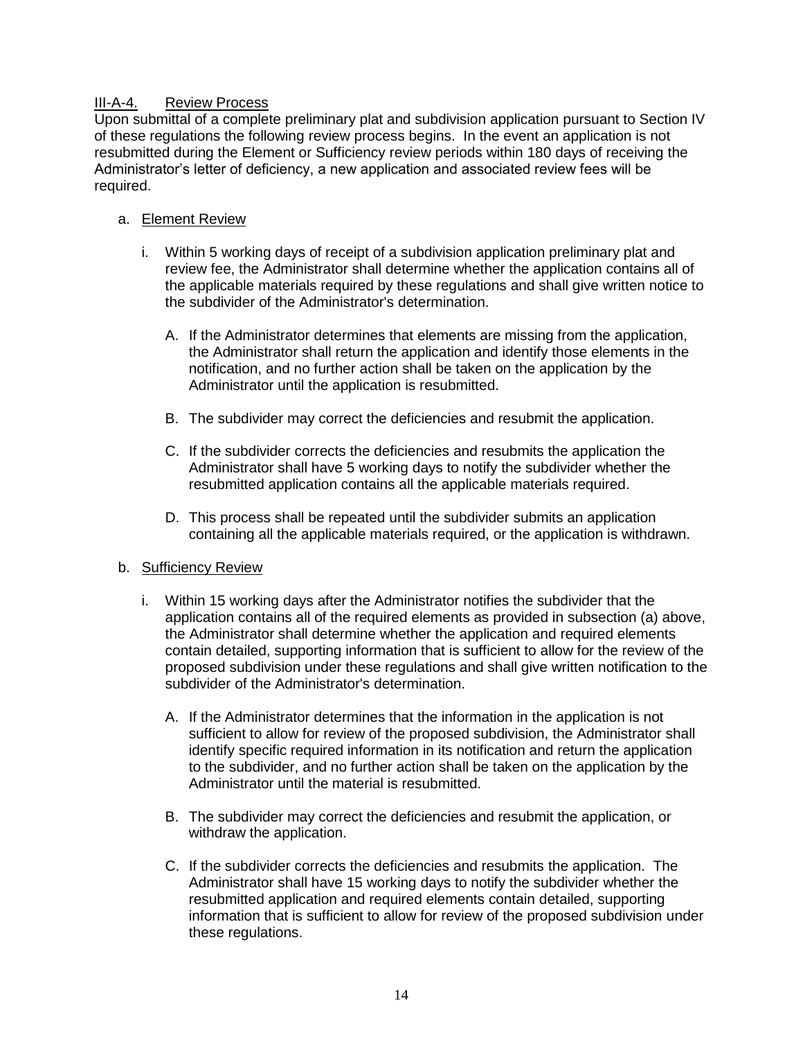### III-A-4. Review Process

Upon submittal of a complete preliminary plat and subdivision application pursuant to Section IV of these regulations the following review process begins. In the event an application is not resubmitted during the Element or Sufficiency review periods within 180 days of receiving the Administrator's letter of deficiency, a new application and associated review fees will be required.

a. Element Review

   i. Within 5 working days of receipt of a subdivision application preliminary plat and review fee, the Administrator shall determine whether the application contains all of the applicable materials required by these regulations and shall give written notice to the subdivider of the Administrator's determination.

      A. If the Administrator determines that elements are missing from the application, the Administrator shall return the application and identify those elements in the notification, and no further action shall be taken on the application by the Administrator until the application is resubmitted.

      B. The subdivider may correct the deficiencies and resubmit the application.

      C. If the subdivider corrects the deficiencies and resubmits the application the Administrator shall have 5 working days to notify the subdivider whether the resubmitted application contains all the applicable materials required.

      D. This process shall be repeated until the subdivider submits an application containing all the applicable materials required, or the application is withdrawn.

b. Sufficiency Review

   i. Within 15 working days after the Administrator notifies the subdivider that the application contains all of the required elements as provided in subsection (a) above, the Administrator shall determine whether the application and required elements contain detailed, supporting information that is sufficient to allow for the review of the proposed subdivision under these regulations and shall give written notification to the subdivider of the Administrator's determination.

      A. If the Administrator determines that the information in the application is not sufficient to allow for review of the proposed subdivision, the Administrator shall identify specific required information in its notification and return the application to the subdivider, and no further action shall be taken on the application by the Administrator until the material is resubmitted.

      B. The subdivider may correct the deficiencies and resubmit the application, or withdraw the application.

      C. If the subdivider corrects the deficiencies and resubmits the application. The Administrator shall have 15 working days to notify the subdivider whether the resubmitted application and required elements contain detailed, supporting information that is sufficient to allow for review of the proposed subdivision under these regulations.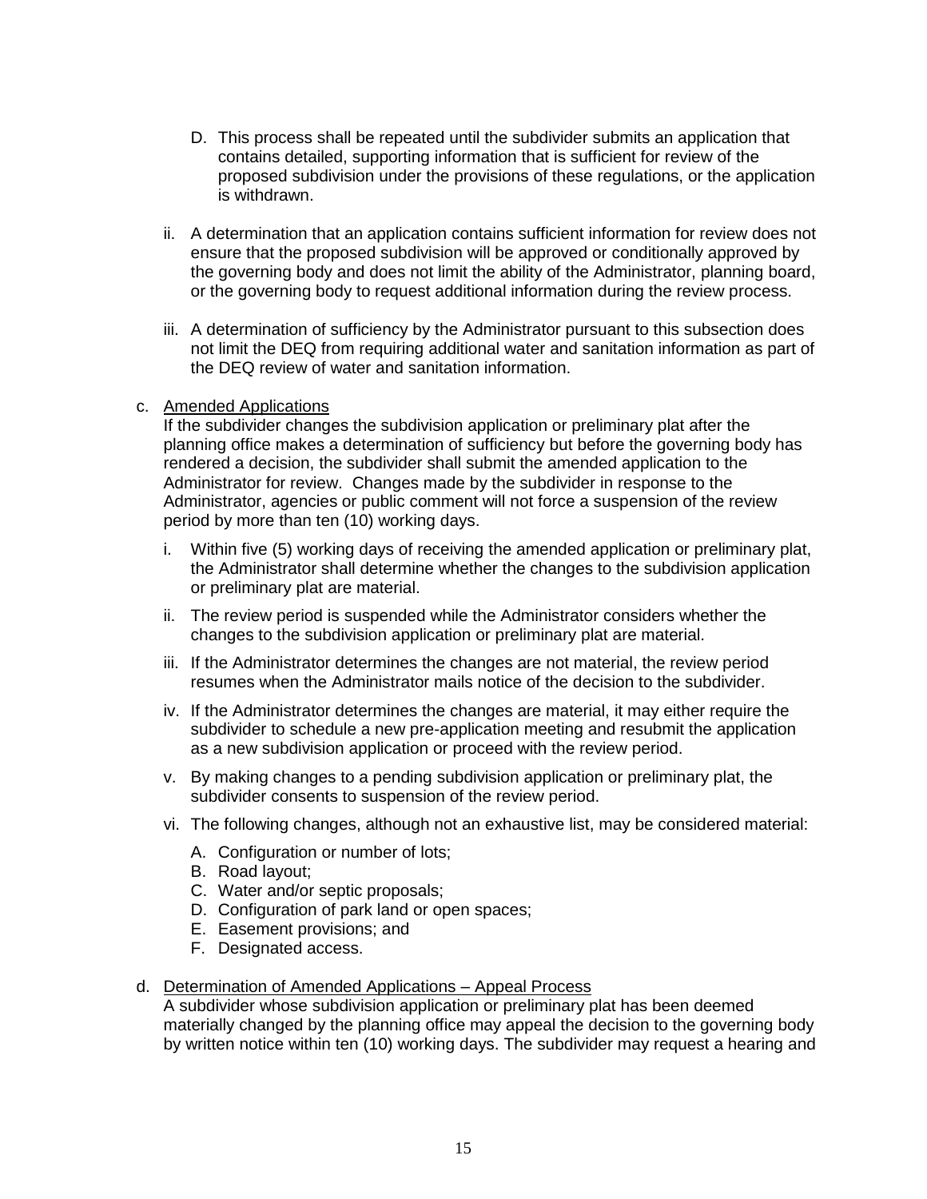D. This process shall be repeated until the subdivider submits an application that contains detailed, supporting information that is sufficient for review of the proposed subdivision under the provisions of these regulations, or the application is withdrawn.

ii. A determination that an application contains sufficient information for review does not ensure that the proposed subdivision will be approved or conditionally approved by the governing body and does not limit the ability of the Administrator, planning board, or the governing body to request additional information during the review process.

iii. A determination of sufficiency by the Administrator pursuant to this subsection does not limit the DEQ from requiring additional water and sanitation information as part of the DEQ review of water and sanitation information.

c. Amended Applications

If the subdivider changes the subdivision application or preliminary plat after the planning office makes a determination of sufficiency but before the governing body has rendered a decision, the subdivider shall submit the amended application to the Administrator for review. Changes made by the subdivider in response to the Administrator, agencies or public comment will not force a suspension of the review period by more than ten (10) working days.

i. Within five (5) working days of receiving the amended application or preliminary plat, the Administrator shall determine whether the changes to the subdivision application or preliminary plat are material.

ii. The review period is suspended while the Administrator considers whether the changes to the subdivision application or preliminary plat are material.

iii. If the Administrator determines the changes are not material, the review period resumes when the Administrator mails notice of the decision to the subdivider.

iv. If the Administrator determines the changes are material, it may either require the subdivider to schedule a new pre-application meeting and resubmit the application as a new subdivision application or proceed with the review period.

v. By making changes to a pending subdivision application or preliminary plat, the subdivider consents to suspension of the review period.

vi. The following changes, although not an exhaustive list, may be considered material:

A. Configuration or number of lots;
B. Road layout;
C. Water and/or septic proposals;
D. Configuration of park land or open spaces;
E. Easement provisions; and
F. Designated access.

d. Determination of Amended Applications – Appeal Process

A subdivider whose subdivision application or preliminary plat has been deemed materially changed by the planning office may appeal the decision to the governing body by written notice within ten (10) working days. The subdivider may request a hearing and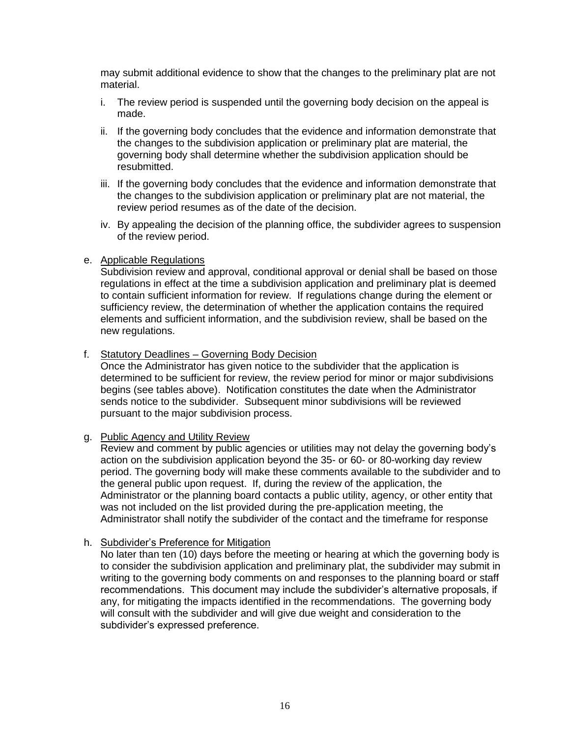may submit additional evidence to show that the changes to the preliminary plat are not material.

i. The review period is suspended until the governing body decision on the appeal is made.

ii. If the governing body concludes that the evidence and information demonstrate that the changes to the subdivision application or preliminary plat are material, the governing body shall determine whether the subdivision application should be resubmitted.

iii. If the governing body concludes that the evidence and information demonstrate that the changes to the subdivision application or preliminary plat are not material, the review period resumes as of the date of the decision.

iv. By appealing the decision of the planning office, the subdivider agrees to suspension of the review period.

e. <u>Applicable Regulations</u>
Subdivision review and approval, conditional approval or denial shall be based on those regulations in effect at the time a subdivision application and preliminary plat is deemed to contain sufficient information for review. If regulations change during the element or sufficiency review, the determination of whether the application contains the required elements and sufficient information, and the subdivision review, shall be based on the new regulations.

f. <u>Statutory Deadlines – Governing Body Decision</u>
Once the Administrator has given notice to the subdivider that the application is determined to be sufficient for review, the review period for minor or major subdivisions begins (see tables above). Notification constitutes the date when the Administrator sends notice to the subdivider. Subsequent minor subdivisions will be reviewed pursuant to the major subdivision process.

g. <u>Public Agency and Utility Review</u>
Review and comment by public agencies or utilities may not delay the governing body's action on the subdivision application beyond the 35- or 60- or 80-working day review period. The governing body will make these comments available to the subdivider and to the general public upon request. If, during the review of the application, the Administrator or the planning board contacts a public utility, agency, or other entity that was not included on the list provided during the pre-application meeting, the Administrator shall notify the subdivider of the contact and the timeframe for response

h. <u>Subdivider's Preference for Mitigation</u>
No later than ten (10) days before the meeting or hearing at which the governing body is to consider the subdivision application and preliminary plat, the subdivider may submit in writing to the governing body comments on and responses to the planning board or staff recommendations. This document may include the subdivider's alternative proposals, if any, for mitigating the impacts identified in the recommendations. The governing body will consult with the subdivider and will give due weight and consideration to the subdivider's expressed preference.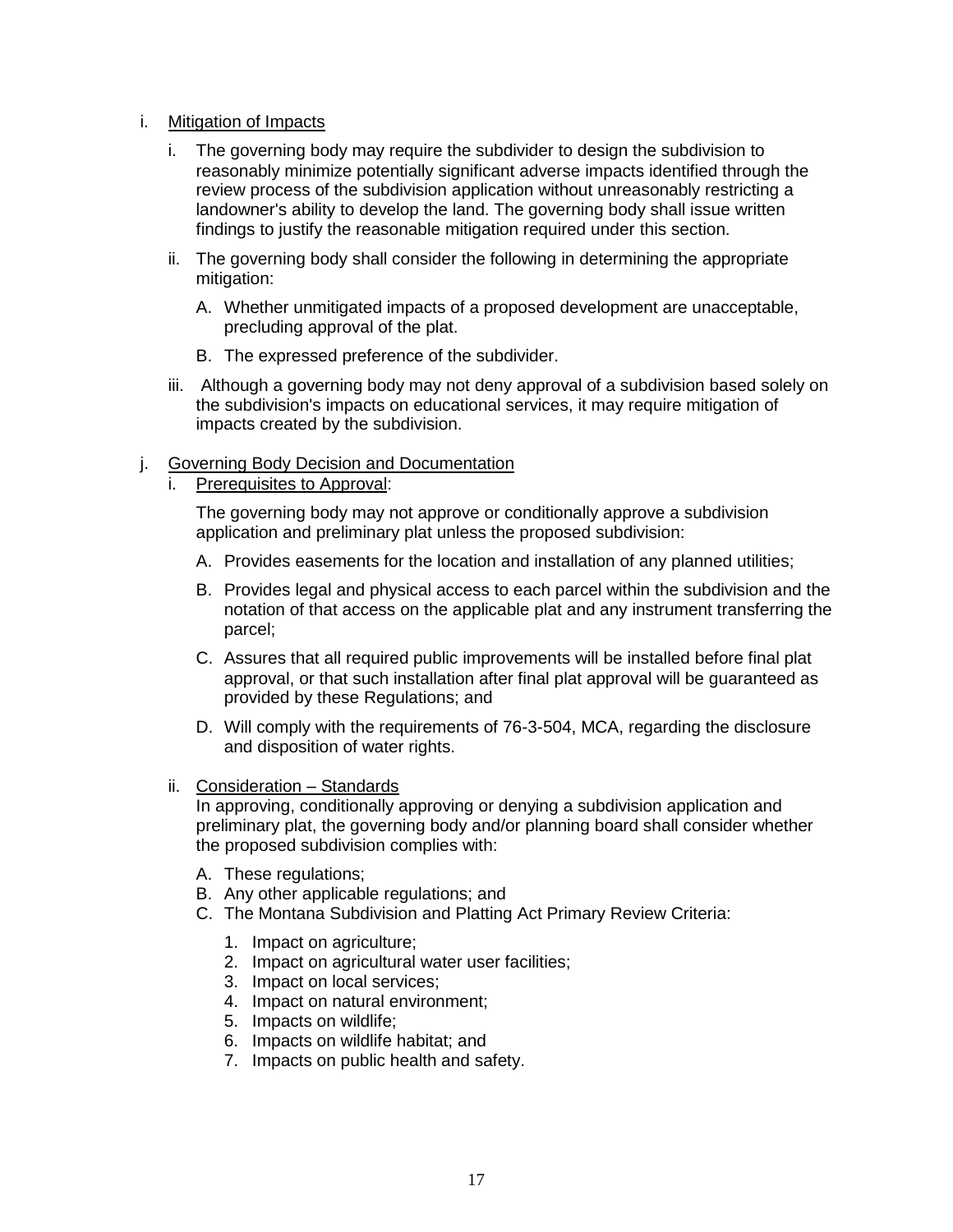i. <u>Mitigation of Impacts</u>

   i. The governing body may require the subdivider to design the subdivision to reasonably minimize potentially significant adverse impacts identified through the review process of the subdivision application without unreasonably restricting a landowner's ability to develop the land. The governing body shall issue written findings to justify the reasonable mitigation required under this section.

   ii. The governing body shall consider the following in determining the appropriate mitigation:

      A. Whether unmitigated impacts of a proposed development are unacceptable, precluding approval of the plat.

      B. The expressed preference of the subdivider.

   iii. Although a governing body may not deny approval of a subdivision based solely on the subdivision's impacts on educational services, it may require mitigation of impacts created by the subdivision.

j. <u>Governing Body Decision and Documentation</u>

   i. <u>Prerequisites to Approval</u>:

   The governing body may not approve or conditionally approve a subdivision application and preliminary plat unless the proposed subdivision:

      A. Provides easements for the location and installation of any planned utilities;

      B. Provides legal and physical access to each parcel within the subdivision and the notation of that access on the applicable plat and any instrument transferring the parcel;

      C. Assures that all required public improvements will be installed before final plat approval, or that such installation after final plat approval will be guaranteed as provided by these Regulations; and

      D. Will comply with the requirements of 76-3-504, MCA, regarding the disclosure and disposition of water rights.

   ii. <u>Consideration – Standards</u>

   In approving, conditionally approving or denying a subdivision application and preliminary plat, the governing body and/or planning board shall consider whether the proposed subdivision complies with:

      A. These regulations;
      B. Any other applicable regulations; and
      C. The Montana Subdivision and Platting Act Primary Review Criteria:

         1. Impact on agriculture;
         2. Impact on agricultural water user facilities;
         3. Impact on local services;
         4. Impact on natural environment;
         5. Impacts on wildlife;
         6. Impacts on wildlife habitat; and
         7. Impacts on public health and safety.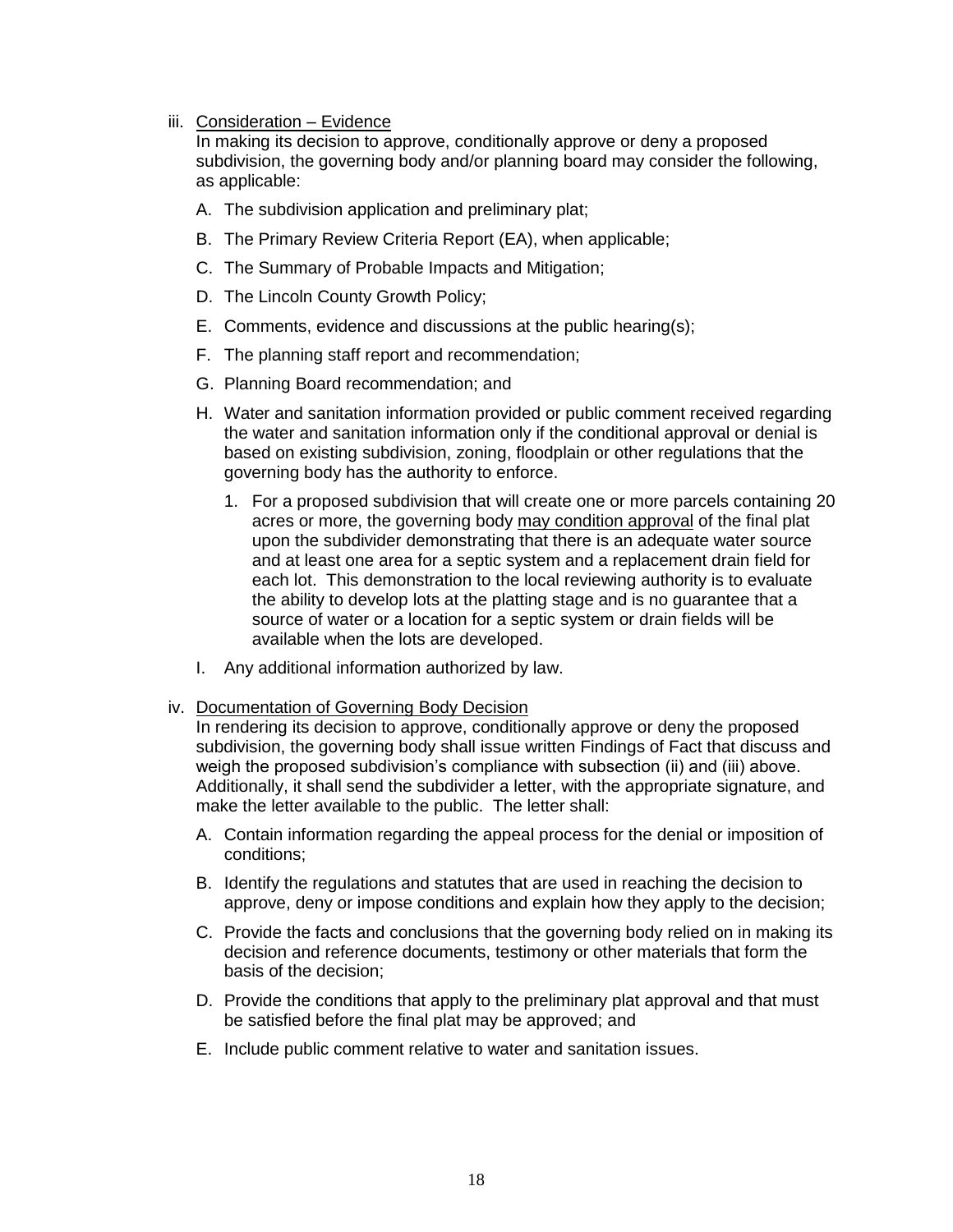iii. <u>Consideration – Evidence</u>

In making its decision to approve, conditionally approve or deny a proposed subdivision, the governing body and/or planning board may consider the following, as applicable:

A. The subdivision application and preliminary plat;

B. The Primary Review Criteria Report (EA), when applicable;

C. The Summary of Probable Impacts and Mitigation;

D. The Lincoln County Growth Policy;

E. Comments, evidence and discussions at the public hearing(s);

F. The planning staff report and recommendation;

G. Planning Board recommendation; and

H. Water and sanitation information provided or public comment received regarding the water and sanitation information only if the conditional approval or denial is based on existing subdivision, zoning, floodplain or other regulations that the governing body has the authority to enforce.

   1. For a proposed subdivision that will create one or more parcels containing 20 acres or more, the governing body <u>may condition approval</u> of the final plat upon the subdivider demonstrating that there is an adequate water source and at least one area for a septic system and a replacement drain field for each lot. This demonstration to the local reviewing authority is to evaluate the ability to develop lots at the platting stage and is no guarantee that a source of water or a location for a septic system or drain fields will be available when the lots are developed.

I. Any additional information authorized by law.

iv. <u>Documentation of Governing Body Decision</u>

In rendering its decision to approve, conditionally approve or deny the proposed subdivision, the governing body shall issue written Findings of Fact that discuss and weigh the proposed subdivision's compliance with subsection (ii) and (iii) above. Additionally, it shall send the subdivider a letter, with the appropriate signature, and make the letter available to the public. The letter shall:

A. Contain information regarding the appeal process for the denial or imposition of conditions;

B. Identify the regulations and statutes that are used in reaching the decision to approve, deny or impose conditions and explain how they apply to the decision;

C. Provide the facts and conclusions that the governing body relied on in making its decision and reference documents, testimony or other materials that form the basis of the decision;

D. Provide the conditions that apply to the preliminary plat approval and that must be satisfied before the final plat may be approved; and

E. Include public comment relative to water and sanitation issues.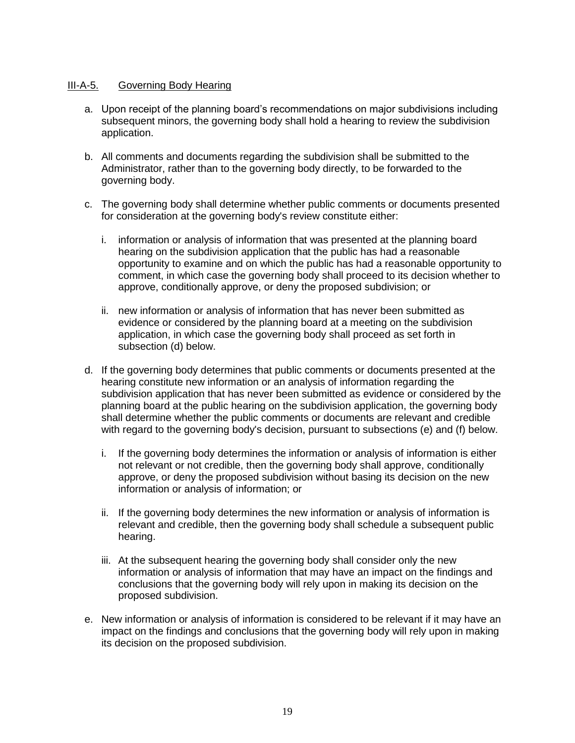### III-A-5. Governing Body Hearing

a. Upon receipt of the planning board's recommendations on major subdivisions including subsequent minors, the governing body shall hold a hearing to review the subdivision application.

b. All comments and documents regarding the subdivision shall be submitted to the Administrator, rather than to the governing body directly, to be forwarded to the governing body.

c. The governing body shall determine whether public comments or documents presented for consideration at the governing body's review constitute either:

   i. information or analysis of information that was presented at the planning board hearing on the subdivision application that the public has had a reasonable opportunity to examine and on which the public has had a reasonable opportunity to comment, in which case the governing body shall proceed to its decision whether to approve, conditionally approve, or deny the proposed subdivision; or

   ii. new information or analysis of information that has never been submitted as evidence or considered by the planning board at a meeting on the subdivision application, in which case the governing body shall proceed as set forth in subsection (d) below.

d. If the governing body determines that public comments or documents presented at the hearing constitute new information or an analysis of information regarding the subdivision application that has never been submitted as evidence or considered by the planning board at the public hearing on the subdivision application, the governing body shall determine whether the public comments or documents are relevant and credible with regard to the governing body's decision, pursuant to subsections (e) and (f) below.

   i. If the governing body determines the information or analysis of information is either not relevant or not credible, then the governing body shall approve, conditionally approve, or deny the proposed subdivision without basing its decision on the new information or analysis of information; or

   ii. If the governing body determines the new information or analysis of information is relevant and credible, then the governing body shall schedule a subsequent public hearing.

   iii. At the subsequent hearing the governing body shall consider only the new information or analysis of information that may have an impact on the findings and conclusions that the governing body will rely upon in making its decision on the proposed subdivision.

e. New information or analysis of information is considered to be relevant if it may have an impact on the findings and conclusions that the governing body will rely upon in making its decision on the proposed subdivision.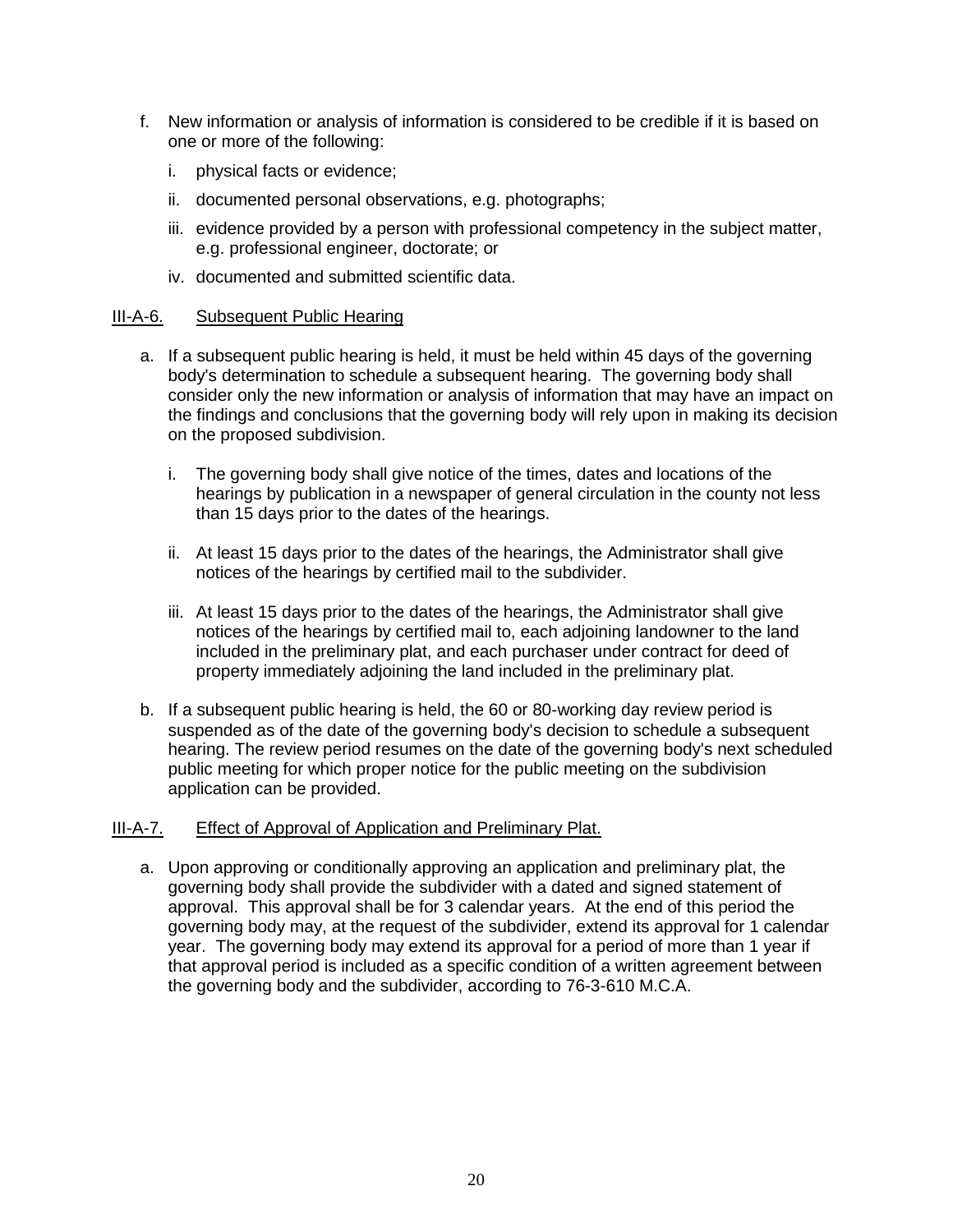f. New information or analysis of information is considered to be credible if it is based on one or more of the following:

   i. physical facts or evidence;

   ii. documented personal observations, e.g. photographs;

   iii. evidence provided by a person with professional competency in the subject matter, e.g. professional engineer, doctorate; or

   iv. documented and submitted scientific data.

III-A-6. Subsequent Public Hearing

a. If a subsequent public hearing is held, it must be held within 45 days of the governing body's determination to schedule a subsequent hearing. The governing body shall consider only the new information or analysis of information that may have an impact on the findings and conclusions that the governing body will rely upon in making its decision on the proposed subdivision.

   i. The governing body shall give notice of the times, dates and locations of the hearings by publication in a newspaper of general circulation in the county not less than 15 days prior to the dates of the hearings.

   ii. At least 15 days prior to the dates of the hearings, the Administrator shall give notices of the hearings by certified mail to the subdivider.

   iii. At least 15 days prior to the dates of the hearings, the Administrator shall give notices of the hearings by certified mail to, each adjoining landowner to the land included in the preliminary plat, and each purchaser under contract for deed of property immediately adjoining the land included in the preliminary plat.

b. If a subsequent public hearing is held, the 60 or 80-working day review period is suspended as of the date of the governing body's decision to schedule a subsequent hearing. The review period resumes on the date of the governing body's next scheduled public meeting for which proper notice for the public meeting on the subdivision application can be provided.

III-A-7. Effect of Approval of Application and Preliminary Plat.

a. Upon approving or conditionally approving an application and preliminary plat, the governing body shall provide the subdivider with a dated and signed statement of approval. This approval shall be for 3 calendar years. At the end of this period the governing body may, at the request of the subdivider, extend its approval for 1 calendar year. The governing body may extend its approval for a period of more than 1 year if that approval period is included as a specific condition of a written agreement between the governing body and the subdivider, according to 76-3-610 M.C.A.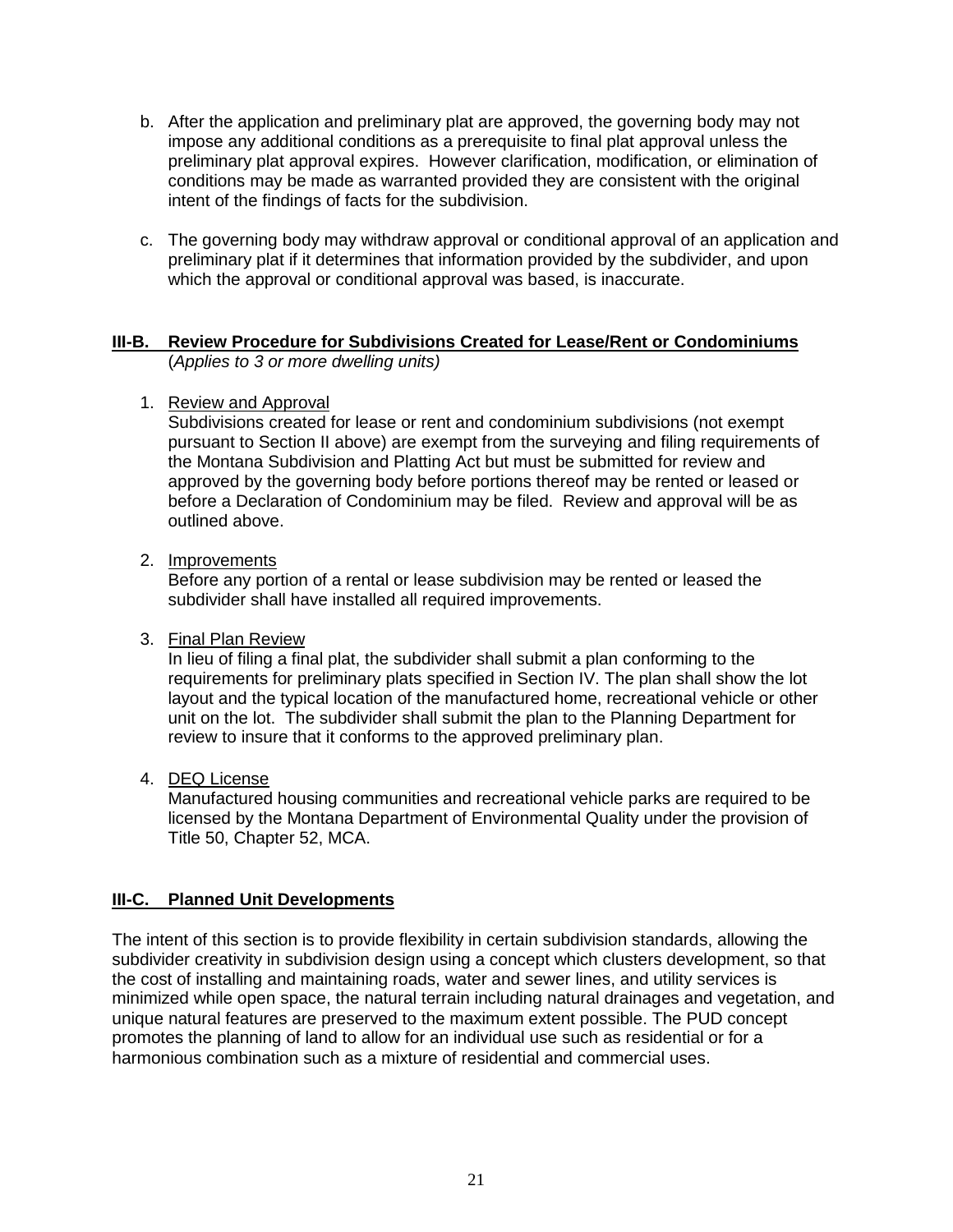b. After the application and preliminary plat are approved, the governing body may not impose any additional conditions as a prerequisite to final plat approval unless the preliminary plat approval expires. However clarification, modification, or elimination of conditions may be made as warranted provided they are consistent with the original intent of the findings of facts for the subdivision.

c. The governing body may withdraw approval or conditional approval of an application and preliminary plat if it determines that information provided by the subdivider, and upon which the approval or conditional approval was based, is inaccurate.

## III-B. Review Procedure for Subdivisions Created for Lease/Rent or Condominiums

(*Applies to 3 or more dwelling units)*

1. Review and Approval

   Subdivisions created for lease or rent and condominium subdivisions (not exempt pursuant to Section II above) are exempt from the surveying and filing requirements of the Montana Subdivision and Platting Act but must be submitted for review and approved by the governing body before portions thereof may be rented or leased or before a Declaration of Condominium may be filed. Review and approval will be as outlined above.

2. Improvements

   Before any portion of a rental or lease subdivision may be rented or leased the subdivider shall have installed all required improvements.

3. Final Plan Review

   In lieu of filing a final plat, the subdivider shall submit a plan conforming to the requirements for preliminary plats specified in Section IV. The plan shall show the lot layout and the typical location of the manufactured home, recreational vehicle or other unit on the lot. The subdivider shall submit the plan to the Planning Department for review to insure that it conforms to the approved preliminary plan.

4. DEQ License

   Manufactured housing communities and recreational vehicle parks are required to be licensed by the Montana Department of Environmental Quality under the provision of Title 50, Chapter 52, MCA.

## III-C. Planned Unit Developments

The intent of this section is to provide flexibility in certain subdivision standards, allowing the subdivider creativity in subdivision design using a concept which clusters development, so that the cost of installing and maintaining roads, water and sewer lines, and utility services is minimized while open space, the natural terrain including natural drainages and vegetation, and unique natural features are preserved to the maximum extent possible. The PUD concept promotes the planning of land to allow for an individual use such as residential or for a harmonious combination such as a mixture of residential and commercial uses.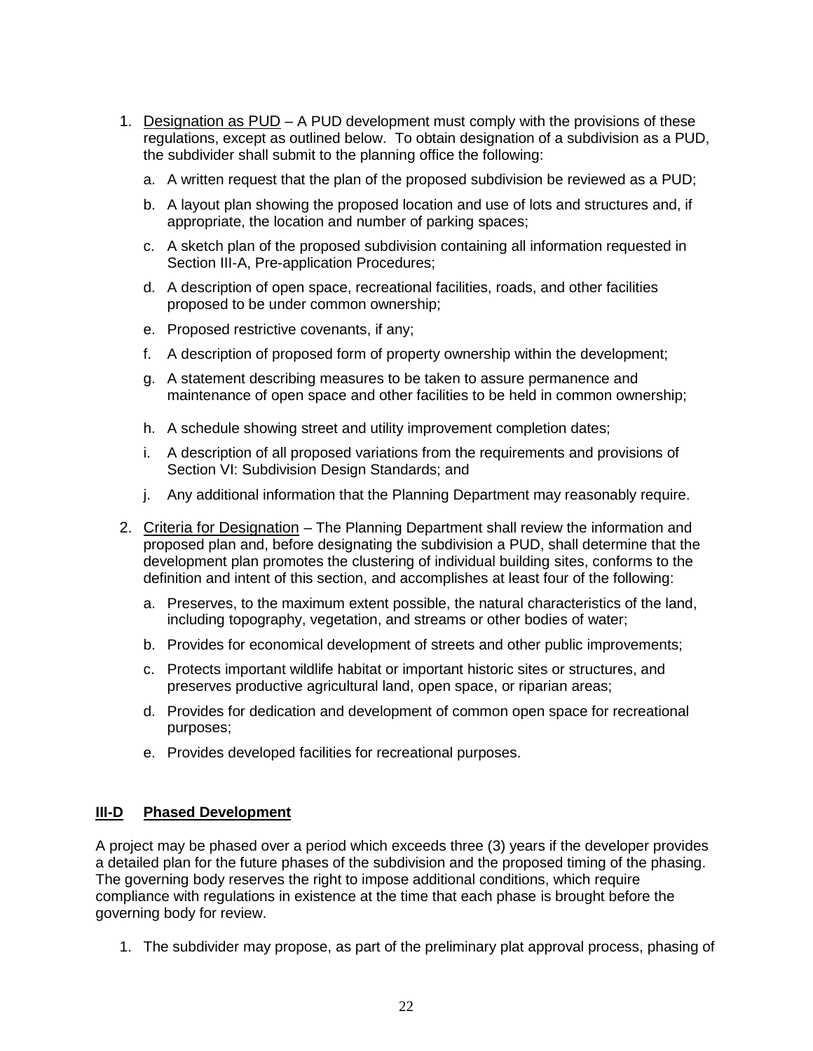1. Designation as PUD – A PUD development must comply with the provisions of these regulations, except as outlined below. To obtain designation of a subdivision as a PUD, the subdivider shall submit to the planning office the following:

   a. A written request that the plan of the proposed subdivision be reviewed as a PUD;

   b. A layout plan showing the proposed location and use of lots and structures and, if appropriate, the location and number of parking spaces;

   c. A sketch plan of the proposed subdivision containing all information requested in Section III-A, Pre-application Procedures;

   d. A description of open space, recreational facilities, roads, and other facilities proposed to be under common ownership;

   e. Proposed restrictive covenants, if any;

   f. A description of proposed form of property ownership within the development;

   g. A statement describing measures to be taken to assure permanence and maintenance of open space and other facilities to be held in common ownership;

   h. A schedule showing street and utility improvement completion dates;

   i. A description of all proposed variations from the requirements and provisions of Section VI: Subdivision Design Standards; and

   j. Any additional information that the Planning Department may reasonably require.

2. Criteria for Designation – The Planning Department shall review the information and proposed plan and, before designating the subdivision a PUD, shall determine that the development plan promotes the clustering of individual building sites, conforms to the definition and intent of this section, and accomplishes at least four of the following:

   a. Preserves, to the maximum extent possible, the natural characteristics of the land, including topography, vegetation, and streams or other bodies of water;

   b. Provides for economical development of streets and other public improvements;

   c. Protects important wildlife habitat or important historic sites or structures, and preserves productive agricultural land, open space, or riparian areas;

   d. Provides for dedication and development of common open space for recreational purposes;

   e. Provides developed facilities for recreational purposes.

## III-D Phased Development

A project may be phased over a period which exceeds three (3) years if the developer provides a detailed plan for the future phases of the subdivision and the proposed timing of the phasing. The governing body reserves the right to impose additional conditions, which require compliance with regulations in existence at the time that each phase is brought before the governing body for review.

1. The subdivider may propose, as part of the preliminary plat approval process, phasing of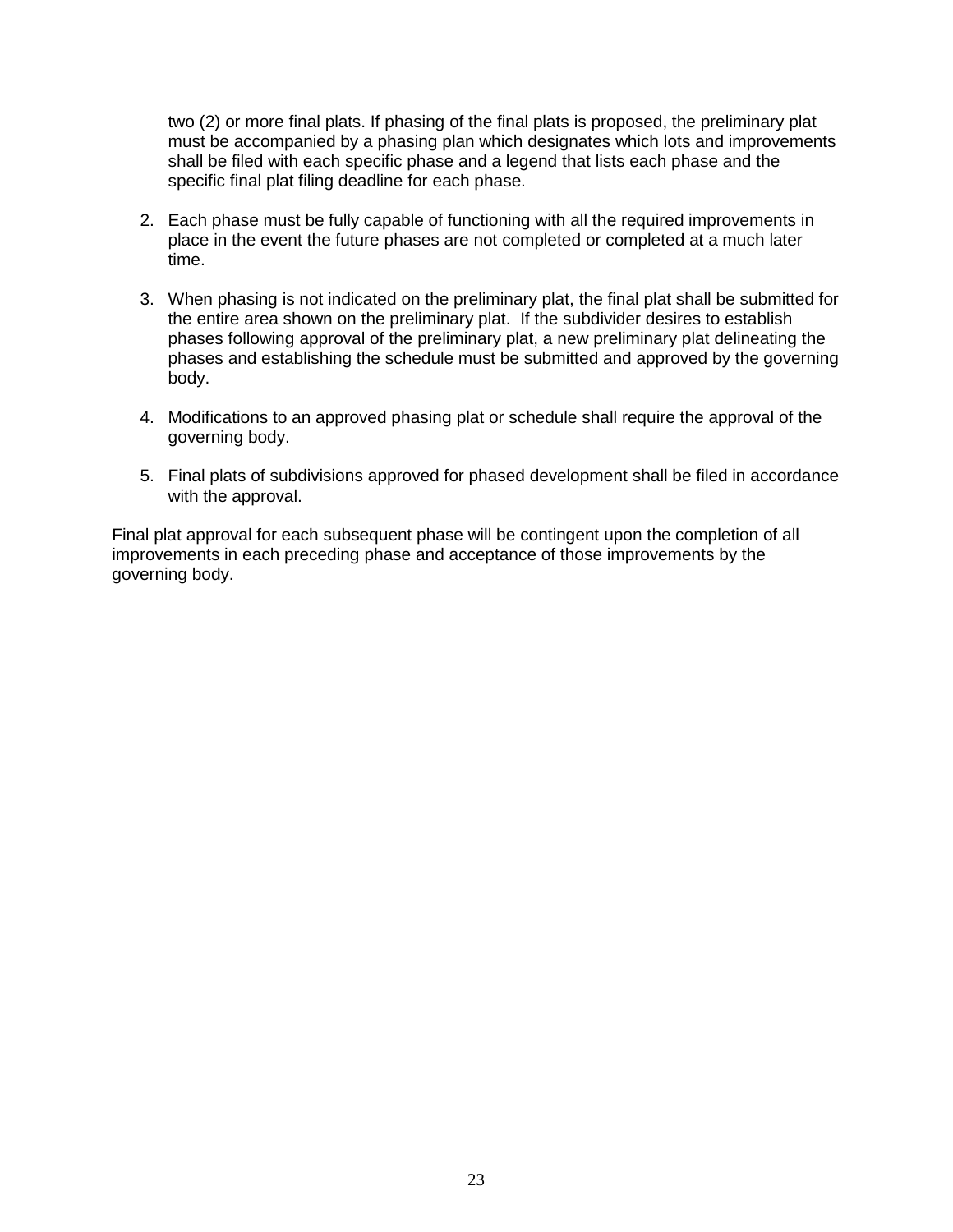two (2) or more final plats. If phasing of the final plats is proposed, the preliminary plat must be accompanied by a phasing plan which designates which lots and improvements shall be filed with each specific phase and a legend that lists each phase and the specific final plat filing deadline for each phase.

2. Each phase must be fully capable of functioning with all the required improvements in place in the event the future phases are not completed or completed at a much later time.

3. When phasing is not indicated on the preliminary plat, the final plat shall be submitted for the entire area shown on the preliminary plat. If the subdivider desires to establish phases following approval of the preliminary plat, a new preliminary plat delineating the phases and establishing the schedule must be submitted and approved by the governing body.

4. Modifications to an approved phasing plat or schedule shall require the approval of the governing body.

5. Final plats of subdivisions approved for phased development shall be filed in accordance with the approval.

Final plat approval for each subsequent phase will be contingent upon the completion of all improvements in each preceding phase and acceptance of those improvements by the governing body.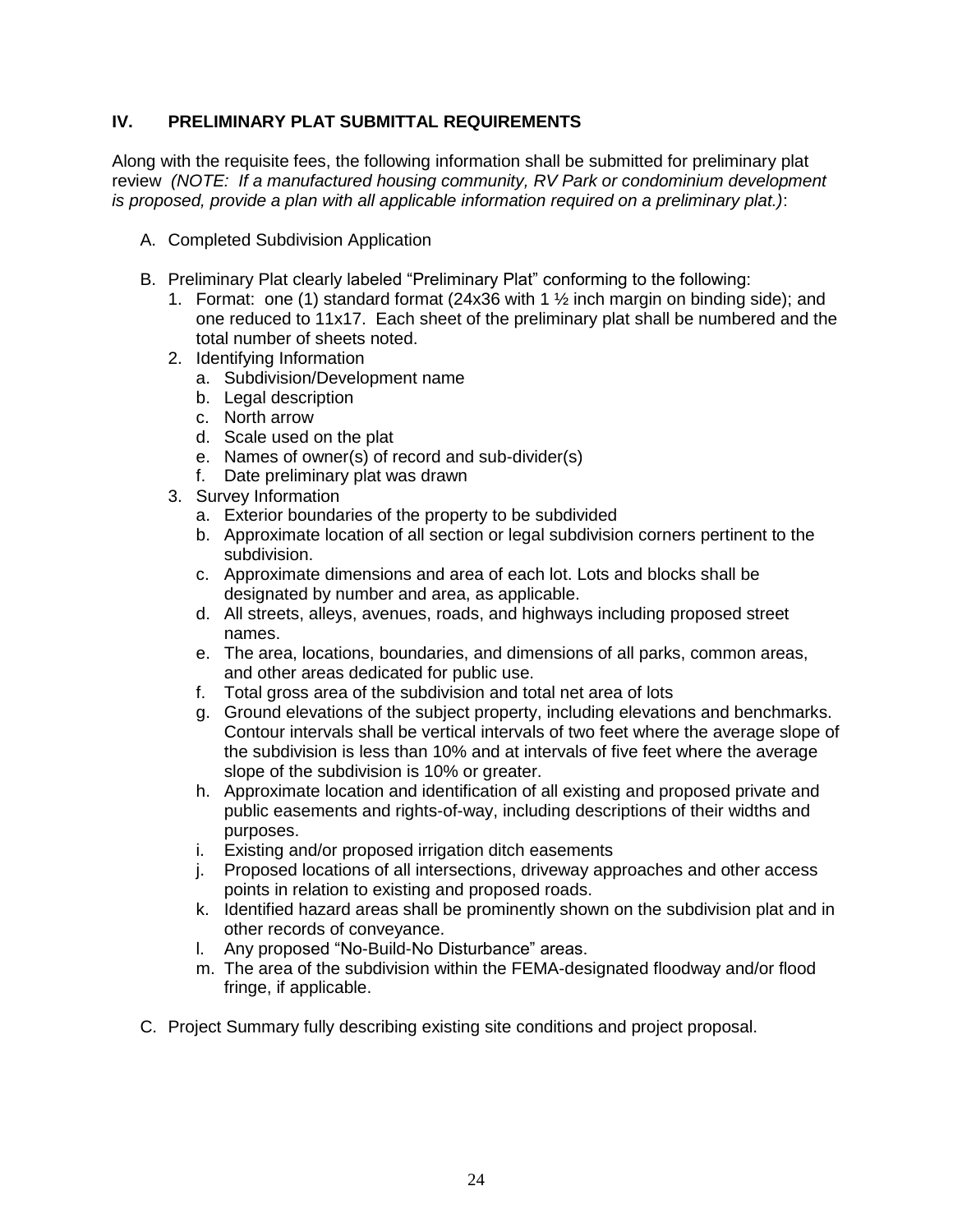## IV. PRELIMINARY PLAT SUBMITTAL REQUIREMENTS

Along with the requisite fees, the following information shall be submitted for preliminary plat review *(NOTE: If a manufactured housing community, RV Park or condominium development is proposed, provide a plan with all applicable information required on a preliminary plat.)*:

A. Completed Subdivision Application

B. Preliminary Plat clearly labeled "Preliminary Plat" conforming to the following:
   1. Format: one (1) standard format (24x36 with 1 ½ inch margin on binding side); and one reduced to 11x17. Each sheet of the preliminary plat shall be numbered and the total number of sheets noted.
   2. Identifying Information
      a. Subdivision/Development name
      b. Legal description
      c. North arrow
      d. Scale used on the plat
      e. Names of owner(s) of record and sub-divider(s)
      f. Date preliminary plat was drawn
   3. Survey Information
      a. Exterior boundaries of the property to be subdivided
      b. Approximate location of all section or legal subdivision corners pertinent to the subdivision.
      c. Approximate dimensions and area of each lot. Lots and blocks shall be designated by number and area, as applicable.
      d. All streets, alleys, avenues, roads, and highways including proposed street names.
      e. The area, locations, boundaries, and dimensions of all parks, common areas, and other areas dedicated for public use.
      f. Total gross area of the subdivision and total net area of lots
      g. Ground elevations of the subject property, including elevations and benchmarks. Contour intervals shall be vertical intervals of two feet where the average slope of the subdivision is less than 10% and at intervals of five feet where the average slope of the subdivision is 10% or greater.
      h. Approximate location and identification of all existing and proposed private and public easements and rights-of-way, including descriptions of their widths and purposes.
      i. Existing and/or proposed irrigation ditch easements
      j. Proposed locations of all intersections, driveway approaches and other access points in relation to existing and proposed roads.
      k. Identified hazard areas shall be prominently shown on the subdivision plat and in other records of conveyance.
      l. Any proposed "No-Build-No Disturbance" areas.
      m. The area of the subdivision within the FEMA-designated floodway and/or flood fringe, if applicable.

C. Project Summary fully describing existing site conditions and project proposal.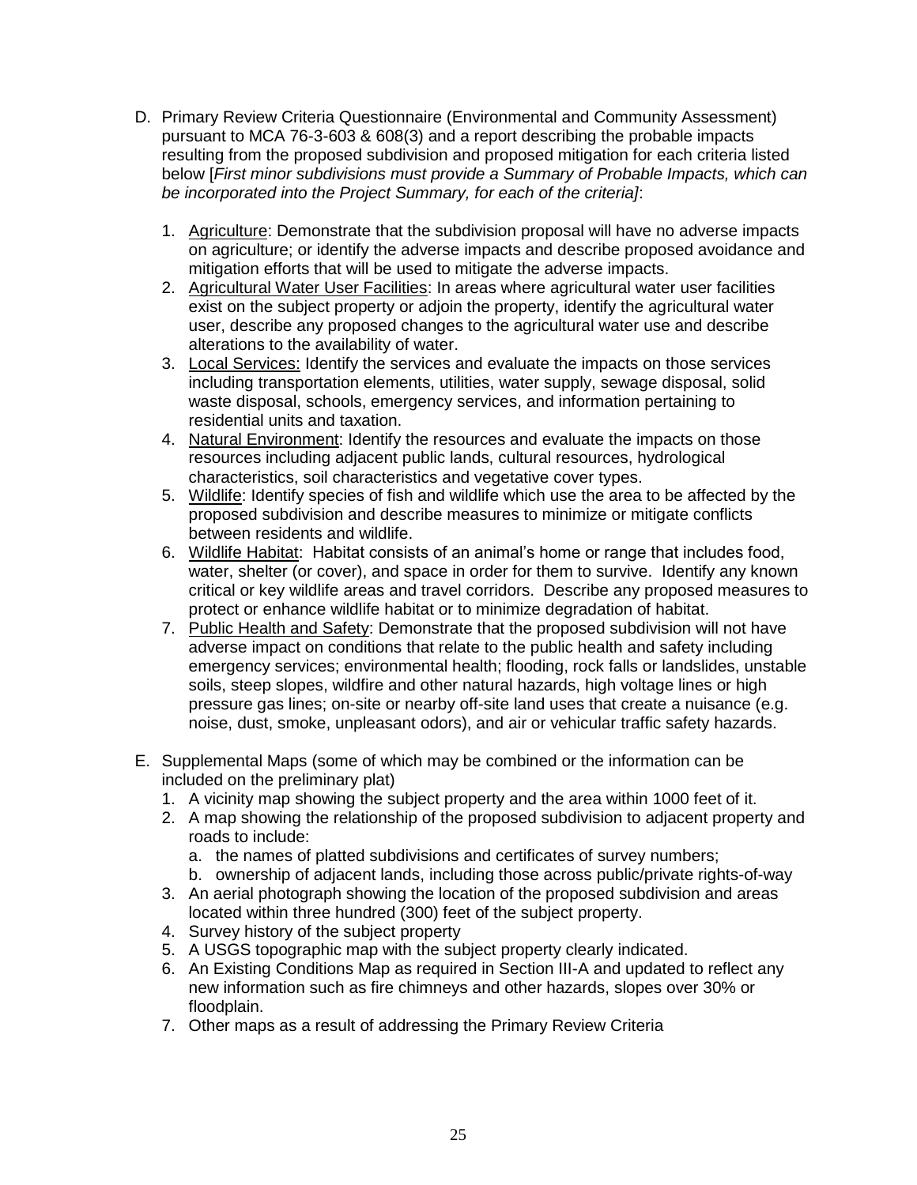D. Primary Review Criteria Questionnaire (Environmental and Community Assessment) pursuant to MCA 76-3-603 & 608(3) and a report describing the probable impacts resulting from the proposed subdivision and proposed mitigation for each criteria listed below [*First minor subdivisions must provide a Summary of Probable Impacts, which can be incorporated into the Project Summary, for each of the criteria]*:

   1. <u>Agriculture</u>: Demonstrate that the subdivision proposal will have no adverse impacts on agriculture; or identify the adverse impacts and describe proposed avoidance and mitigation efforts that will be used to mitigate the adverse impacts.
   2. <u>Agricultural Water User Facilities</u>: In areas where agricultural water user facilities exist on the subject property or adjoin the property, identify the agricultural water user, describe any proposed changes to the agricultural water use and describe alterations to the availability of water.
   3. <u>Local Services:</u> Identify the services and evaluate the impacts on those services including transportation elements, utilities, water supply, sewage disposal, solid waste disposal, schools, emergency services, and information pertaining to residential units and taxation.
   4. <u>Natural Environment</u>: Identify the resources and evaluate the impacts on those resources including adjacent public lands, cultural resources, hydrological characteristics, soil characteristics and vegetative cover types.
   5. <u>Wildlife</u>: Identify species of fish and wildlife which use the area to be affected by the proposed subdivision and describe measures to minimize or mitigate conflicts between residents and wildlife.
   6. <u>Wildlife Habitat</u>: Habitat consists of an animal's home or range that includes food, water, shelter (or cover), and space in order for them to survive. Identify any known critical or key wildlife areas and travel corridors. Describe any proposed measures to protect or enhance wildlife habitat or to minimize degradation of habitat.
   7. <u>Public Health and Safety</u>: Demonstrate that the proposed subdivision will not have adverse impact on conditions that relate to the public health and safety including emergency services; environmental health; flooding, rock falls or landslides, unstable soils, steep slopes, wildfire and other natural hazards, high voltage lines or high pressure gas lines; on-site or nearby off-site land uses that create a nuisance (e.g. noise, dust, smoke, unpleasant odors), and air or vehicular traffic safety hazards.

E. Supplemental Maps (some of which may be combined or the information can be included on the preliminary plat)
   1. A vicinity map showing the subject property and the area within 1000 feet of it.
   2. A map showing the relationship of the proposed subdivision to adjacent property and roads to include:
      a. the names of platted subdivisions and certificates of survey numbers;
      b. ownership of adjacent lands, including those across public/private rights-of-way
   3. An aerial photograph showing the location of the proposed subdivision and areas located within three hundred (300) feet of the subject property.
   4. Survey history of the subject property
   5. A USGS topographic map with the subject property clearly indicated.
   6. An Existing Conditions Map as required in Section III-A and updated to reflect any new information such as fire chimneys and other hazards, slopes over 30% or floodplain.
   7. Other maps as a result of addressing the Primary Review Criteria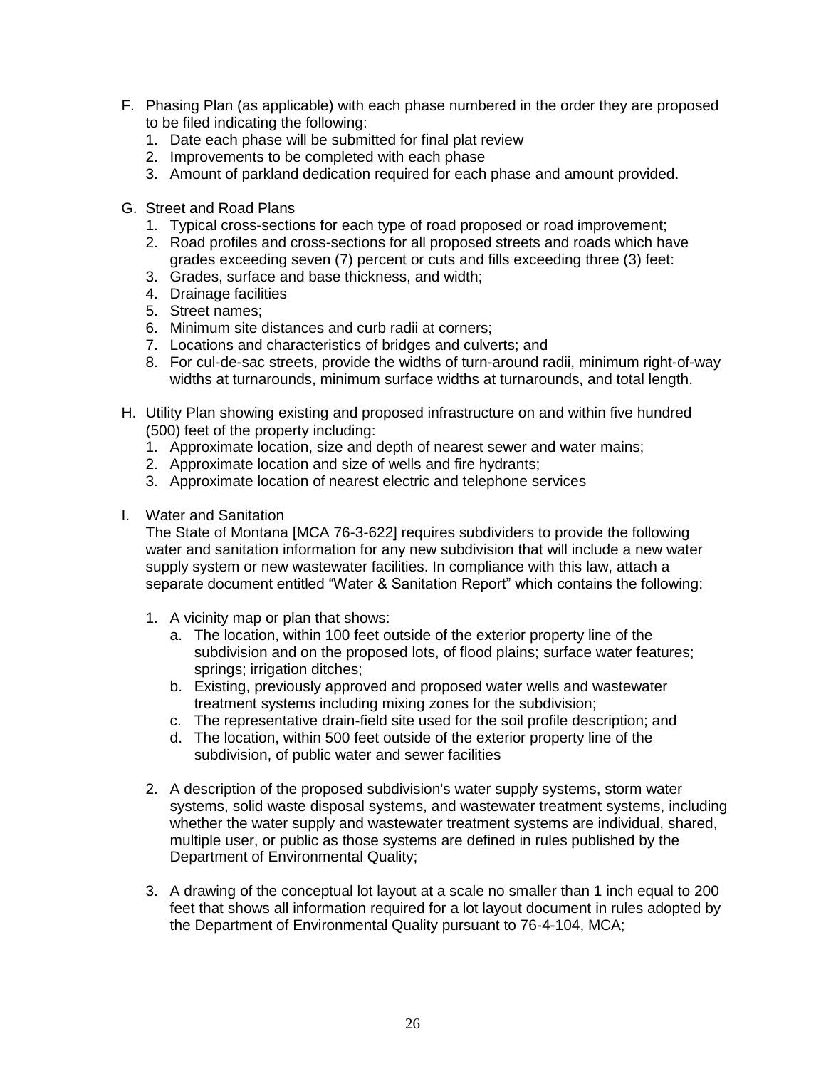F. Phasing Plan (as applicable) with each phase numbered in the order they are proposed to be filed indicating the following:
   1. Date each phase will be submitted for final plat review
   2. Improvements to be completed with each phase
   3. Amount of parkland dedication required for each phase and amount provided.

G. Street and Road Plans
   1. Typical cross-sections for each type of road proposed or road improvement;
   2. Road profiles and cross-sections for all proposed streets and roads which have grades exceeding seven (7) percent or cuts and fills exceeding three (3) feet:
   3. Grades, surface and base thickness, and width;
   4. Drainage facilities
   5. Street names;
   6. Minimum site distances and curb radii at corners;
   7. Locations and characteristics of bridges and culverts; and
   8. For cul-de-sac streets, provide the widths of turn-around radii, minimum right-of-way widths at turnarounds, minimum surface widths at turnarounds, and total length.

H. Utility Plan showing existing and proposed infrastructure on and within five hundred (500) feet of the property including:
   1. Approximate location, size and depth of nearest sewer and water mains;
   2. Approximate location and size of wells and fire hydrants;
   3. Approximate location of nearest electric and telephone services

I. Water and Sanitation

   The State of Montana [MCA 76-3-622] requires subdividers to provide the following water and sanitation information for any new subdivision that will include a new water supply system or new wastewater facilities. In compliance with this law, attach a separate document entitled "Water & Sanitation Report" which contains the following:

   1. A vicinity map or plan that shows:
      a. The location, within 100 feet outside of the exterior property line of the subdivision and on the proposed lots, of flood plains; surface water features; springs; irrigation ditches;
      b. Existing, previously approved and proposed water wells and wastewater treatment systems including mixing zones for the subdivision;
      c. The representative drain-field site used for the soil profile description; and
      d. The location, within 500 feet outside of the exterior property line of the subdivision, of public water and sewer facilities

   2. A description of the proposed subdivision's water supply systems, storm water systems, solid waste disposal systems, and wastewater treatment systems, including whether the water supply and wastewater treatment systems are individual, shared, multiple user, or public as those systems are defined in rules published by the Department of Environmental Quality;

   3. A drawing of the conceptual lot layout at a scale no smaller than 1 inch equal to 200 feet that shows all information required for a lot layout document in rules adopted by the Department of Environmental Quality pursuant to 76-4-104, MCA;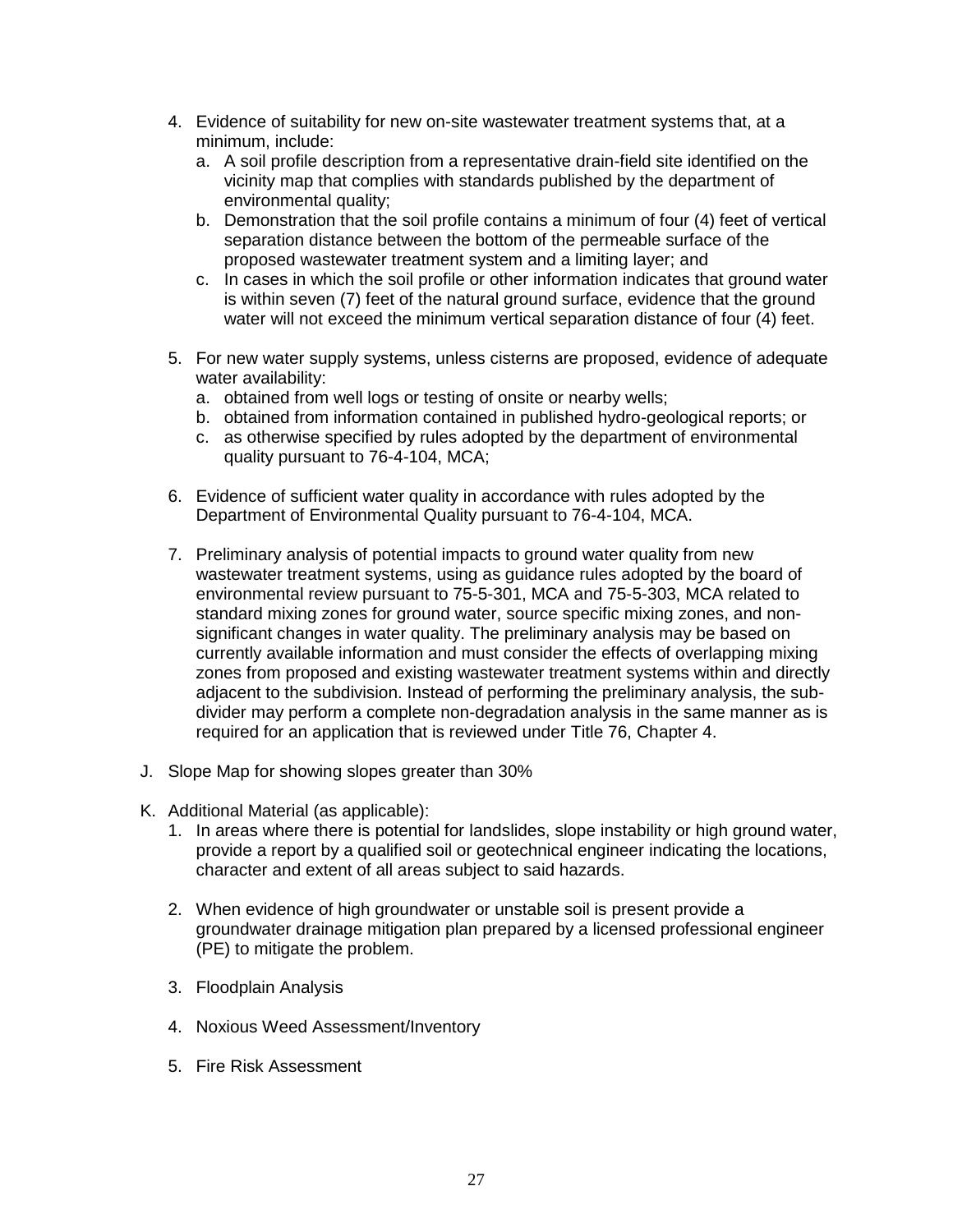4. Evidence of suitability for new on-site wastewater treatment systems that, at a minimum, include:
   a. A soil profile description from a representative drain-field site identified on the vicinity map that complies with standards published by the department of environmental quality;
   b. Demonstration that the soil profile contains a minimum of four (4) feet of vertical separation distance between the bottom of the permeable surface of the proposed wastewater treatment system and a limiting layer; and
   c. In cases in which the soil profile or other information indicates that ground water is within seven (7) feet of the natural ground surface, evidence that the ground water will not exceed the minimum vertical separation distance of four (4) feet.

5. For new water supply systems, unless cisterns are proposed, evidence of adequate water availability:
   a. obtained from well logs or testing of onsite or nearby wells;
   b. obtained from information contained in published hydro-geological reports; or
   c. as otherwise specified by rules adopted by the department of environmental quality pursuant to 76-4-104, MCA;

6. Evidence of sufficient water quality in accordance with rules adopted by the Department of Environmental Quality pursuant to 76-4-104, MCA.

7. Preliminary analysis of potential impacts to ground water quality from new wastewater treatment systems, using as guidance rules adopted by the board of environmental review pursuant to 75-5-301, MCA and 75-5-303, MCA related to standard mixing zones for ground water, source specific mixing zones, and non-significant changes in water quality. The preliminary analysis may be based on currently available information and must consider the effects of overlapping mixing zones from proposed and existing wastewater treatment systems within and directly adjacent to the subdivision. Instead of performing the preliminary analysis, the sub-divider may perform a complete non-degradation analysis in the same manner as is required for an application that is reviewed under Title 76, Chapter 4.

J. Slope Map for showing slopes greater than 30%

K. Additional Material (as applicable):
   1. In areas where there is potential for landslides, slope instability or high ground water, provide a report by a qualified soil or geotechnical engineer indicating the locations, character and extent of all areas subject to said hazards.

   2. When evidence of high groundwater or unstable soil is present provide a groundwater drainage mitigation plan prepared by a licensed professional engineer (PE) to mitigate the problem.

   3. Floodplain Analysis

   4. Noxious Weed Assessment/Inventory

   5. Fire Risk Assessment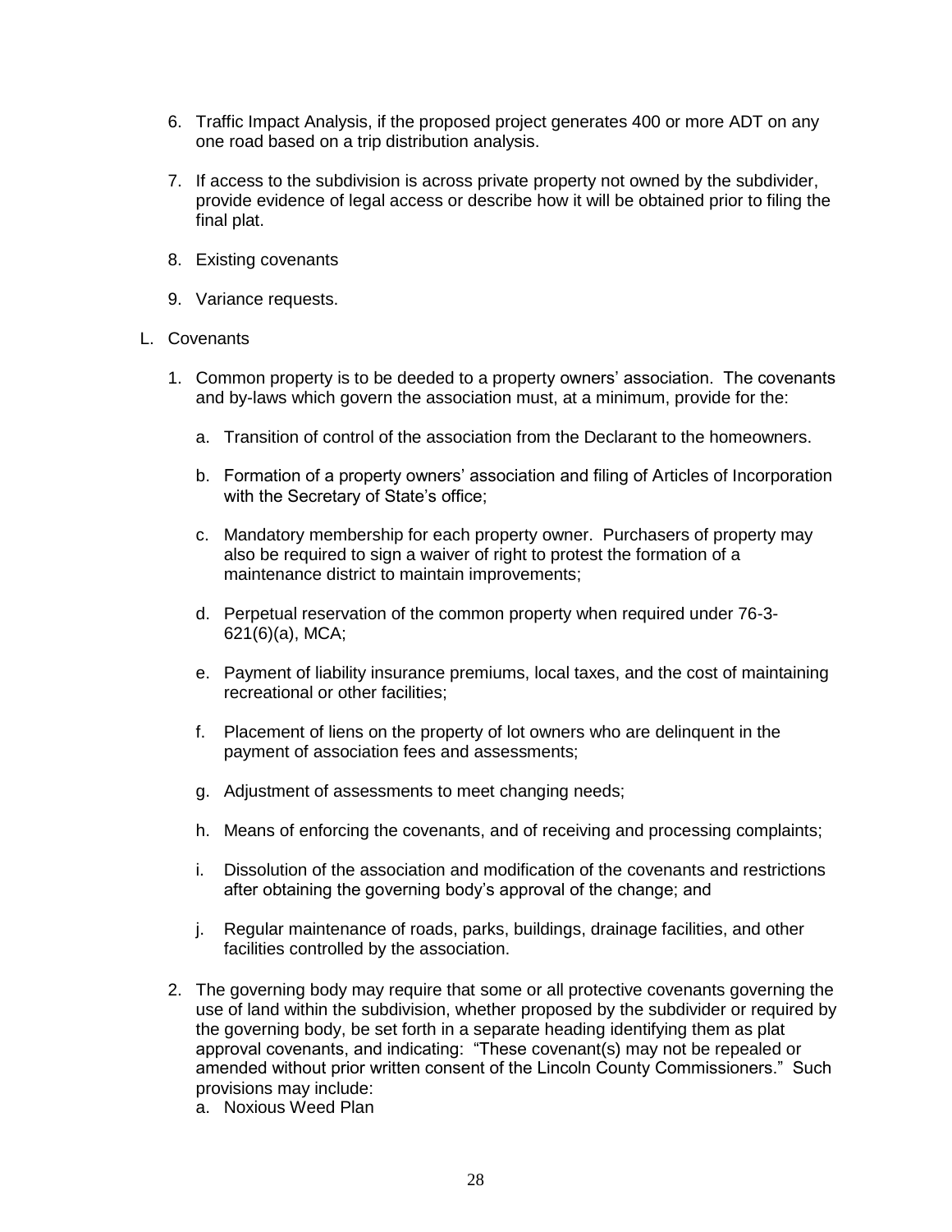6. Traffic Impact Analysis, if the proposed project generates 400 or more ADT on any one road based on a trip distribution analysis.

7. If access to the subdivision is across private property not owned by the subdivider, provide evidence of legal access or describe how it will be obtained prior to filing the final plat.

8. Existing covenants

9. Variance requests.

L. Covenants

1. Common property is to be deeded to a property owners' association. The covenants and by-laws which govern the association must, at a minimum, provide for the:

   a. Transition of control of the association from the Declarant to the homeowners.

   b. Formation of a property owners' association and filing of Articles of Incorporation with the Secretary of State's office;

   c. Mandatory membership for each property owner. Purchasers of property may also be required to sign a waiver of right to protest the formation of a maintenance district to maintain improvements;

   d. Perpetual reservation of the common property when required under 76-3-621(6)(a), MCA;

   e. Payment of liability insurance premiums, local taxes, and the cost of maintaining recreational or other facilities;

   f. Placement of liens on the property of lot owners who are delinquent in the payment of association fees and assessments;

   g. Adjustment of assessments to meet changing needs;

   h. Means of enforcing the covenants, and of receiving and processing complaints;

   i. Dissolution of the association and modification of the covenants and restrictions after obtaining the governing body's approval of the change; and

   j. Regular maintenance of roads, parks, buildings, drainage facilities, and other facilities controlled by the association.

2. The governing body may require that some or all protective covenants governing the use of land within the subdivision, whether proposed by the subdivider or required by the governing body, be set forth in a separate heading identifying them as plat approval covenants, and indicating: "These covenant(s) may not be repealed or amended without prior written consent of the Lincoln County Commissioners." Such provisions may include:

   a. Noxious Weed Plan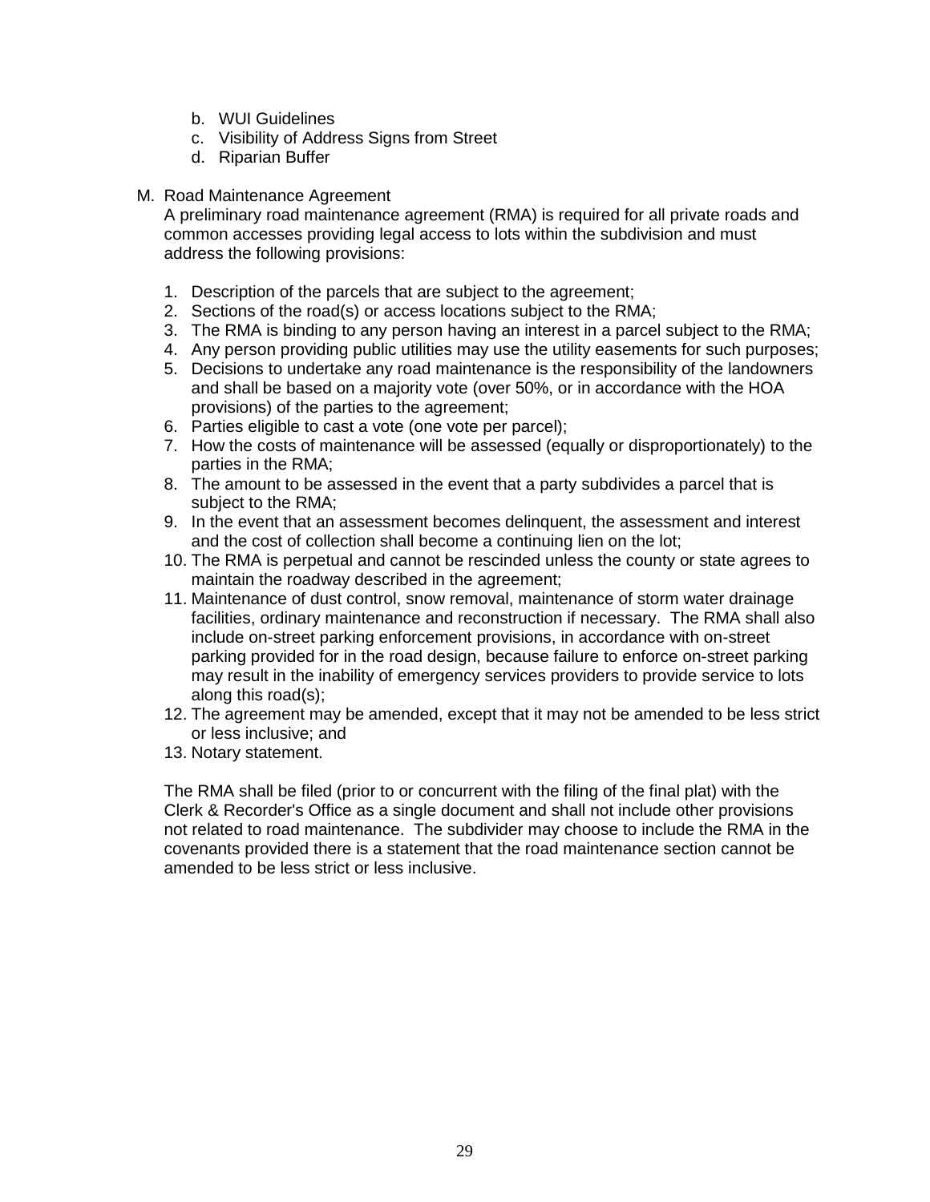b. WUI Guidelines
c. Visibility of Address Signs from Street
d. Riparian Buffer

M. Road Maintenance Agreement

A preliminary road maintenance agreement (RMA) is required for all private roads and common accesses providing legal access to lots within the subdivision and must address the following provisions:

1. Description of the parcels that are subject to the agreement;
2. Sections of the road(s) or access locations subject to the RMA;
3. The RMA is binding to any person having an interest in a parcel subject to the RMA;
4. Any person providing public utilities may use the utility easements for such purposes;
5. Decisions to undertake any road maintenance is the responsibility of the landowners and shall be based on a majority vote (over 50%, or in accordance with the HOA provisions) of the parties to the agreement;
6. Parties eligible to cast a vote (one vote per parcel);
7. How the costs of maintenance will be assessed (equally or disproportionately) to the parties in the RMA;
8. The amount to be assessed in the event that a party subdivides a parcel that is subject to the RMA;
9. In the event that an assessment becomes delinquent, the assessment and interest and the cost of collection shall become a continuing lien on the lot;
10. The RMA is perpetual and cannot be rescinded unless the county or state agrees to maintain the roadway described in the agreement;
11. Maintenance of dust control, snow removal, maintenance of storm water drainage facilities, ordinary maintenance and reconstruction if necessary. The RMA shall also include on-street parking enforcement provisions, in accordance with on-street parking provided for in the road design, because failure to enforce on-street parking may result in the inability of emergency services providers to provide service to lots along this road(s);
12. The agreement may be amended, except that it may not be amended to be less strict or less inclusive; and
13. Notary statement.

The RMA shall be filed (prior to or concurrent with the filing of the final plat) with the Clerk & Recorder's Office as a single document and shall not include other provisions not related to road maintenance. The subdivider may choose to include the RMA in the covenants provided there is a statement that the road maintenance section cannot be amended to be less strict or less inclusive.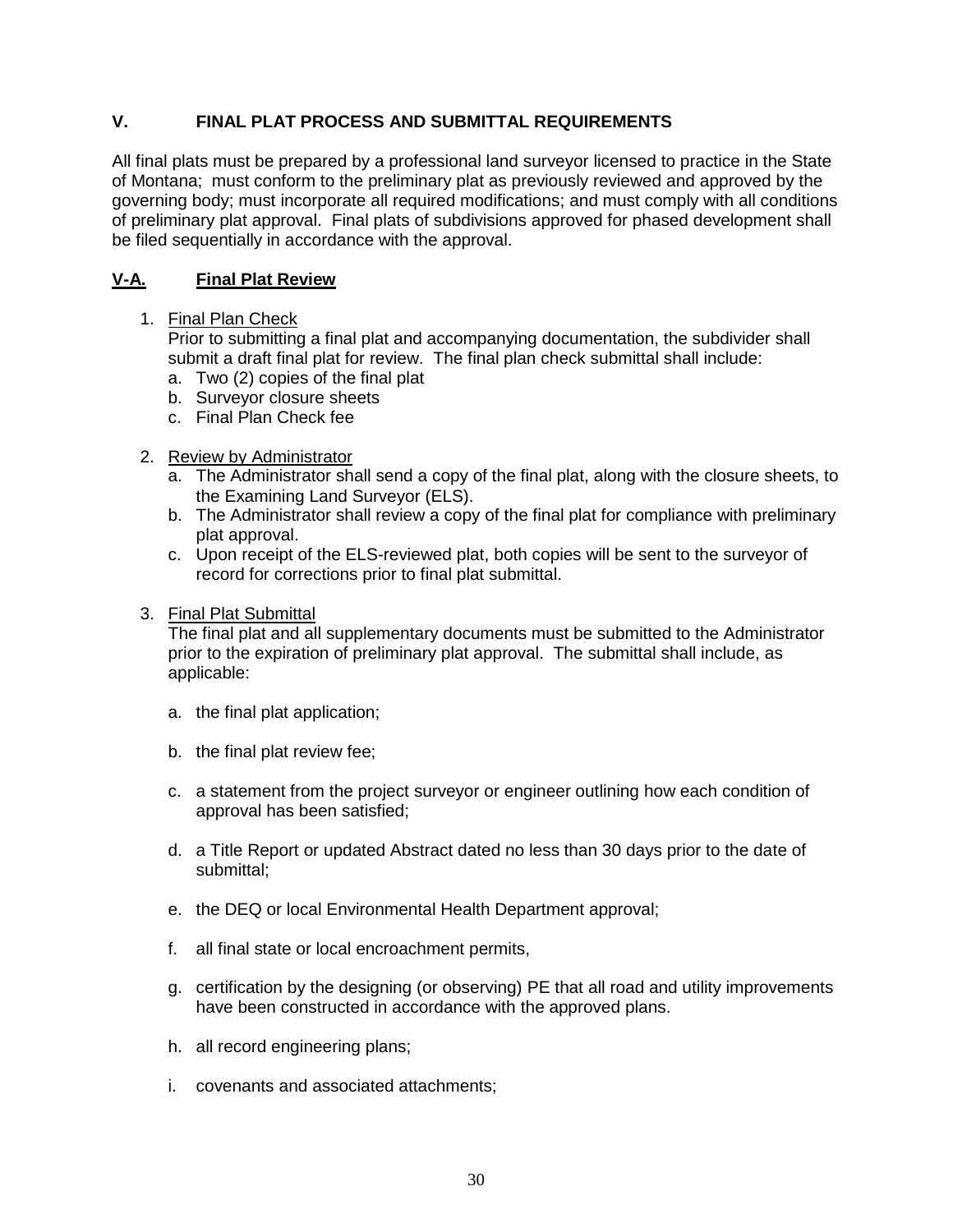## V. FINAL PLAT PROCESS AND SUBMITTAL REQUIREMENTS

All final plats must be prepared by a professional land surveyor licensed to practice in the State of Montana; must conform to the preliminary plat as previously reviewed and approved by the governing body; must incorporate all required modifications; and must comply with all conditions of preliminary plat approval. Final plats of subdivisions approved for phased development shall be filed sequentially in accordance with the approval.

### V-A. Final Plat Review

1. Final Plan Check

   Prior to submitting a final plat and accompanying documentation, the subdivider shall submit a draft final plat for review. The final plan check submittal shall include:
   a. Two (2) copies of the final plat
   b. Surveyor closure sheets
   c. Final Plan Check fee

2. Review by Administrator
   a. The Administrator shall send a copy of the final plat, along with the closure sheets, to the Examining Land Surveyor (ELS).
   b. The Administrator shall review a copy of the final plat for compliance with preliminary plat approval.
   c. Upon receipt of the ELS-reviewed plat, both copies will be sent to the surveyor of record for corrections prior to final plat submittal.

3. Final Plat Submittal

   The final plat and all supplementary documents must be submitted to the Administrator prior to the expiration of preliminary plat approval. The submittal shall include, as applicable:

   a. the final plat application;

   b. the final plat review fee;

   c. a statement from the project surveyor or engineer outlining how each condition of approval has been satisfied;

   d. a Title Report or updated Abstract dated no less than 30 days prior to the date of submittal;

   e. the DEQ or local Environmental Health Department approval;

   f. all final state or local encroachment permits,

   g. certification by the designing (or observing) PE that all road and utility improvements have been constructed in accordance with the approved plans.

   h. all record engineering plans;

   i. covenants and associated attachments;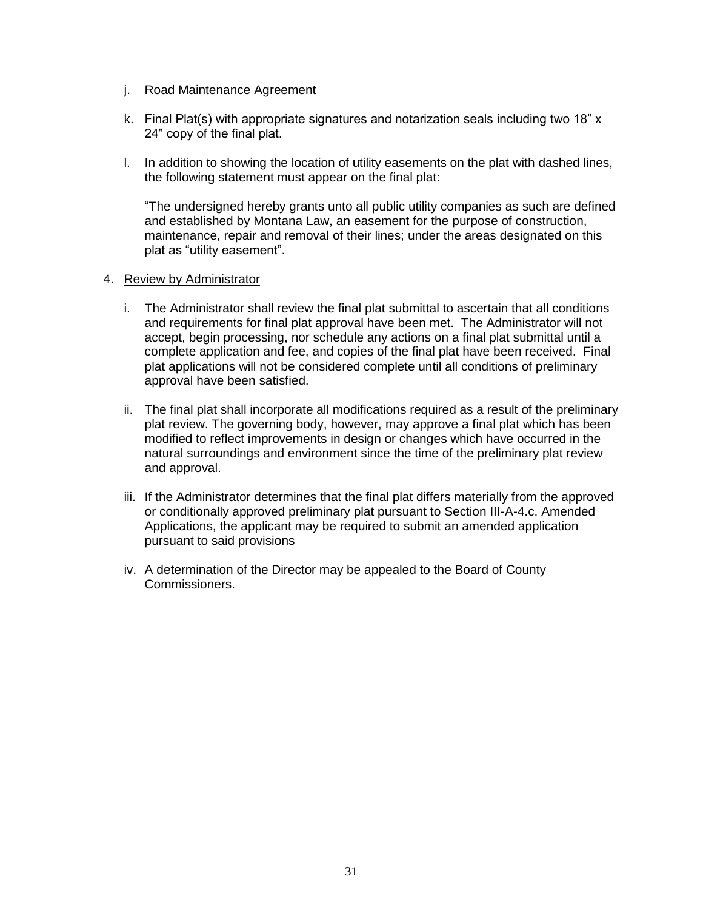j. Road Maintenance Agreement

k. Final Plat(s) with appropriate signatures and notarization seals including two 18" x 24" copy of the final plat.

l. In addition to showing the location of utility easements on the plat with dashed lines, the following statement must appear on the final plat:

   "The undersigned hereby grants unto all public utility companies as such are defined and established by Montana Law, an easement for the purpose of construction, maintenance, repair and removal of their lines; under the areas designated on this plat as "utility easement".

4. <u>Review by Administrator</u>

   i. The Administrator shall review the final plat submittal to ascertain that all conditions and requirements for final plat approval have been met. The Administrator will not accept, begin processing, nor schedule any actions on a final plat submittal until a complete application and fee, and copies of the final plat have been received. Final plat applications will not be considered complete until all conditions of preliminary approval have been satisfied.

   ii. The final plat shall incorporate all modifications required as a result of the preliminary plat review. The governing body, however, may approve a final plat which has been modified to reflect improvements in design or changes which have occurred in the natural surroundings and environment since the time of the preliminary plat review and approval.

   iii. If the Administrator determines that the final plat differs materially from the approved or conditionally approved preliminary plat pursuant to Section III-A-4.c. Amended Applications, the applicant may be required to submit an amended application pursuant to said provisions

   iv. A determination of the Director may be appealed to the Board of County Commissioners.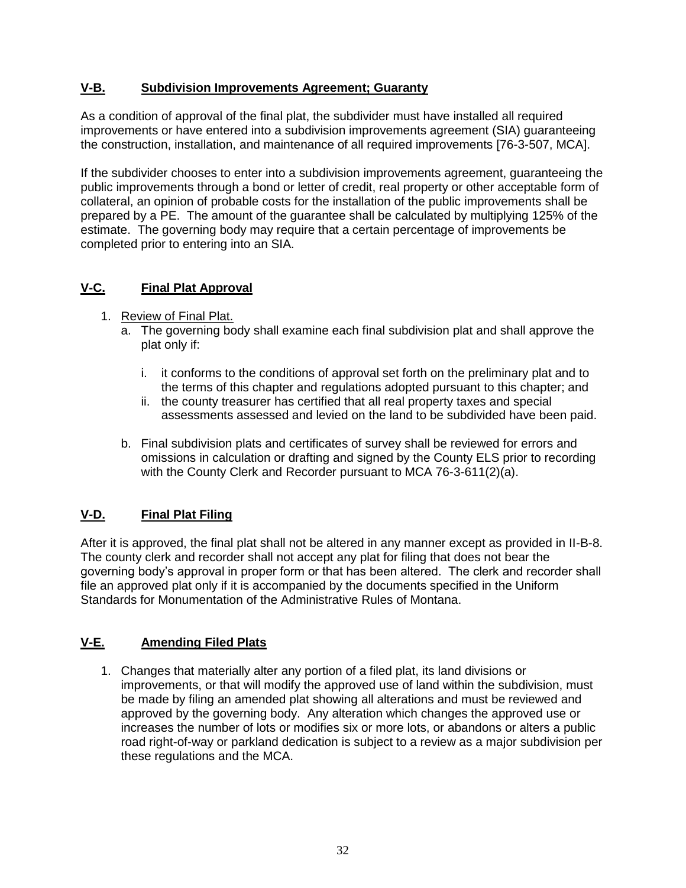## V-B. Subdivision Improvements Agreement; Guaranty

As a condition of approval of the final plat, the subdivider must have installed all required improvements or have entered into a subdivision improvements agreement (SIA) guaranteeing the construction, installation, and maintenance of all required improvements [76-3-507, MCA].

If the subdivider chooses to enter into a subdivision improvements agreement, guaranteeing the public improvements through a bond or letter of credit, real property or other acceptable form of collateral, an opinion of probable costs for the installation of the public improvements shall be prepared by a PE. The amount of the guarantee shall be calculated by multiplying 125% of the estimate. The governing body may require that a certain percentage of improvements be completed prior to entering into an SIA.

## V-C. Final Plat Approval

1. Review of Final Plat.
   a. The governing body shall examine each final subdivision plat and shall approve the plat only if:

      i. it conforms to the conditions of approval set forth on the preliminary plat and to the terms of this chapter and regulations adopted pursuant to this chapter; and
      ii. the county treasurer has certified that all real property taxes and special assessments assessed and levied on the land to be subdivided have been paid.

   b. Final subdivision plats and certificates of survey shall be reviewed for errors and omissions in calculation or drafting and signed by the County ELS prior to recording with the County Clerk and Recorder pursuant to MCA 76-3-611(2)(a).

## V-D. Final Plat Filing

After it is approved, the final plat shall not be altered in any manner except as provided in II-B-8. The county clerk and recorder shall not accept any plat for filing that does not bear the governing body's approval in proper form or that has been altered. The clerk and recorder shall file an approved plat only if it is accompanied by the documents specified in the Uniform Standards for Monumentation of the Administrative Rules of Montana.

## V-E. Amending Filed Plats

1. Changes that materially alter any portion of a filed plat, its land divisions or improvements, or that will modify the approved use of land within the subdivision, must be made by filing an amended plat showing all alterations and must be reviewed and approved by the governing body. Any alteration which changes the approved use or increases the number of lots or modifies six or more lots, or abandons or alters a public road right-of-way or parkland dedication is subject to a review as a major subdivision per these regulations and the MCA.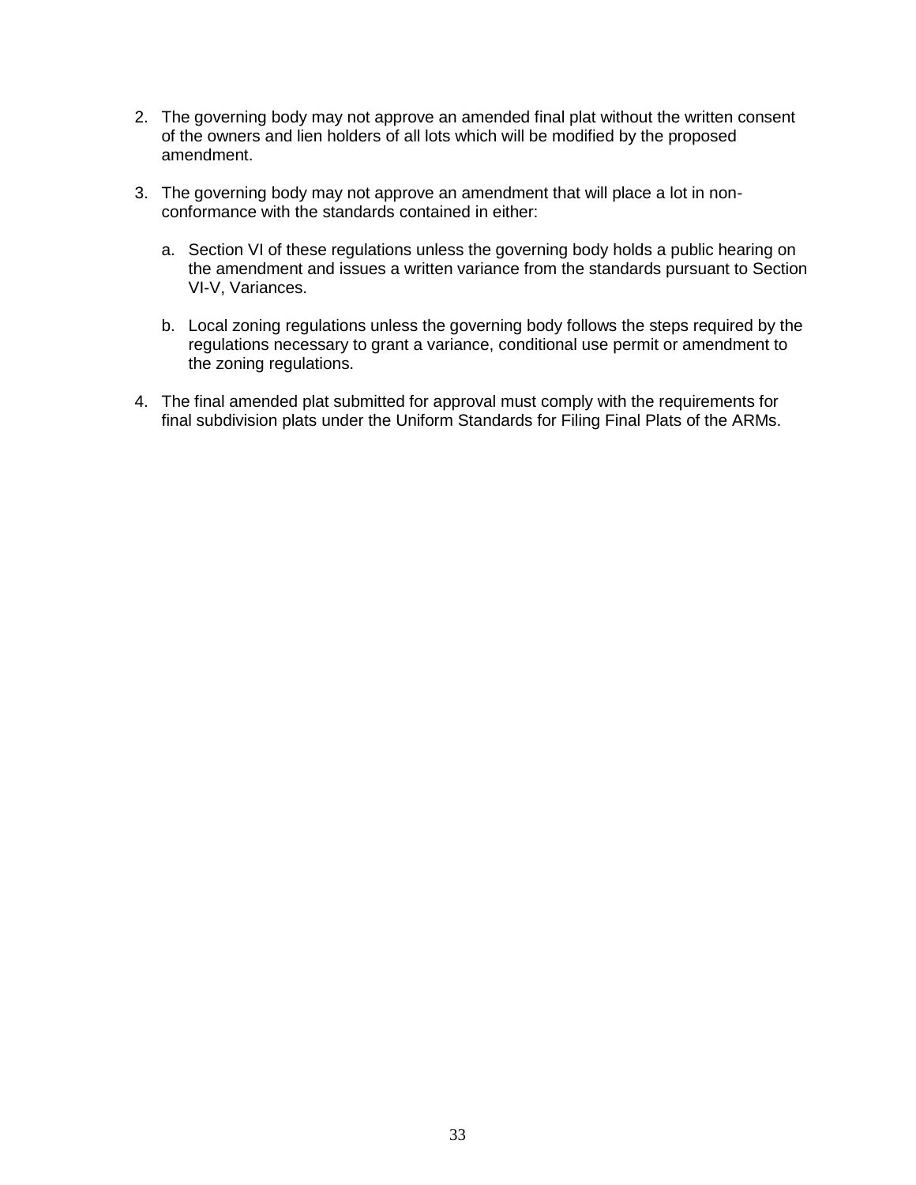2. The governing body may not approve an amended final plat without the written consent of the owners and lien holders of all lots which will be modified by the proposed amendment.

3. The governing body may not approve an amendment that will place a lot in non-conformance with the standards contained in either:

   a. Section VI of these regulations unless the governing body holds a public hearing on the amendment and issues a written variance from the standards pursuant to Section VI-V, Variances.

   b. Local zoning regulations unless the governing body follows the steps required by the regulations necessary to grant a variance, conditional use permit or amendment to the zoning regulations.

4. The final amended plat submitted for approval must comply with the requirements for final subdivision plats under the Uniform Standards for Filing Final Plats of the ARMs.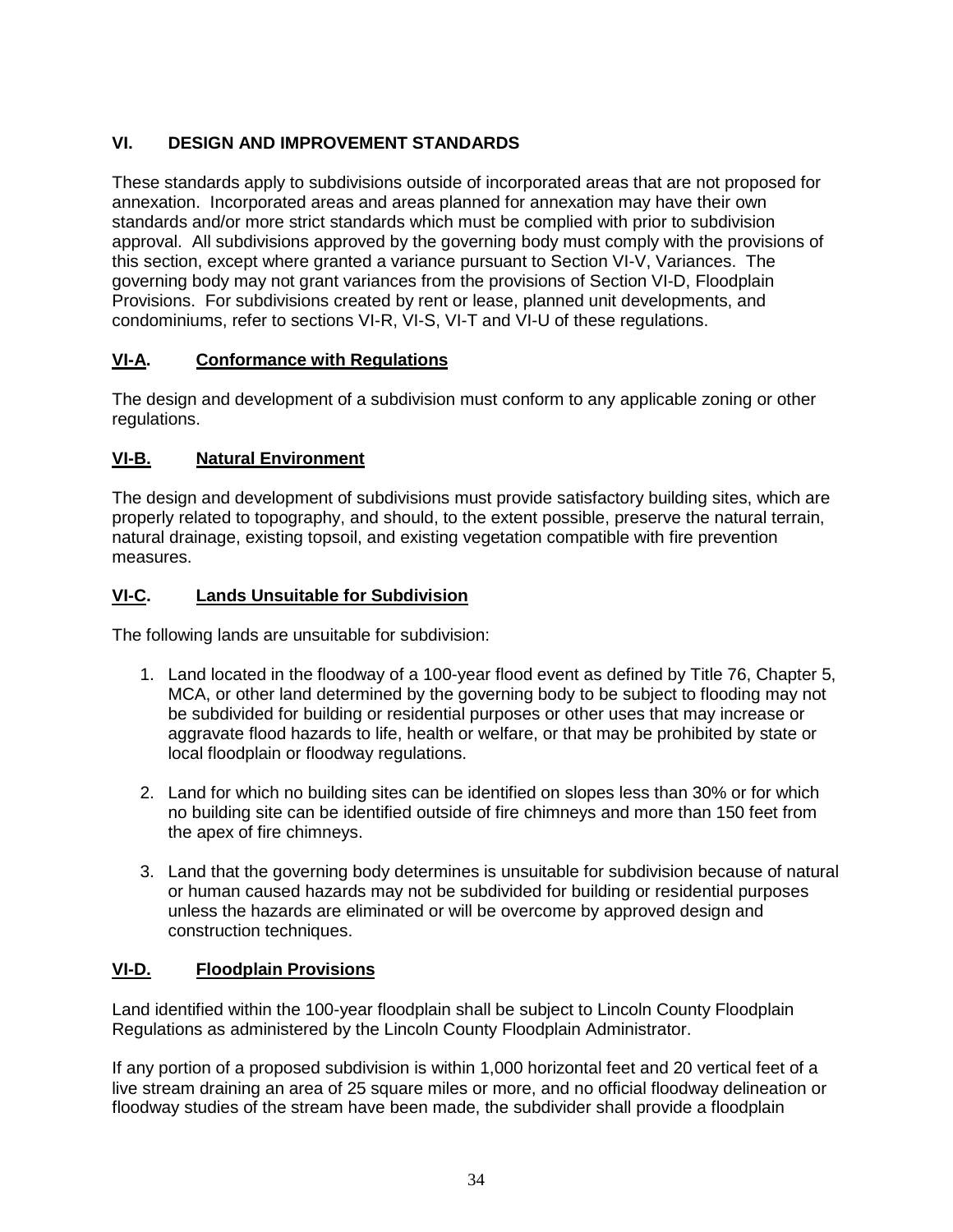## VI. DESIGN AND IMPROVEMENT STANDARDS

These standards apply to subdivisions outside of incorporated areas that are not proposed for annexation. Incorporated areas and areas planned for annexation may have their own standards and/or more strict standards which must be complied with prior to subdivision approval. All subdivisions approved by the governing body must comply with the provisions of this section, except where granted a variance pursuant to Section VI-V, Variances. The governing body may not grant variances from the provisions of Section VI-D, Floodplain Provisions. For subdivisions created by rent or lease, planned unit developments, and condominiums, refer to sections VI-R, VI-S, VI-T and VI-U of these regulations.

### VI-A. Conformance with Regulations

The design and development of a subdivision must conform to any applicable zoning or other regulations.

### VI-B. Natural Environment

The design and development of subdivisions must provide satisfactory building sites, which are properly related to topography, and should, to the extent possible, preserve the natural terrain, natural drainage, existing topsoil, and existing vegetation compatible with fire prevention measures.

### VI-C. Lands Unsuitable for Subdivision

The following lands are unsuitable for subdivision:

1. Land located in the floodway of a 100-year flood event as defined by Title 76, Chapter 5, MCA, or other land determined by the governing body to be subject to flooding may not be subdivided for building or residential purposes or other uses that may increase or aggravate flood hazards to life, health or welfare, or that may be prohibited by state or local floodplain or floodway regulations.

2. Land for which no building sites can be identified on slopes less than 30% or for which no building site can be identified outside of fire chimneys and more than 150 feet from the apex of fire chimneys.

3. Land that the governing body determines is unsuitable for subdivision because of natural or human caused hazards may not be subdivided for building or residential purposes unless the hazards are eliminated or will be overcome by approved design and construction techniques.

### VI-D. Floodplain Provisions

Land identified within the 100-year floodplain shall be subject to Lincoln County Floodplain Regulations as administered by the Lincoln County Floodplain Administrator.

If any portion of a proposed subdivision is within 1,000 horizontal feet and 20 vertical feet of a live stream draining an area of 25 square miles or more, and no official floodway delineation or floodway studies of the stream have been made, the subdivider shall provide a floodplain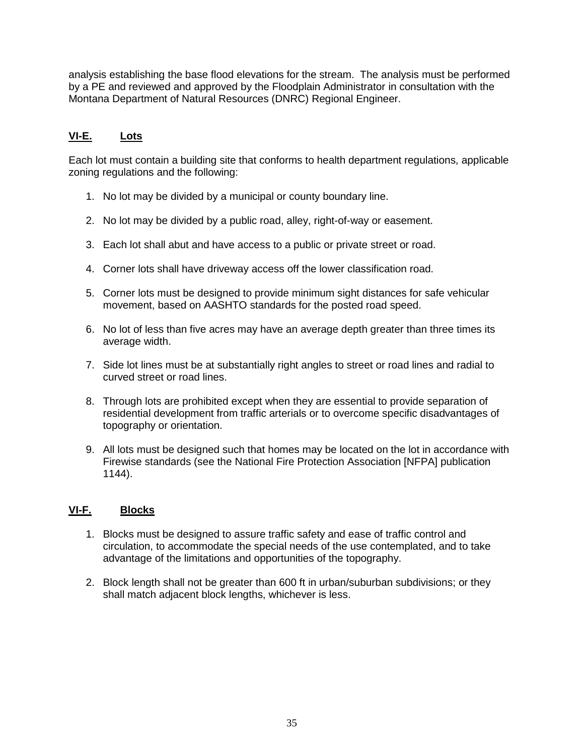analysis establishing the base flood elevations for the stream. The analysis must be performed by a PE and reviewed and approved by the Floodplain Administrator in consultation with the Montana Department of Natural Resources (DNRC) Regional Engineer.

## VI-E. Lots

Each lot must contain a building site that conforms to health department regulations, applicable zoning regulations and the following:

1. No lot may be divided by a municipal or county boundary line.
2. No lot may be divided by a public road, alley, right-of-way or easement.
3. Each lot shall abut and have access to a public or private street or road.
4. Corner lots shall have driveway access off the lower classification road.
5. Corner lots must be designed to provide minimum sight distances for safe vehicular movement, based on AASHTO standards for the posted road speed.
6. No lot of less than five acres may have an average depth greater than three times its average width.
7. Side lot lines must be at substantially right angles to street or road lines and radial to curved street or road lines.
8. Through lots are prohibited except when they are essential to provide separation of residential development from traffic arterials or to overcome specific disadvantages of topography or orientation.
9. All lots must be designed such that homes may be located on the lot in accordance with Firewise standards (see the National Fire Protection Association [NFPA] publication 1144).

## VI-F. Blocks

1. Blocks must be designed to assure traffic safety and ease of traffic control and circulation, to accommodate the special needs of the use contemplated, and to take advantage of the limitations and opportunities of the topography.
2. Block length shall not be greater than 600 ft in urban/suburban subdivisions; or they shall match adjacent block lengths, whichever is less.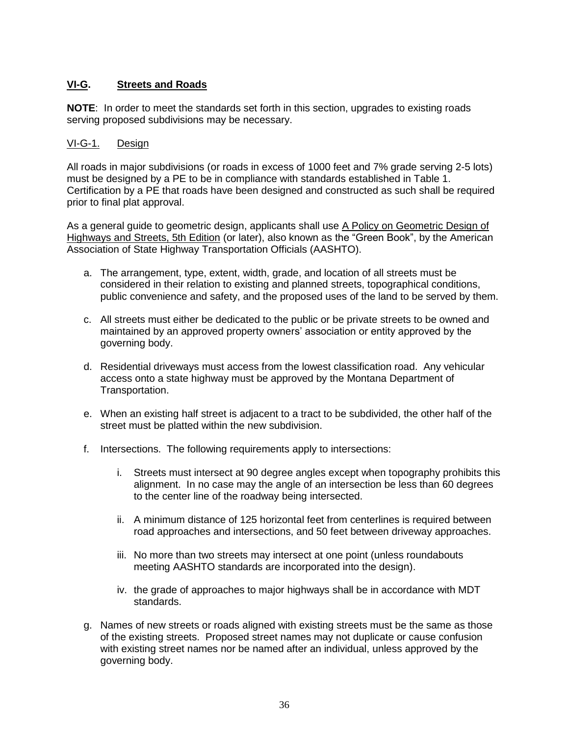## VI-G. Streets and Roads

**NOTE**: In order to meet the standards set forth in this section, upgrades to existing roads serving proposed subdivisions may be necessary.

### VI-G-1. Design

All roads in major subdivisions (or roads in excess of 1000 feet and 7% grade serving 2-5 lots) must be designed by a PE to be in compliance with standards established in Table 1. Certification by a PE that roads have been designed and constructed as such shall be required prior to final plat approval.

As a general guide to geometric design, applicants shall use A Policy on Geometric Design of Highways and Streets, 5th Edition (or later), also known as the "Green Book", by the American Association of State Highway Transportation Officials (AASHTO).

a. The arrangement, type, extent, width, grade, and location of all streets must be considered in their relation to existing and planned streets, topographical conditions, public convenience and safety, and the proposed uses of the land to be served by them.

c. All streets must either be dedicated to the public or be private streets to be owned and maintained by an approved property owners' association or entity approved by the governing body.

d. Residential driveways must access from the lowest classification road. Any vehicular access onto a state highway must be approved by the Montana Department of Transportation.

e. When an existing half street is adjacent to a tract to be subdivided, the other half of the street must be platted within the new subdivision.

f. Intersections. The following requirements apply to intersections:

   i. Streets must intersect at 90 degree angles except when topography prohibits this alignment. In no case may the angle of an intersection be less than 60 degrees to the center line of the roadway being intersected.

   ii. A minimum distance of 125 horizontal feet from centerlines is required between road approaches and intersections, and 50 feet between driveway approaches.

   iii. No more than two streets may intersect at one point (unless roundabouts meeting AASHTO standards are incorporated into the design).

   iv. the grade of approaches to major highways shall be in accordance with MDT standards.

g. Names of new streets or roads aligned with existing streets must be the same as those of the existing streets. Proposed street names may not duplicate or cause confusion with existing street names nor be named after an individual, unless approved by the governing body.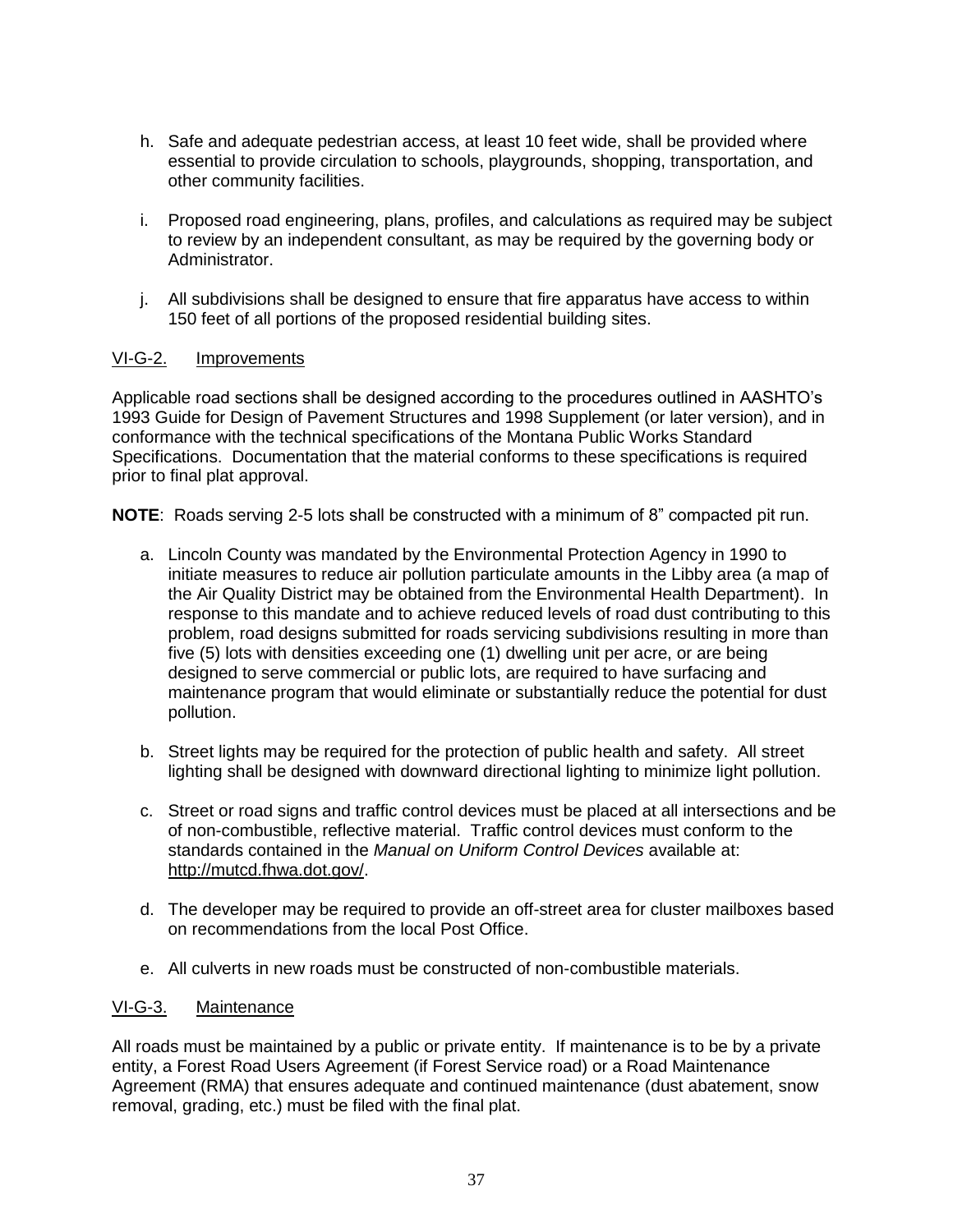h. Safe and adequate pedestrian access, at least 10 feet wide, shall be provided where essential to provide circulation to schools, playgrounds, shopping, transportation, and other community facilities.

i. Proposed road engineering, plans, profiles, and calculations as required may be subject to review by an independent consultant, as may be required by the governing body or Administrator.

j. All subdivisions shall be designed to ensure that fire apparatus have access to within 150 feet of all portions of the proposed residential building sites.

### VI-G-2. Improvements

Applicable road sections shall be designed according to the procedures outlined in AASHTO's 1993 Guide for Design of Pavement Structures and 1998 Supplement (or later version), and in conformance with the technical specifications of the Montana Public Works Standard Specifications. Documentation that the material conforms to these specifications is required prior to final plat approval.

**NOTE**: Roads serving 2-5 lots shall be constructed with a minimum of 8" compacted pit run.

a. Lincoln County was mandated by the Environmental Protection Agency in 1990 to initiate measures to reduce air pollution particulate amounts in the Libby area (a map of the Air Quality District may be obtained from the Environmental Health Department). In response to this mandate and to achieve reduced levels of road dust contributing to this problem, road designs submitted for roads servicing subdivisions resulting in more than five (5) lots with densities exceeding one (1) dwelling unit per acre, or are being designed to serve commercial or public lots, are required to have surfacing and maintenance program that would eliminate or substantially reduce the potential for dust pollution.

b. Street lights may be required for the protection of public health and safety. All street lighting shall be designed with downward directional lighting to minimize light pollution.

c. Street or road signs and traffic control devices must be placed at all intersections and be of non-combustible, reflective material. Traffic control devices must conform to the standards contained in the *Manual on Uniform Control Devices* available at: http://mutcd.fhwa.dot.gov/.

d. The developer may be required to provide an off-street area for cluster mailboxes based on recommendations from the local Post Office.

e. All culverts in new roads must be constructed of non-combustible materials.

### VI-G-3. Maintenance

All roads must be maintained by a public or private entity. If maintenance is to be by a private entity, a Forest Road Users Agreement (if Forest Service road) or a Road Maintenance Agreement (RMA) that ensures adequate and continued maintenance (dust abatement, snow removal, grading, etc.) must be filed with the final plat.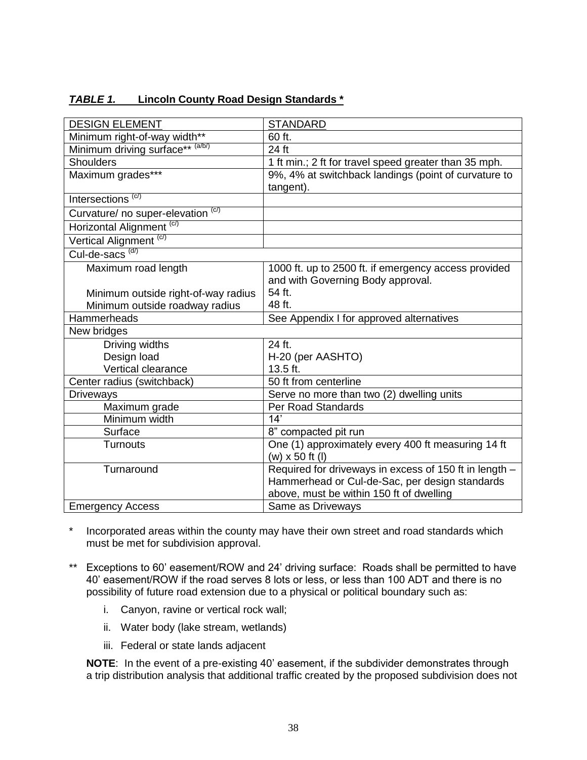***TABLE 1.*** **Lincoln County Road Design Standards ***

| DESIGN ELEMENT | STANDARD |
|---|---|
| Minimum right-of-way width** | 60 ft. |
| Minimum driving surface** (a/b/) | 24 ft |
| Shoulders | 1 ft min.; 2 ft for travel speed greater than 35 mph. |
| Maximum grades*** | 9%, 4% at switchback landings (point of curvature to tangent). |
| Intersections (c/) | |
| Curvature/ no super-elevation (c/) | |
| Horizontal Alignment (c/) | |
| Vertical Alignment (c/) | |
| Cul-de-sacs (d/) | |
| Maximum road length | 1000 ft. up to 2500 ft. if emergency access provided and with Governing Body approval. |
| Minimum outside right-of-way radius | 54 ft. |
| Minimum outside roadway radius | 48 ft. |
| Hammerheads | See Appendix I for approved alternatives |
| New bridges | |
| Driving widths | 24 ft. |
| Design load | H-20 (per AASHTO) |
| Vertical clearance | 13.5 ft. |
| Center radius (switchback) | 50 ft from centerline |
| Driveways | Serve no more than two (2) dwelling units |
| Maximum grade | Per Road Standards |
| Minimum width | 14' |
| Surface | 8" compacted pit run |
| Turnouts | One (1) approximately every 400 ft measuring 14 ft (w) x 50 ft (l) |
| Turnaround | Required for driveways in excess of 150 ft in length – Hammerhead or Cul-de-Sac, per design standards above, must be within 150 ft of dwelling |
| Emergency Access | Same as Driveways |

\* Incorporated areas within the county may have their own street and road standards which must be met for subdivision approval.

** Exceptions to 60' easement/ROW and 24' driving surface: Roads shall be permitted to have 40' easement/ROW if the road serves 8 lots or less, or less than 100 ADT and there is no possibility of future road extension due to a physical or political boundary such as:

i. Canyon, ravine or vertical rock wall;

ii. Water body (lake stream, wetlands)

iii. Federal or state lands adjacent

**NOTE**: In the event of a pre-existing 40' easement, if the subdivider demonstrates through a trip distribution analysis that additional traffic created by the proposed subdivision does not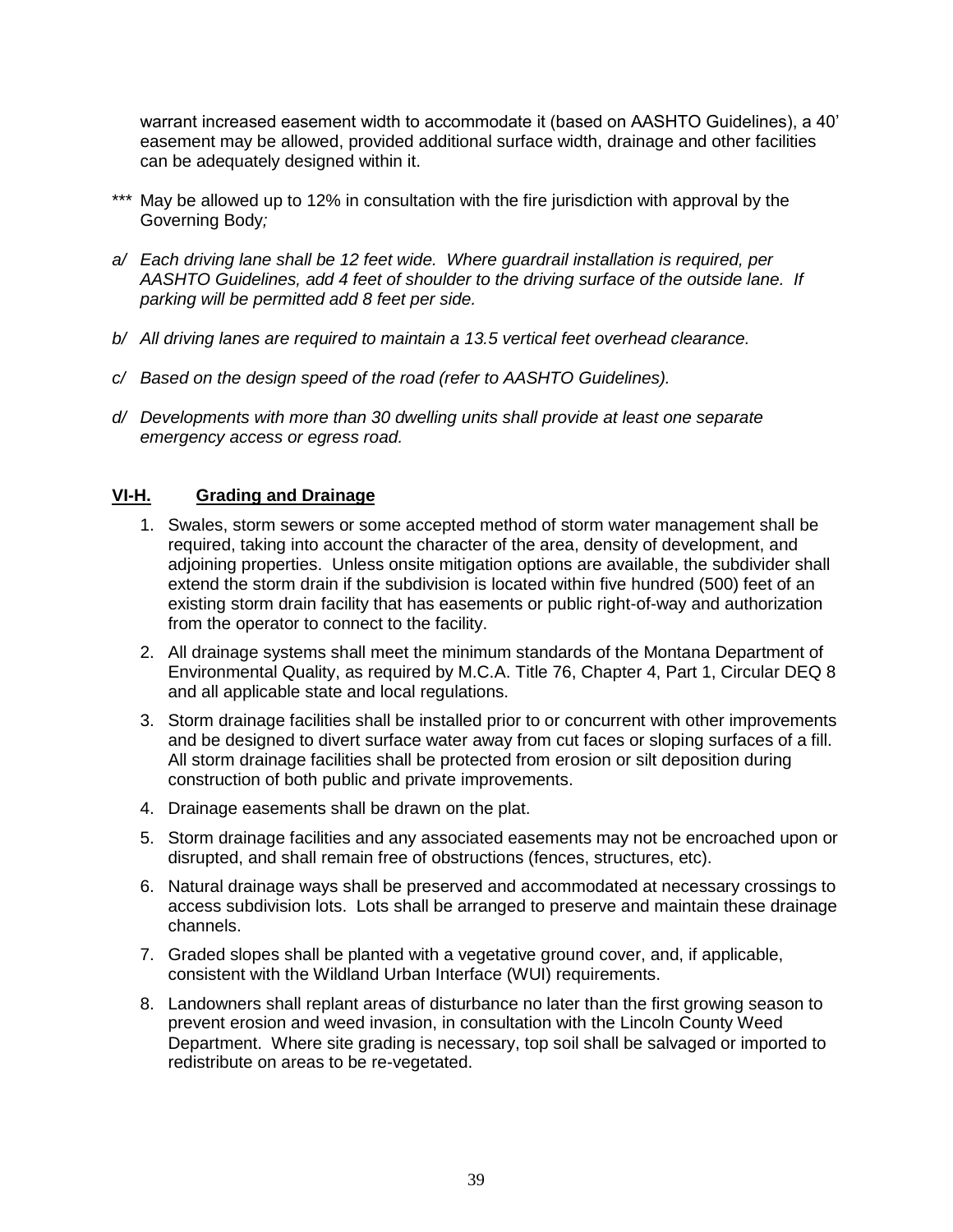warrant increased easement width to accommodate it (based on AASHTO Guidelines), a 40' easement may be allowed, provided additional surface width, drainage and other facilities can be adequately designed within it.

*** May be allowed up to 12% in consultation with the fire jurisdiction with approval by the Governing Body*;*

*a/ Each driving lane shall be 12 feet wide. Where guardrail installation is required, per AASHTO Guidelines, add 4 feet of shoulder to the driving surface of the outside lane. If parking will be permitted add 8 feet per side.*

*b/ All driving lanes are required to maintain a 13.5 vertical feet overhead clearance.*

*c/ Based on the design speed of the road (refer to AASHTO Guidelines).*

*d/ Developments with more than 30 dwelling units shall provide at least one separate emergency access or egress road.*

## **VI-H. Grading and Drainage**

1. Swales, storm sewers or some accepted method of storm water management shall be required, taking into account the character of the area, density of development, and adjoining properties. Unless onsite mitigation options are available, the subdivider shall extend the storm drain if the subdivision is located within five hundred (500) feet of an existing storm drain facility that has easements or public right-of-way and authorization from the operator to connect to the facility.
2. All drainage systems shall meet the minimum standards of the Montana Department of Environmental Quality, as required by M.C.A. Title 76, Chapter 4, Part 1, Circular DEQ 8 and all applicable state and local regulations.
3. Storm drainage facilities shall be installed prior to or concurrent with other improvements and be designed to divert surface water away from cut faces or sloping surfaces of a fill. All storm drainage facilities shall be protected from erosion or silt deposition during construction of both public and private improvements.
4. Drainage easements shall be drawn on the plat.
5. Storm drainage facilities and any associated easements may not be encroached upon or disrupted, and shall remain free of obstructions (fences, structures, etc).
6. Natural drainage ways shall be preserved and accommodated at necessary crossings to access subdivision lots. Lots shall be arranged to preserve and maintain these drainage channels.
7. Graded slopes shall be planted with a vegetative ground cover, and, if applicable, consistent with the Wildland Urban Interface (WUI) requirements.
8. Landowners shall replant areas of disturbance no later than the first growing season to prevent erosion and weed invasion, in consultation with the Lincoln County Weed Department. Where site grading is necessary, top soil shall be salvaged or imported to redistribute on areas to be re-vegetated.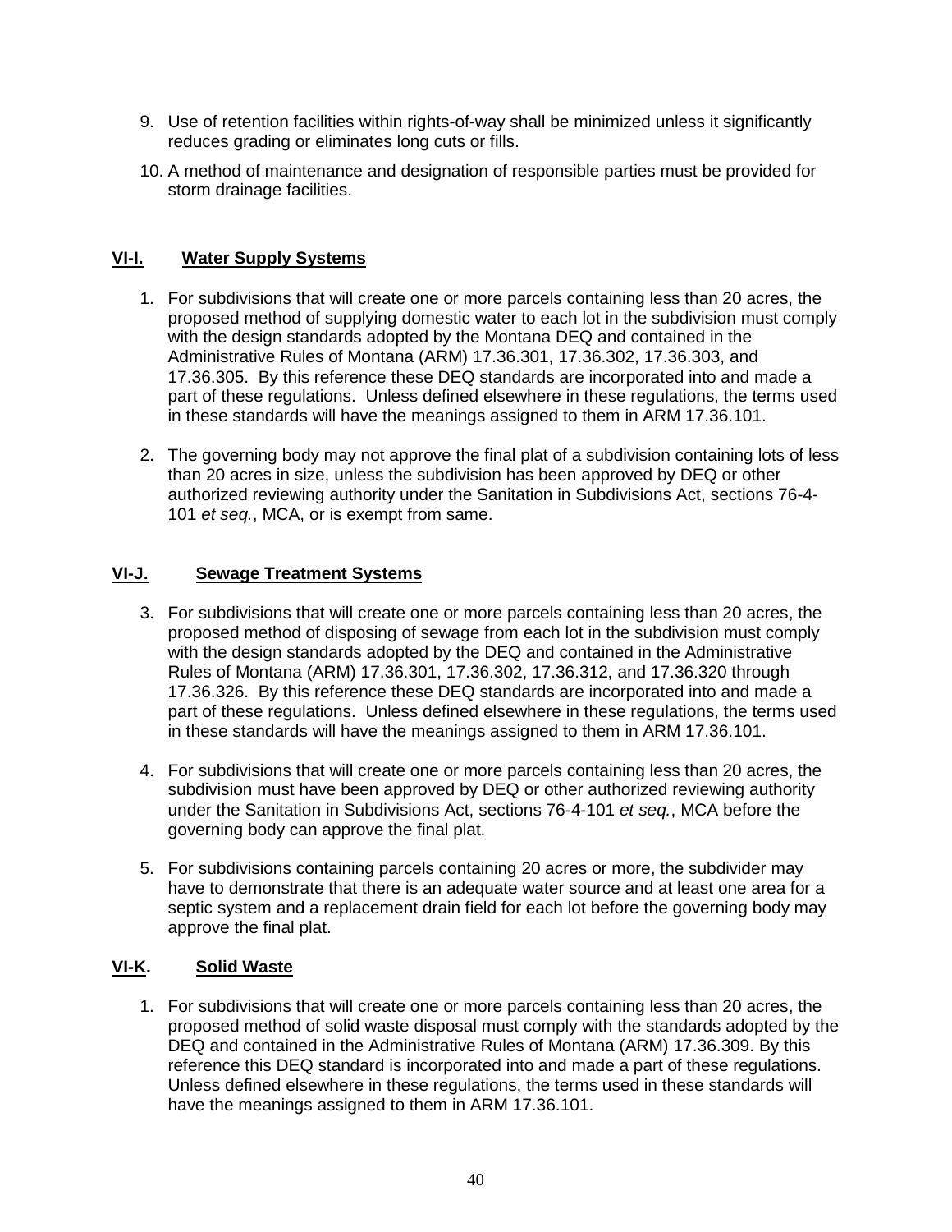9. Use of retention facilities within rights-of-way shall be minimized unless it significantly reduces grading or eliminates long cuts or fills.

10. A method of maintenance and designation of responsible parties must be provided for storm drainage facilities.

## VI-I. Water Supply Systems

1. For subdivisions that will create one or more parcels containing less than 20 acres, the proposed method of supplying domestic water to each lot in the subdivision must comply with the design standards adopted by the Montana DEQ and contained in the Administrative Rules of Montana (ARM) 17.36.301, 17.36.302, 17.36.303, and 17.36.305. By this reference these DEQ standards are incorporated into and made a part of these regulations. Unless defined elsewhere in these regulations, the terms used in these standards will have the meanings assigned to them in ARM 17.36.101.

2. The governing body may not approve the final plat of a subdivision containing lots of less than 20 acres in size, unless the subdivision has been approved by DEQ or other authorized reviewing authority under the Sanitation in Subdivisions Act, sections 76-4-101 *et seq.*, MCA, or is exempt from same.

## VI-J. Sewage Treatment Systems

3. For subdivisions that will create one or more parcels containing less than 20 acres, the proposed method of disposing of sewage from each lot in the subdivision must comply with the design standards adopted by the DEQ and contained in the Administrative Rules of Montana (ARM) 17.36.301, 17.36.302, 17.36.312, and 17.36.320 through 17.36.326. By this reference these DEQ standards are incorporated into and made a part of these regulations. Unless defined elsewhere in these regulations, the terms used in these standards will have the meanings assigned to them in ARM 17.36.101.

4. For subdivisions that will create one or more parcels containing less than 20 acres, the subdivision must have been approved by DEQ or other authorized reviewing authority under the Sanitation in Subdivisions Act, sections 76-4-101 *et seq.*, MCA before the governing body can approve the final plat.

5. For subdivisions containing parcels containing 20 acres or more, the subdivider may have to demonstrate that there is an adequate water source and at least one area for a septic system and a replacement drain field for each lot before the governing body may approve the final plat.

## VI-K. Solid Waste

1. For subdivisions that will create one or more parcels containing less than 20 acres, the proposed method of solid waste disposal must comply with the standards adopted by the DEQ and contained in the Administrative Rules of Montana (ARM) 17.36.309. By this reference this DEQ standard is incorporated into and made a part of these regulations. Unless defined elsewhere in these regulations, the terms used in these standards will have the meanings assigned to them in ARM 17.36.101.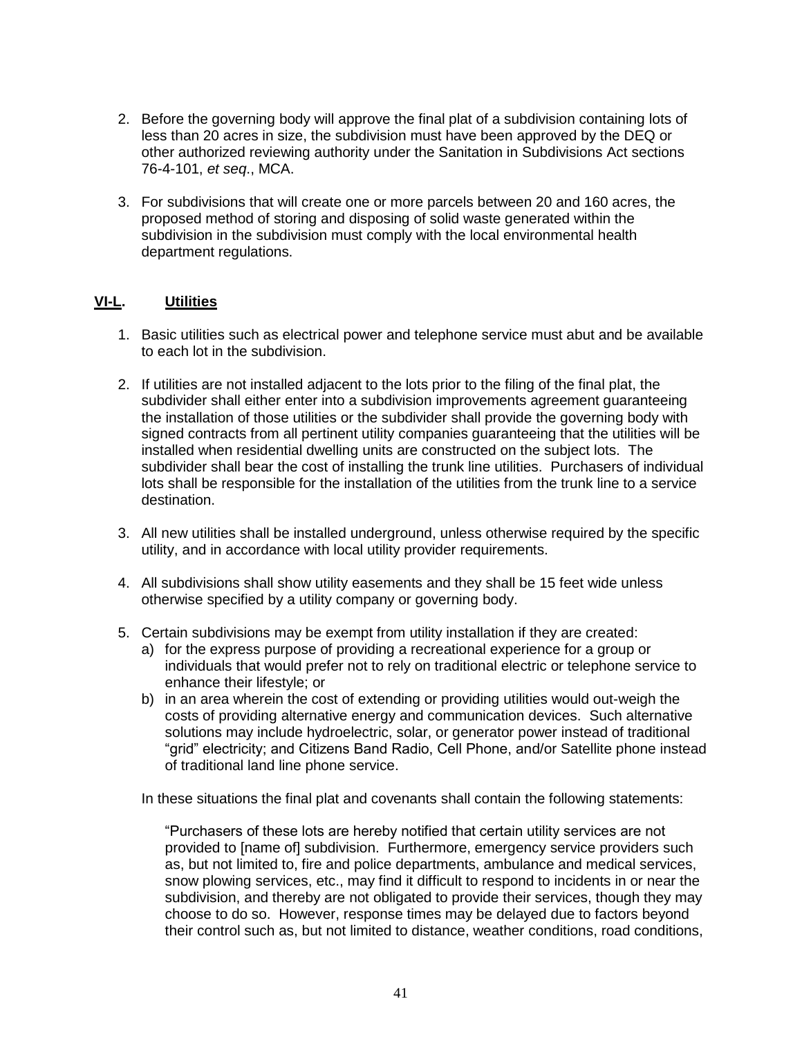2. Before the governing body will approve the final plat of a subdivision containing lots of less than 20 acres in size, the subdivision must have been approved by the DEQ or other authorized reviewing authority under the Sanitation in Subdivisions Act sections 76-4-101, *et seq*., MCA.

3. For subdivisions that will create one or more parcels between 20 and 160 acres, the proposed method of storing and disposing of solid waste generated within the subdivision in the subdivision must comply with the local environmental health department regulations.

## **VI-L. Utilities**

1. Basic utilities such as electrical power and telephone service must abut and be available to each lot in the subdivision.

2. If utilities are not installed adjacent to the lots prior to the filing of the final plat, the subdivider shall either enter into a subdivision improvements agreement guaranteeing the installation of those utilities or the subdivider shall provide the governing body with signed contracts from all pertinent utility companies guaranteeing that the utilities will be installed when residential dwelling units are constructed on the subject lots. The subdivider shall bear the cost of installing the trunk line utilities. Purchasers of individual lots shall be responsible for the installation of the utilities from the trunk line to a service destination.

3. All new utilities shall be installed underground, unless otherwise required by the specific utility, and in accordance with local utility provider requirements.

4. All subdivisions shall show utility easements and they shall be 15 feet wide unless otherwise specified by a utility company or governing body.

5. Certain subdivisions may be exempt from utility installation if they are created:
   a) for the express purpose of providing a recreational experience for a group or individuals that would prefer not to rely on traditional electric or telephone service to enhance their lifestyle; or
   b) in an area wherein the cost of extending or providing utilities would out-weigh the costs of providing alternative energy and communication devices. Such alternative solutions may include hydroelectric, solar, or generator power instead of traditional "grid" electricity; and Citizens Band Radio, Cell Phone, and/or Satellite phone instead of traditional land line phone service.

   In these situations the final plat and covenants shall contain the following statements:

   > "Purchasers of these lots are hereby notified that certain utility services are not provided to [name of] subdivision. Furthermore, emergency service providers such as, but not limited to, fire and police departments, ambulance and medical services, snow plowing services, etc., may find it difficult to respond to incidents in or near the subdivision, and thereby are not obligated to provide their services, though they may choose to do so. However, response times may be delayed due to factors beyond their control such as, but not limited to distance, weather conditions, road conditions,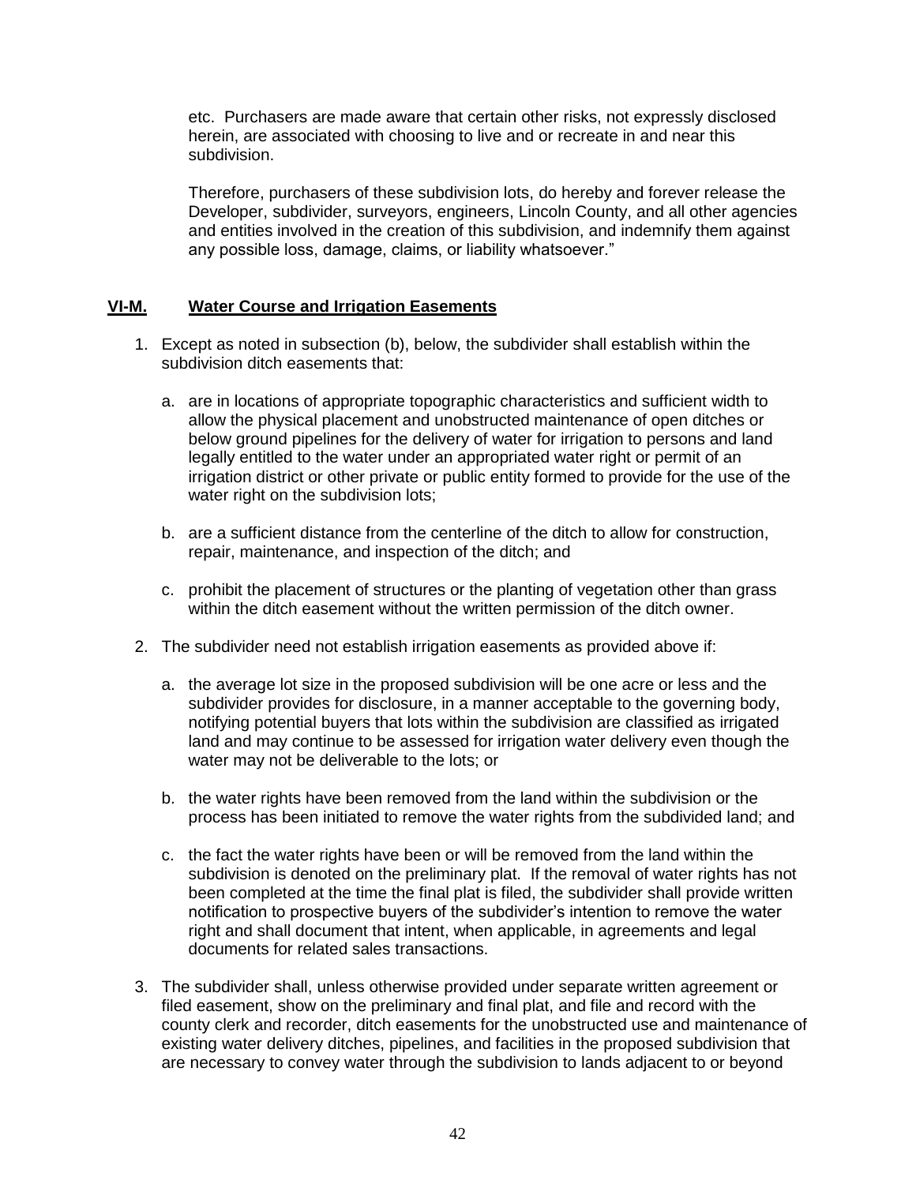etc. Purchasers are made aware that certain other risks, not expressly disclosed herein, are associated with choosing to live and or recreate in and near this subdivision.

Therefore, purchasers of these subdivision lots, do hereby and forever release the Developer, subdivider, surveyors, engineers, Lincoln County, and all other agencies and entities involved in the creation of this subdivision, and indemnify them against any possible loss, damage, claims, or liability whatsoever."

## **VI-M. Water Course and Irrigation Easements**

1. Except as noted in subsection (b), below, the subdivider shall establish within the subdivision ditch easements that:

   a. are in locations of appropriate topographic characteristics and sufficient width to allow the physical placement and unobstructed maintenance of open ditches or below ground pipelines for the delivery of water for irrigation to persons and land legally entitled to the water under an appropriated water right or permit of an irrigation district or other private or public entity formed to provide for the use of the water right on the subdivision lots;

   b. are a sufficient distance from the centerline of the ditch to allow for construction, repair, maintenance, and inspection of the ditch; and

   c. prohibit the placement of structures or the planting of vegetation other than grass within the ditch easement without the written permission of the ditch owner.

2. The subdivider need not establish irrigation easements as provided above if:

   a. the average lot size in the proposed subdivision will be one acre or less and the subdivider provides for disclosure, in a manner acceptable to the governing body, notifying potential buyers that lots within the subdivision are classified as irrigated land and may continue to be assessed for irrigation water delivery even though the water may not be deliverable to the lots; or

   b. the water rights have been removed from the land within the subdivision or the process has been initiated to remove the water rights from the subdivided land; and

   c. the fact the water rights have been or will be removed from the land within the subdivision is denoted on the preliminary plat. If the removal of water rights has not been completed at the time the final plat is filed, the subdivider shall provide written notification to prospective buyers of the subdivider's intention to remove the water right and shall document that intent, when applicable, in agreements and legal documents for related sales transactions.

3. The subdivider shall, unless otherwise provided under separate written agreement or filed easement, show on the preliminary and final plat, and file and record with the county clerk and recorder, ditch easements for the unobstructed use and maintenance of existing water delivery ditches, pipelines, and facilities in the proposed subdivision that are necessary to convey water through the subdivision to lands adjacent to or beyond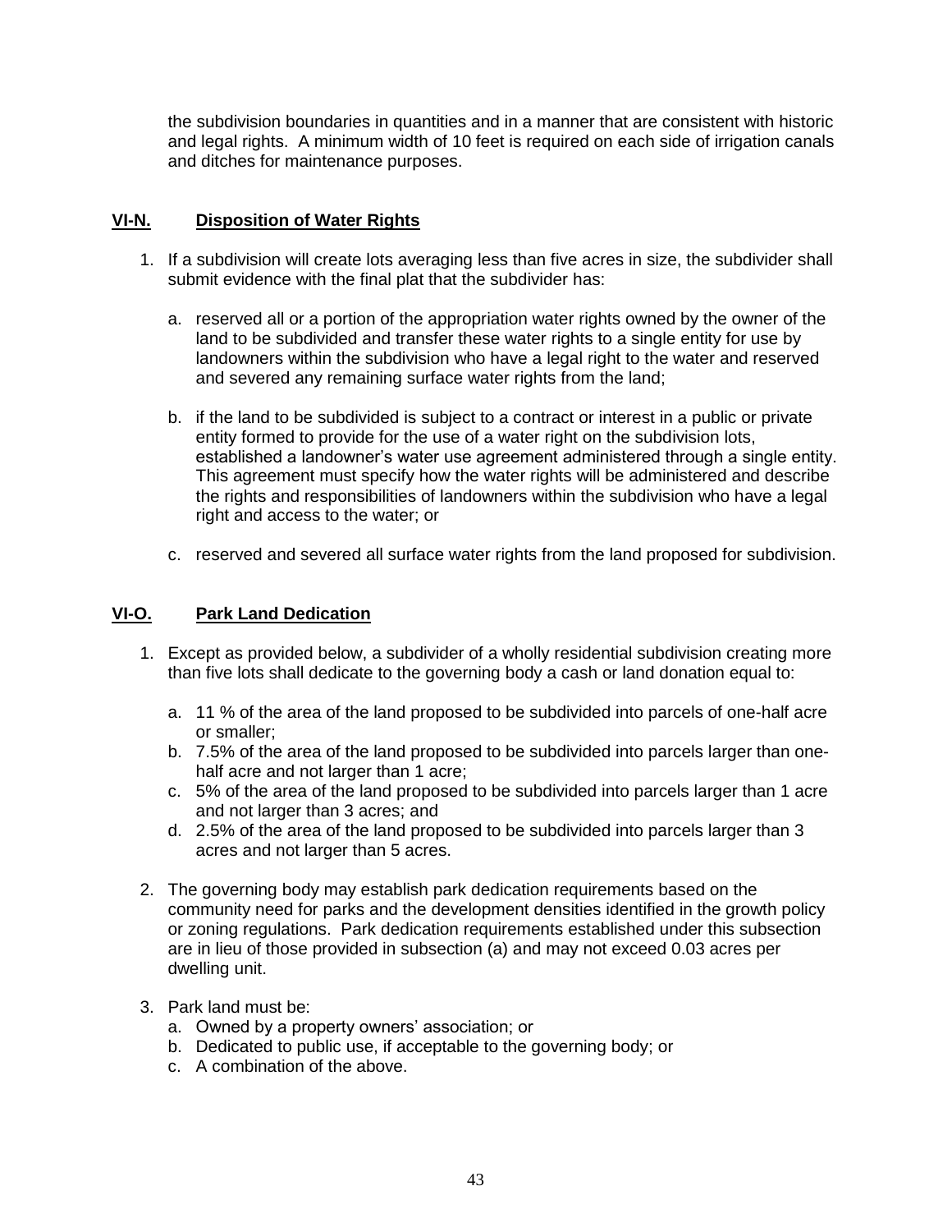the subdivision boundaries in quantities and in a manner that are consistent with historic and legal rights. A minimum width of 10 feet is required on each side of irrigation canals and ditches for maintenance purposes.

## VI-N. Disposition of Water Rights

1. If a subdivision will create lots averaging less than five acres in size, the subdivider shall submit evidence with the final plat that the subdivider has:

   a. reserved all or a portion of the appropriation water rights owned by the owner of the land to be subdivided and transfer these water rights to a single entity for use by landowners within the subdivision who have a legal right to the water and reserved and severed any remaining surface water rights from the land;

   b. if the land to be subdivided is subject to a contract or interest in a public or private entity formed to provide for the use of a water right on the subdivision lots, established a landowner's water use agreement administered through a single entity. This agreement must specify how the water rights will be administered and describe the rights and responsibilities of landowners within the subdivision who have a legal right and access to the water; or

   c. reserved and severed all surface water rights from the land proposed for subdivision.

## VI-O. Park Land Dedication

1. Except as provided below, a subdivider of a wholly residential subdivision creating more than five lots shall dedicate to the governing body a cash or land donation equal to:

   a. 11 % of the area of the land proposed to be subdivided into parcels of one-half acre or smaller;
   b. 7.5% of the area of the land proposed to be subdivided into parcels larger than one-half acre and not larger than 1 acre;
   c. 5% of the area of the land proposed to be subdivided into parcels larger than 1 acre and not larger than 3 acres; and
   d. 2.5% of the area of the land proposed to be subdivided into parcels larger than 3 acres and not larger than 5 acres.

2. The governing body may establish park dedication requirements based on the community need for parks and the development densities identified in the growth policy or zoning regulations. Park dedication requirements established under this subsection are in lieu of those provided in subsection (a) and may not exceed 0.03 acres per dwelling unit.

3. Park land must be:
   a. Owned by a property owners' association; or
   b. Dedicated to public use, if acceptable to the governing body; or
   c. A combination of the above.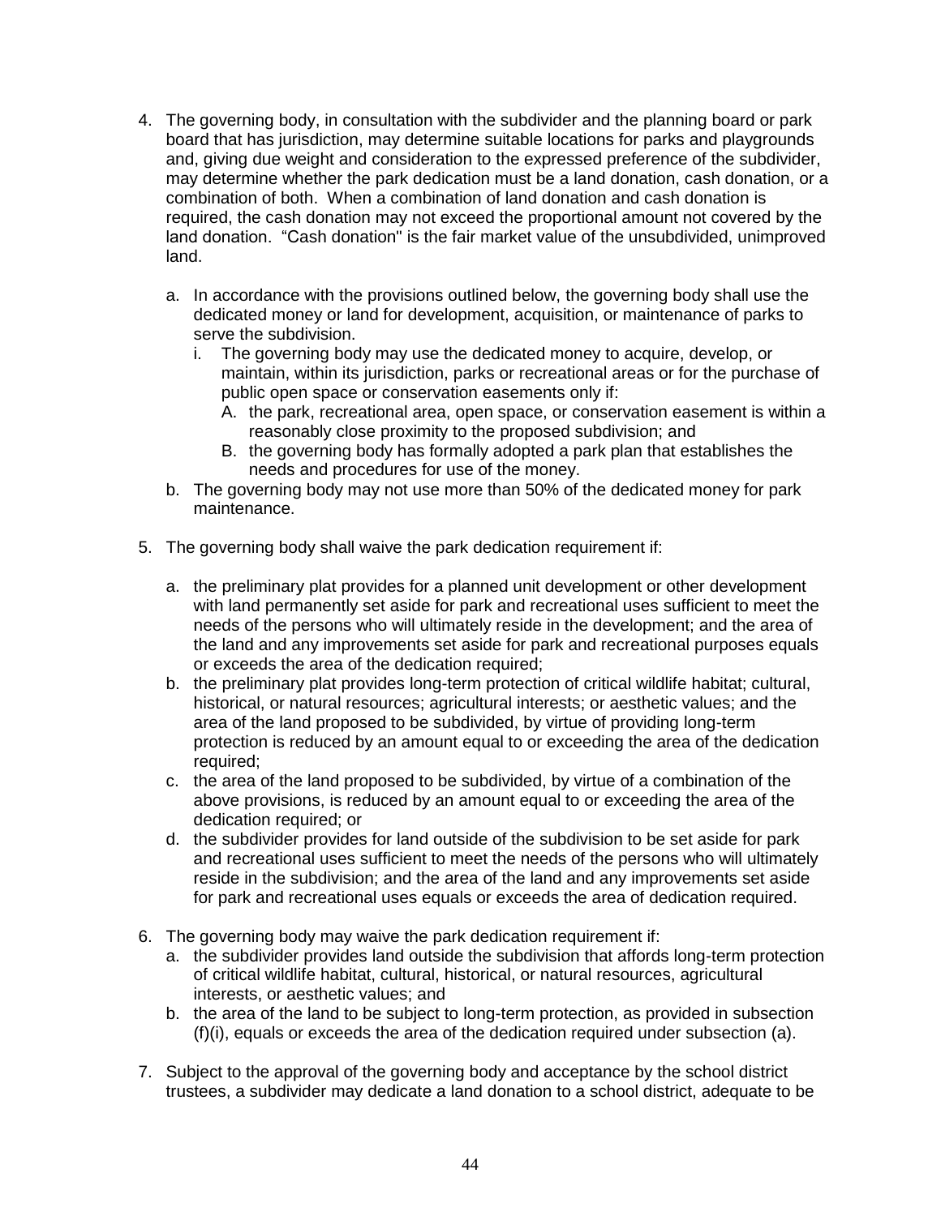4. The governing body, in consultation with the subdivider and the planning board or park board that has jurisdiction, may determine suitable locations for parks and playgrounds and, giving due weight and consideration to the expressed preference of the subdivider, may determine whether the park dedication must be a land donation, cash donation, or a combination of both. When a combination of land donation and cash donation is required, the cash donation may not exceed the proportional amount not covered by the land donation. "Cash donation" is the fair market value of the unsubdivided, unimproved land.

   a. In accordance with the provisions outlined below, the governing body shall use the dedicated money or land for development, acquisition, or maintenance of parks to serve the subdivision.
      i. The governing body may use the dedicated money to acquire, develop, or maintain, within its jurisdiction, parks or recreational areas or for the purchase of public open space or conservation easements only if:
         A. the park, recreational area, open space, or conservation easement is within a reasonably close proximity to the proposed subdivision; and
         B. the governing body has formally adopted a park plan that establishes the needs and procedures for use of the money.
   b. The governing body may not use more than 50% of the dedicated money for park maintenance.

5. The governing body shall waive the park dedication requirement if:

   a. the preliminary plat provides for a planned unit development or other development with land permanently set aside for park and recreational uses sufficient to meet the needs of the persons who will ultimately reside in the development; and the area of the land and any improvements set aside for park and recreational purposes equals or exceeds the area of the dedication required;
   b. the preliminary plat provides long-term protection of critical wildlife habitat; cultural, historical, or natural resources; agricultural interests; or aesthetic values; and the area of the land proposed to be subdivided, by virtue of providing long-term protection is reduced by an amount equal to or exceeding the area of the dedication required;
   c. the area of the land proposed to be subdivided, by virtue of a combination of the above provisions, is reduced by an amount equal to or exceeding the area of the dedication required; or
   d. the subdivider provides for land outside of the subdivision to be set aside for park and recreational uses sufficient to meet the needs of the persons who will ultimately reside in the subdivision; and the area of the land and any improvements set aside for park and recreational uses equals or exceeds the area of dedication required.

6. The governing body may waive the park dedication requirement if:
   a. the subdivider provides land outside the subdivision that affords long-term protection of critical wildlife habitat, cultural, historical, or natural resources, agricultural interests, or aesthetic values; and
   b. the area of the land to be subject to long-term protection, as provided in subsection (f)(i), equals or exceeds the area of the dedication required under subsection (a).

7. Subject to the approval of the governing body and acceptance by the school district trustees, a subdivider may dedicate a land donation to a school district, adequate to be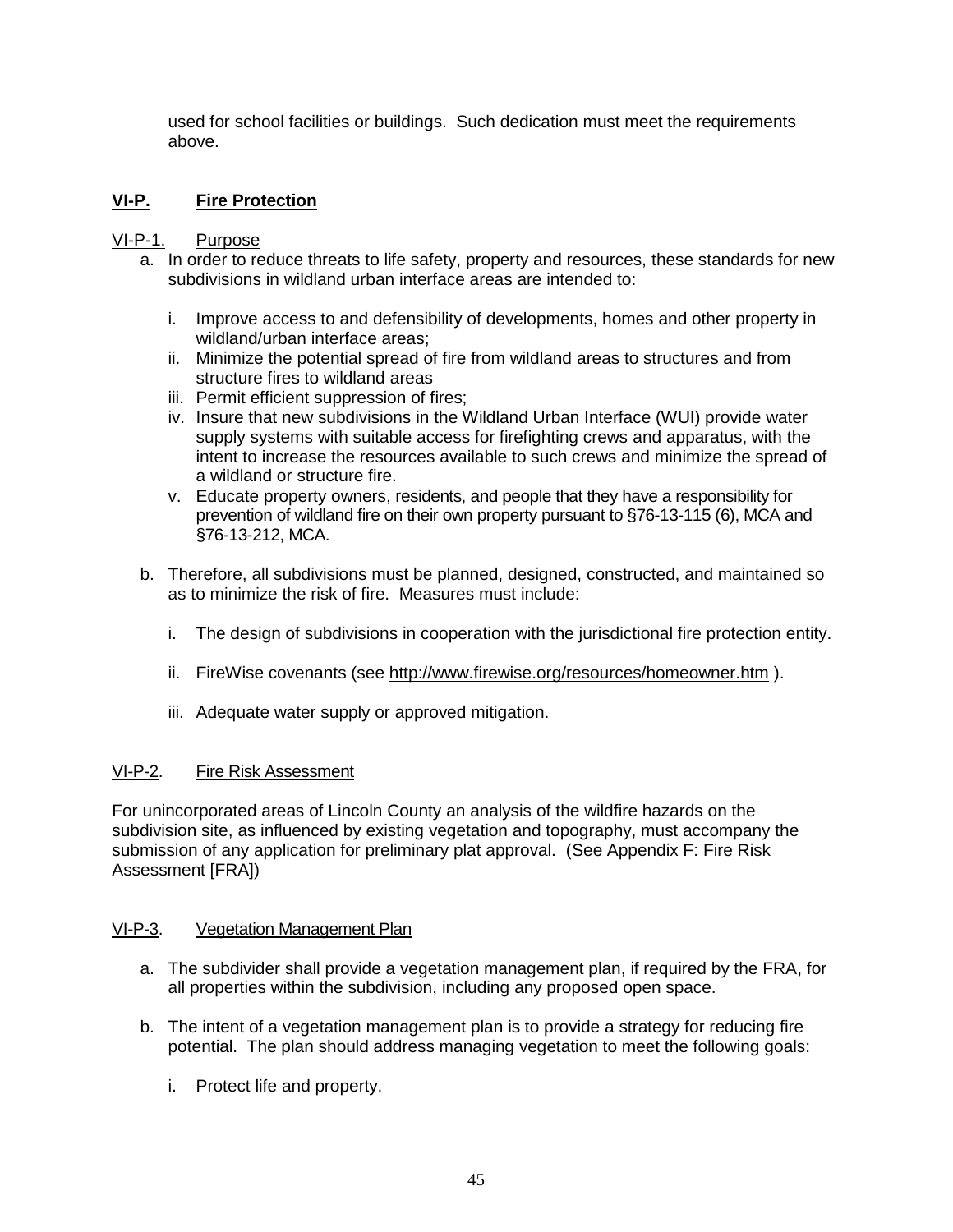used for school facilities or buildings. Such dedication must meet the requirements above.

## VI-P. Fire Protection

### VI-P-1. Purpose

a. In order to reduce threats to life safety, property and resources, these standards for new subdivisions in wildland urban interface areas are intended to:

   i. Improve access to and defensibility of developments, homes and other property in wildland/urban interface areas;
   ii. Minimize the potential spread of fire from wildland areas to structures and from structure fires to wildland areas
   iii. Permit efficient suppression of fires;
   iv. Insure that new subdivisions in the Wildland Urban Interface (WUI) provide water supply systems with suitable access for firefighting crews and apparatus, with the intent to increase the resources available to such crews and minimize the spread of a wildland or structure fire.
   v. Educate property owners, residents, and people that they have a responsibility for prevention of wildland fire on their own property pursuant to §76-13-115 (6), MCA and §76-13-212, MCA.

b. Therefore, all subdivisions must be planned, designed, constructed, and maintained so as to minimize the risk of fire. Measures must include:

   i. The design of subdivisions in cooperation with the jurisdictional fire protection entity.

   ii. FireWise covenants (see http://www.firewise.org/resources/homeowner.htm ).

   iii. Adequate water supply or approved mitigation.

### VI-P-2. Fire Risk Assessment

For unincorporated areas of Lincoln County an analysis of the wildfire hazards on the subdivision site, as influenced by existing vegetation and topography, must accompany the submission of any application for preliminary plat approval. (See Appendix F: Fire Risk Assessment [FRA])

### VI-P-3. Vegetation Management Plan

a. The subdivider shall provide a vegetation management plan, if required by the FRA, for all properties within the subdivision, including any proposed open space.

b. The intent of a vegetation management plan is to provide a strategy for reducing fire potential. The plan should address managing vegetation to meet the following goals:

   i. Protect life and property.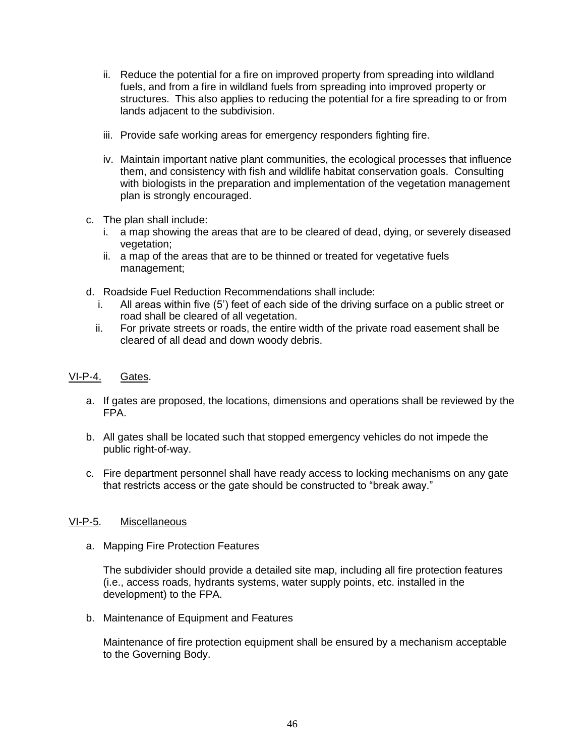ii. Reduce the potential for a fire on improved property from spreading into wildland fuels, and from a fire in wildland fuels from spreading into improved property or structures. This also applies to reducing the potential for a fire spreading to or from lands adjacent to the subdivision.

iii. Provide safe working areas for emergency responders fighting fire.

iv. Maintain important native plant communities, the ecological processes that influence them, and consistency with fish and wildlife habitat conservation goals. Consulting with biologists in the preparation and implementation of the vegetation management plan is strongly encouraged.

c. The plan shall include:
   i. a map showing the areas that are to be cleared of dead, dying, or severely diseased vegetation;
   ii. a map of the areas that are to be thinned or treated for vegetative fuels management;

d. Roadside Fuel Reduction Recommendations shall include:
   i. All areas within five (5') feet of each side of the driving surface on a public street or road shall be cleared of all vegetation.
   ii. For private streets or roads, the entire width of the private road easement shall be cleared of all dead and down woody debris.

VI-P-4. Gates.

a. If gates are proposed, the locations, dimensions and operations shall be reviewed by the FPA.

b. All gates shall be located such that stopped emergency vehicles do not impede the public right-of-way.

c. Fire department personnel shall have ready access to locking mechanisms on any gate that restricts access or the gate should be constructed to "break away."

VI-P-5. Miscellaneous

a. Mapping Fire Protection Features

The subdivider should provide a detailed site map, including all fire protection features (i.e., access roads, hydrants systems, water supply points, etc. installed in the development) to the FPA.

b. Maintenance of Equipment and Features

Maintenance of fire protection equipment shall be ensured by a mechanism acceptable to the Governing Body.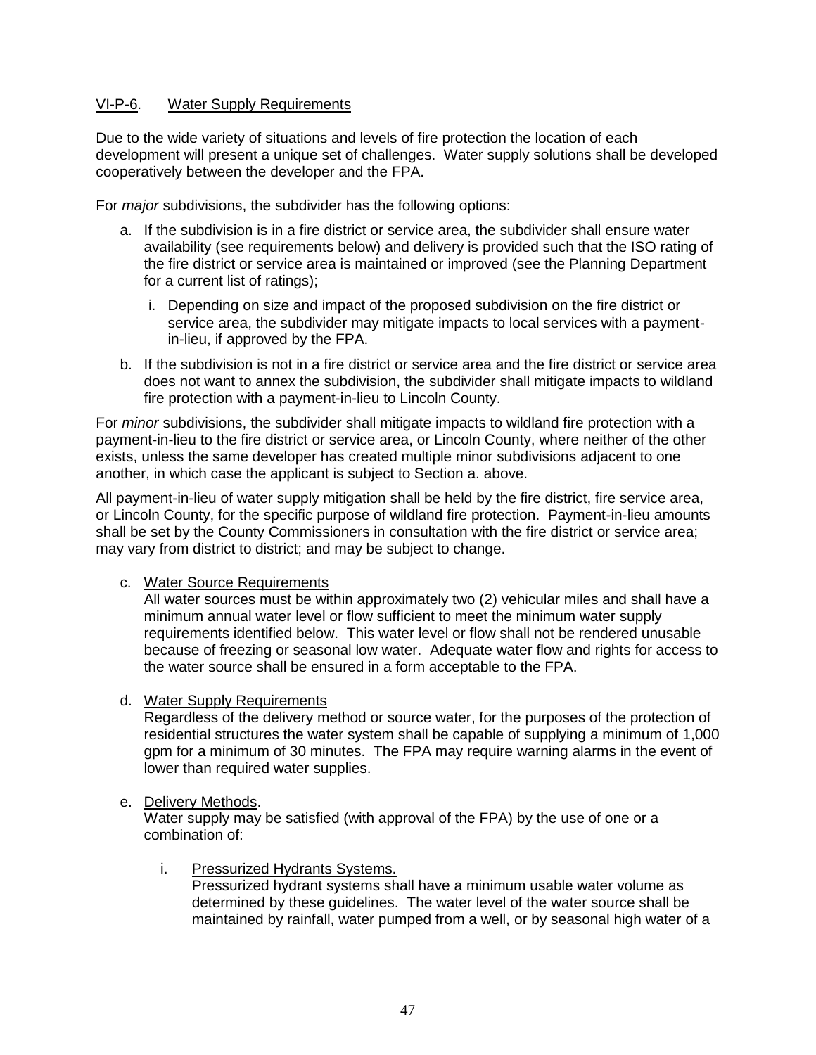## VI-P-6. Water Supply Requirements

Due to the wide variety of situations and levels of fire protection the location of each development will present a unique set of challenges. Water supply solutions shall be developed cooperatively between the developer and the FPA.

For *major* subdivisions, the subdivider has the following options:

a. If the subdivision is in a fire district or service area, the subdivider shall ensure water availability (see requirements below) and delivery is provided such that the ISO rating of the fire district or service area is maintained or improved (see the Planning Department for a current list of ratings);

   i. Depending on size and impact of the proposed subdivision on the fire district or service area, the subdivider may mitigate impacts to local services with a payment-in-lieu, if approved by the FPA.

b. If the subdivision is not in a fire district or service area and the fire district or service area does not want to annex the subdivision, the subdivider shall mitigate impacts to wildland fire protection with a payment-in-lieu to Lincoln County.

For *minor* subdivisions, the subdivider shall mitigate impacts to wildland fire protection with a payment-in-lieu to the fire district or service area, or Lincoln County, where neither of the other exists, unless the same developer has created multiple minor subdivisions adjacent to one another, in which case the applicant is subject to Section a. above.

All payment-in-lieu of water supply mitigation shall be held by the fire district, fire service area, or Lincoln County, for the specific purpose of wildland fire protection. Payment-in-lieu amounts shall be set by the County Commissioners in consultation with the fire district or service area; may vary from district to district; and may be subject to change.

c. Water Source Requirements
   All water sources must be within approximately two (2) vehicular miles and shall have a minimum annual water level or flow sufficient to meet the minimum water supply requirements identified below. This water level or flow shall not be rendered unusable because of freezing or seasonal low water. Adequate water flow and rights for access to the water source shall be ensured in a form acceptable to the FPA.

d. Water Supply Requirements
   Regardless of the delivery method or source water, for the purposes of the protection of residential structures the water system shall be capable of supplying a minimum of 1,000 gpm for a minimum of 30 minutes. The FPA may require warning alarms in the event of lower than required water supplies.

e. Delivery Methods.
   Water supply may be satisfied (with approval of the FPA) by the use of one or a combination of:

   i. Pressurized Hydrants Systems.
      Pressurized hydrant systems shall have a minimum usable water volume as determined by these guidelines. The water level of the water source shall be maintained by rainfall, water pumped from a well, or by seasonal high water of a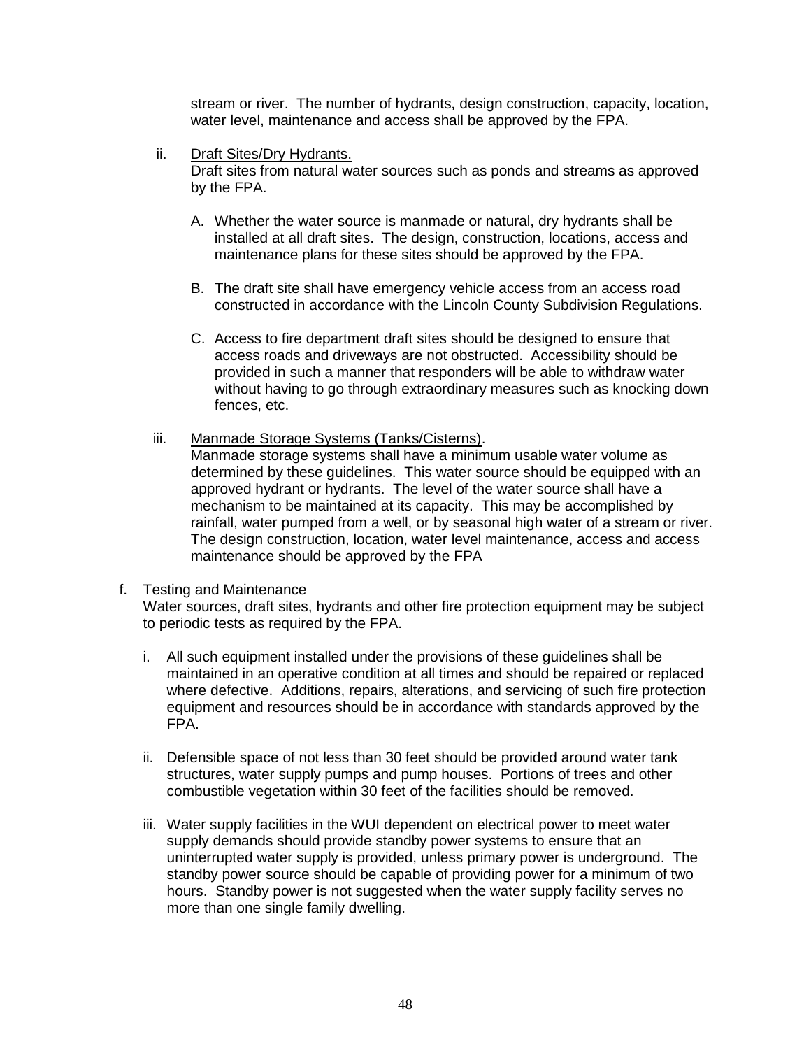stream or river. The number of hydrants, design construction, capacity, location, water level, maintenance and access shall be approved by the FPA.

ii. Draft Sites/Dry Hydrants.
Draft sites from natural water sources such as ponds and streams as approved by the FPA.

A. Whether the water source is manmade or natural, dry hydrants shall be installed at all draft sites. The design, construction, locations, access and maintenance plans for these sites should be approved by the FPA.

B. The draft site shall have emergency vehicle access from an access road constructed in accordance with the Lincoln County Subdivision Regulations.

C. Access to fire department draft sites should be designed to ensure that access roads and driveways are not obstructed. Accessibility should be provided in such a manner that responders will be able to withdraw water without having to go through extraordinary measures such as knocking down fences, etc.

iii. Manmade Storage Systems (Tanks/Cisterns).
Manmade storage systems shall have a minimum usable water volume as determined by these guidelines. This water source should be equipped with an approved hydrant or hydrants. The level of the water source shall have a mechanism to be maintained at its capacity. This may be accomplished by rainfall, water pumped from a well, or by seasonal high water of a stream or river. The design construction, location, water level maintenance, access and access maintenance should be approved by the FPA

f. Testing and Maintenance
Water sources, draft sites, hydrants and other fire protection equipment may be subject to periodic tests as required by the FPA.

i. All such equipment installed under the provisions of these guidelines shall be maintained in an operative condition at all times and should be repaired or replaced where defective. Additions, repairs, alterations, and servicing of such fire protection equipment and resources should be in accordance with standards approved by the FPA.

ii. Defensible space of not less than 30 feet should be provided around water tank structures, water supply pumps and pump houses. Portions of trees and other combustible vegetation within 30 feet of the facilities should be removed.

iii. Water supply facilities in the WUI dependent on electrical power to meet water supply demands should provide standby power systems to ensure that an uninterrupted water supply is provided, unless primary power is underground. The standby power source should be capable of providing power for a minimum of two hours. Standby power is not suggested when the water supply facility serves no more than one single family dwelling.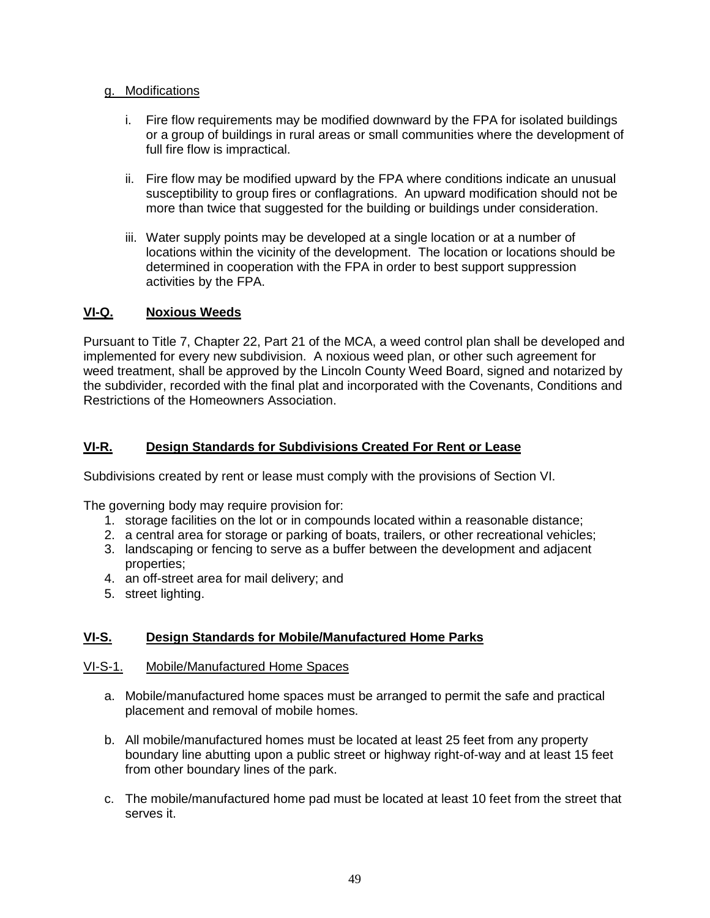g. Modifications

i. Fire flow requirements may be modified downward by the FPA for isolated buildings or a group of buildings in rural areas or small communities where the development of full fire flow is impractical.

ii. Fire flow may be modified upward by the FPA where conditions indicate an unusual susceptibility to group fires or conflagrations. An upward modification should not be more than twice that suggested for the building or buildings under consideration.

iii. Water supply points may be developed at a single location or at a number of locations within the vicinity of the development. The location or locations should be determined in cooperation with the FPA in order to best support suppression activities by the FPA.

## VI-Q. Noxious Weeds

Pursuant to Title 7, Chapter 22, Part 21 of the MCA, a weed control plan shall be developed and implemented for every new subdivision. A noxious weed plan, or other such agreement for weed treatment, shall be approved by the Lincoln County Weed Board, signed and notarized by the subdivider, recorded with the final plat and incorporated with the Covenants, Conditions and Restrictions of the Homeowners Association.

## VI-R. Design Standards for Subdivisions Created For Rent or Lease

Subdivisions created by rent or lease must comply with the provisions of Section VI.

The governing body may require provision for:

1. storage facilities on the lot or in compounds located within a reasonable distance;
2. a central area for storage or parking of boats, trailers, or other recreational vehicles;
3. landscaping or fencing to serve as a buffer between the development and adjacent properties;
4. an off-street area for mail delivery; and
5. street lighting.

## VI-S. Design Standards for Mobile/Manufactured Home Parks

### VI-S-1. Mobile/Manufactured Home Spaces

a. Mobile/manufactured home spaces must be arranged to permit the safe and practical placement and removal of mobile homes.

b. All mobile/manufactured homes must be located at least 25 feet from any property boundary line abutting upon a public street or highway right-of-way and at least 15 feet from other boundary lines of the park.

c. The mobile/manufactured home pad must be located at least 10 feet from the street that serves it.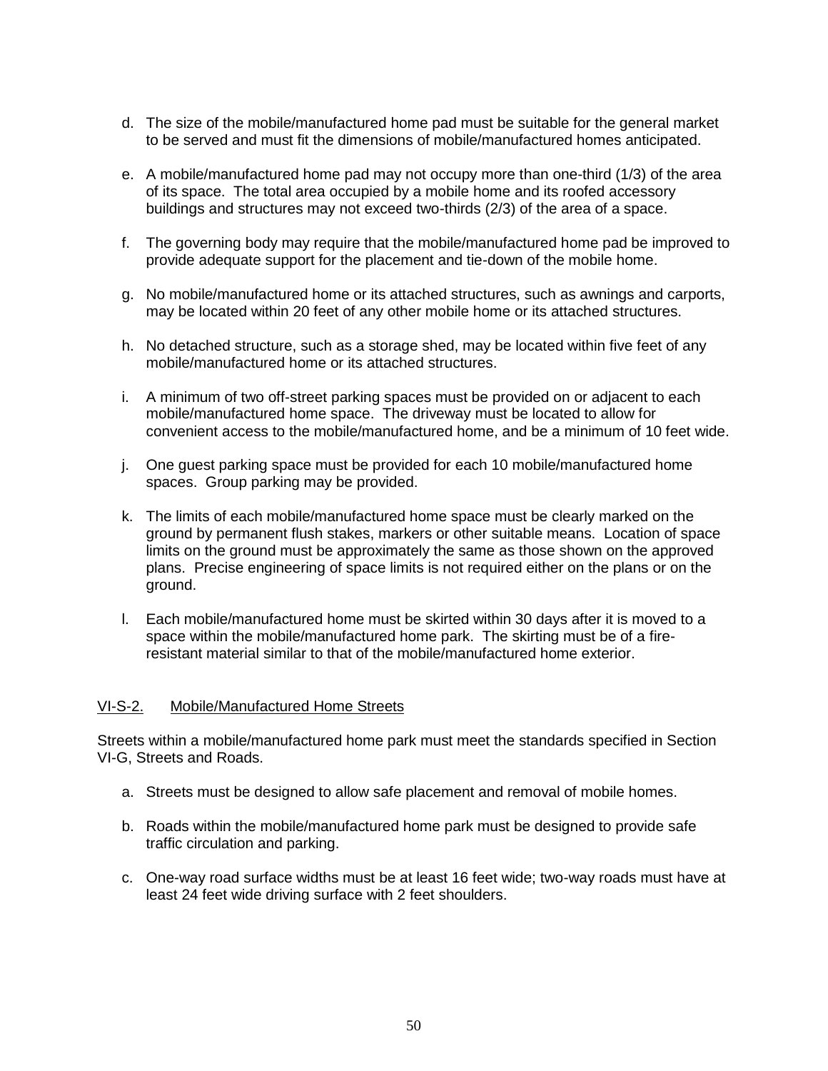d. The size of the mobile/manufactured home pad must be suitable for the general market to be served and must fit the dimensions of mobile/manufactured homes anticipated.

e. A mobile/manufactured home pad may not occupy more than one-third (1/3) of the area of its space. The total area occupied by a mobile home and its roofed accessory buildings and structures may not exceed two-thirds (2/3) of the area of a space.

f. The governing body may require that the mobile/manufactured home pad be improved to provide adequate support for the placement and tie-down of the mobile home.

g. No mobile/manufactured home or its attached structures, such as awnings and carports, may be located within 20 feet of any other mobile home or its attached structures.

h. No detached structure, such as a storage shed, may be located within five feet of any mobile/manufactured home or its attached structures.

i. A minimum of two off-street parking spaces must be provided on or adjacent to each mobile/manufactured home space. The driveway must be located to allow for convenient access to the mobile/manufactured home, and be a minimum of 10 feet wide.

j. One guest parking space must be provided for each 10 mobile/manufactured home spaces. Group parking may be provided.

k. The limits of each mobile/manufactured home space must be clearly marked on the ground by permanent flush stakes, markers or other suitable means. Location of space limits on the ground must be approximately the same as those shown on the approved plans. Precise engineering of space limits is not required either on the plans or on the ground.

l. Each mobile/manufactured home must be skirted within 30 days after it is moved to a space within the mobile/manufactured home park. The skirting must be of a fire-resistant material similar to that of the mobile/manufactured home exterior.

## VI-S-2. Mobile/Manufactured Home Streets

Streets within a mobile/manufactured home park must meet the standards specified in Section VI-G, Streets and Roads.

a. Streets must be designed to allow safe placement and removal of mobile homes.

b. Roads within the mobile/manufactured home park must be designed to provide safe traffic circulation and parking.

c. One-way road surface widths must be at least 16 feet wide; two-way roads must have at least 24 feet wide driving surface with 2 feet shoulders.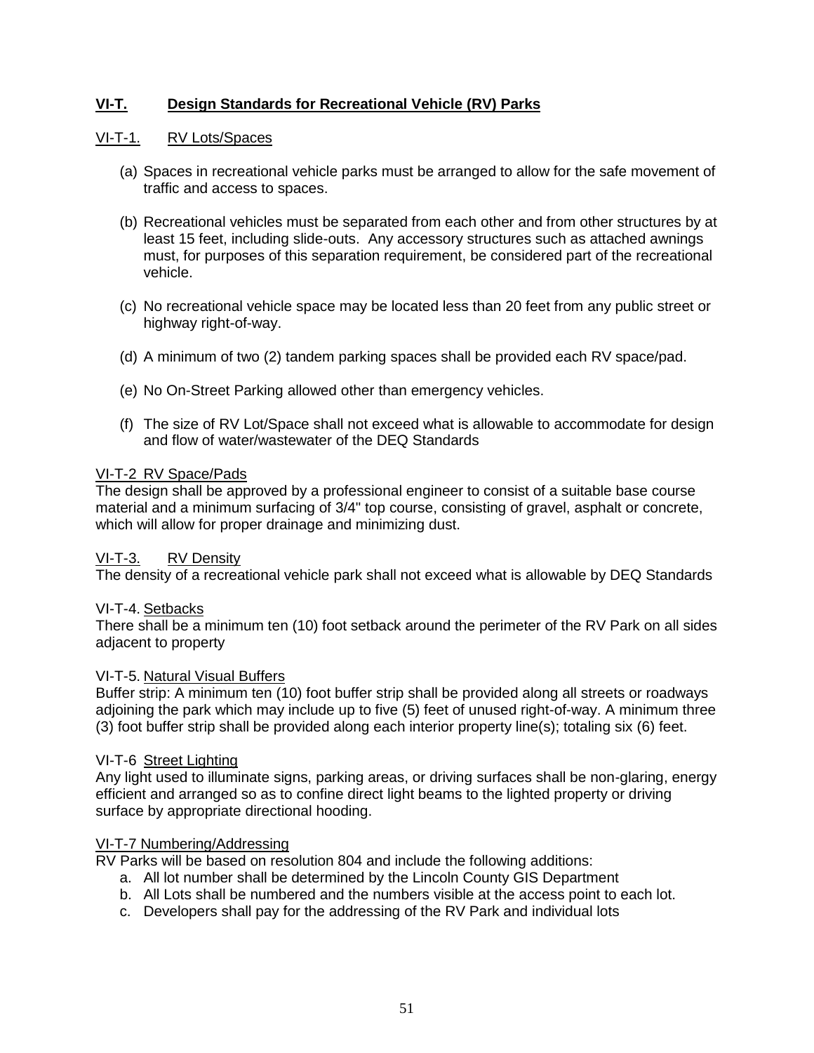## VI-T. Design Standards for Recreational Vehicle (RV) Parks

### VI-T-1. RV Lots/Spaces

(a) Spaces in recreational vehicle parks must be arranged to allow for the safe movement of traffic and access to spaces.

(b) Recreational vehicles must be separated from each other and from other structures by at least 15 feet, including slide-outs. Any accessory structures such as attached awnings must, for purposes of this separation requirement, be considered part of the recreational vehicle.

(c) No recreational vehicle space may be located less than 20 feet from any public street or highway right-of-way.

(d) A minimum of two (2) tandem parking spaces shall be provided each RV space/pad.

(e) No On-Street Parking allowed other than emergency vehicles.

(f) The size of RV Lot/Space shall not exceed what is allowable to accommodate for design and flow of water/wastewater of the DEQ Standards

### VI-T-2 RV Space/Pads

The design shall be approved by a professional engineer to consist of a suitable base course material and a minimum surfacing of 3/4" top course, consisting of gravel, asphalt or concrete, which will allow for proper drainage and minimizing dust.

### VI-T-3. RV Density

The density of a recreational vehicle park shall not exceed what is allowable by DEQ Standards

### VI-T-4. Setbacks

There shall be a minimum ten (10) foot setback around the perimeter of the RV Park on all sides adjacent to property

### VI-T-5. Natural Visual Buffers

Buffer strip: A minimum ten (10) foot buffer strip shall be provided along all streets or roadways adjoining the park which may include up to five (5) feet of unused right-of-way. A minimum three (3) foot buffer strip shall be provided along each interior property line(s); totaling six (6) feet.

### VI-T-6 Street Lighting

Any light used to illuminate signs, parking areas, or driving surfaces shall be non-glaring, energy efficient and arranged so as to confine direct light beams to the lighted property or driving surface by appropriate directional hooding.

### VI-T-7 Numbering/Addressing

RV Parks will be based on resolution 804 and include the following additions:

a. All lot number shall be determined by the Lincoln County GIS Department
b. All Lots shall be numbered and the numbers visible at the access point to each lot.
c. Developers shall pay for the addressing of the RV Park and individual lots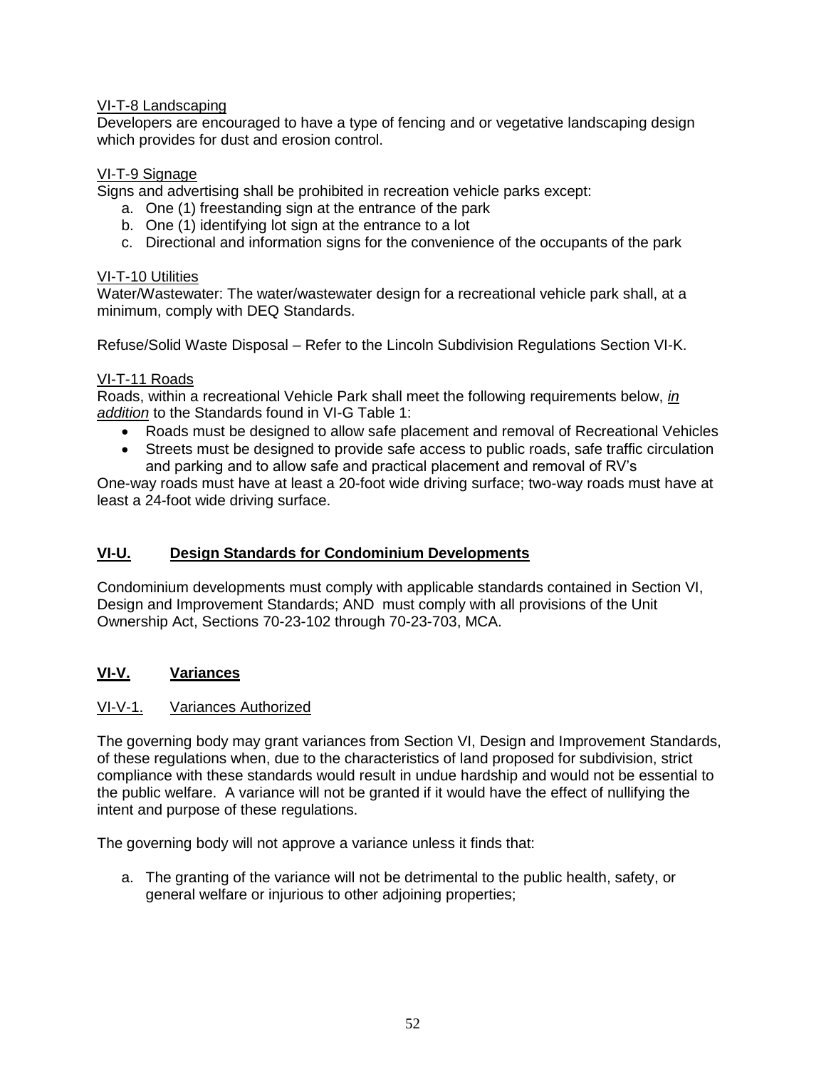VI-T-8 Landscaping

Developers are encouraged to have a type of fencing and or vegetative landscaping design which provides for dust and erosion control.

VI-T-9 Signage

Signs and advertising shall be prohibited in recreation vehicle parks except:

a. One (1) freestanding sign at the entrance of the park
b. One (1) identifying lot sign at the entrance to a lot
c. Directional and information signs for the convenience of the occupants of the park

VI-T-10 Utilities

Water/Wastewater: The water/wastewater design for a recreational vehicle park shall, at a minimum, comply with DEQ Standards.

Refuse/Solid Waste Disposal – Refer to the Lincoln Subdivision Regulations Section VI-K.

VI-T-11 Roads

Roads, within a recreational Vehicle Park shall meet the following requirements below, *in addition* to the Standards found in VI-G Table 1:

- Roads must be designed to allow safe placement and removal of Recreational Vehicles
- Streets must be designed to provide safe access to public roads, safe traffic circulation and parking and to allow safe and practical placement and removal of RV's

One-way roads must have at least a 20-foot wide driving surface; two-way roads must have at least a 24-foot wide driving surface.

## VI-U. Design Standards for Condominium Developments

Condominium developments must comply with applicable standards contained in Section VI, Design and Improvement Standards; AND must comply with all provisions of the Unit Ownership Act, Sections 70-23-102 through 70-23-703, MCA.

## VI-V. Variances

### VI-V-1. Variances Authorized

The governing body may grant variances from Section VI, Design and Improvement Standards, of these regulations when, due to the characteristics of land proposed for subdivision, strict compliance with these standards would result in undue hardship and would not be essential to the public welfare. A variance will not be granted if it would have the effect of nullifying the intent and purpose of these regulations.

The governing body will not approve a variance unless it finds that:

a. The granting of the variance will not be detrimental to the public health, safety, or general welfare or injurious to other adjoining properties;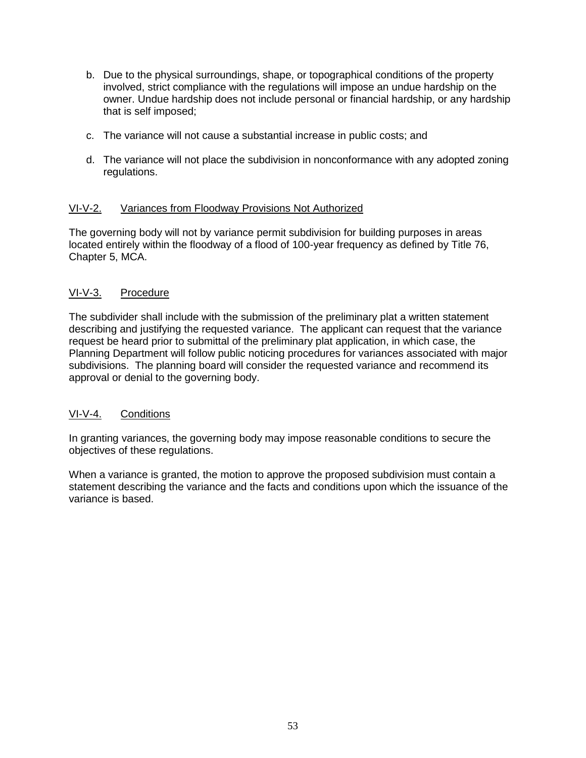b. Due to the physical surroundings, shape, or topographical conditions of the property involved, strict compliance with the regulations will impose an undue hardship on the owner. Undue hardship does not include personal or financial hardship, or any hardship that is self imposed;

c. The variance will not cause a substantial increase in public costs; and

d. The variance will not place the subdivision in nonconformance with any adopted zoning regulations.

## VI-V-2. Variances from Floodway Provisions Not Authorized

The governing body will not by variance permit subdivision for building purposes in areas located entirely within the floodway of a flood of 100-year frequency as defined by Title 76, Chapter 5, MCA.

## VI-V-3. Procedure

The subdivider shall include with the submission of the preliminary plat a written statement describing and justifying the requested variance. The applicant can request that the variance request be heard prior to submittal of the preliminary plat application, in which case, the Planning Department will follow public noticing procedures for variances associated with major subdivisions. The planning board will consider the requested variance and recommend its approval or denial to the governing body.

## VI-V-4. Conditions

In granting variances, the governing body may impose reasonable conditions to secure the objectives of these regulations.

When a variance is granted, the motion to approve the proposed subdivision must contain a statement describing the variance and the facts and conditions upon which the issuance of the variance is based.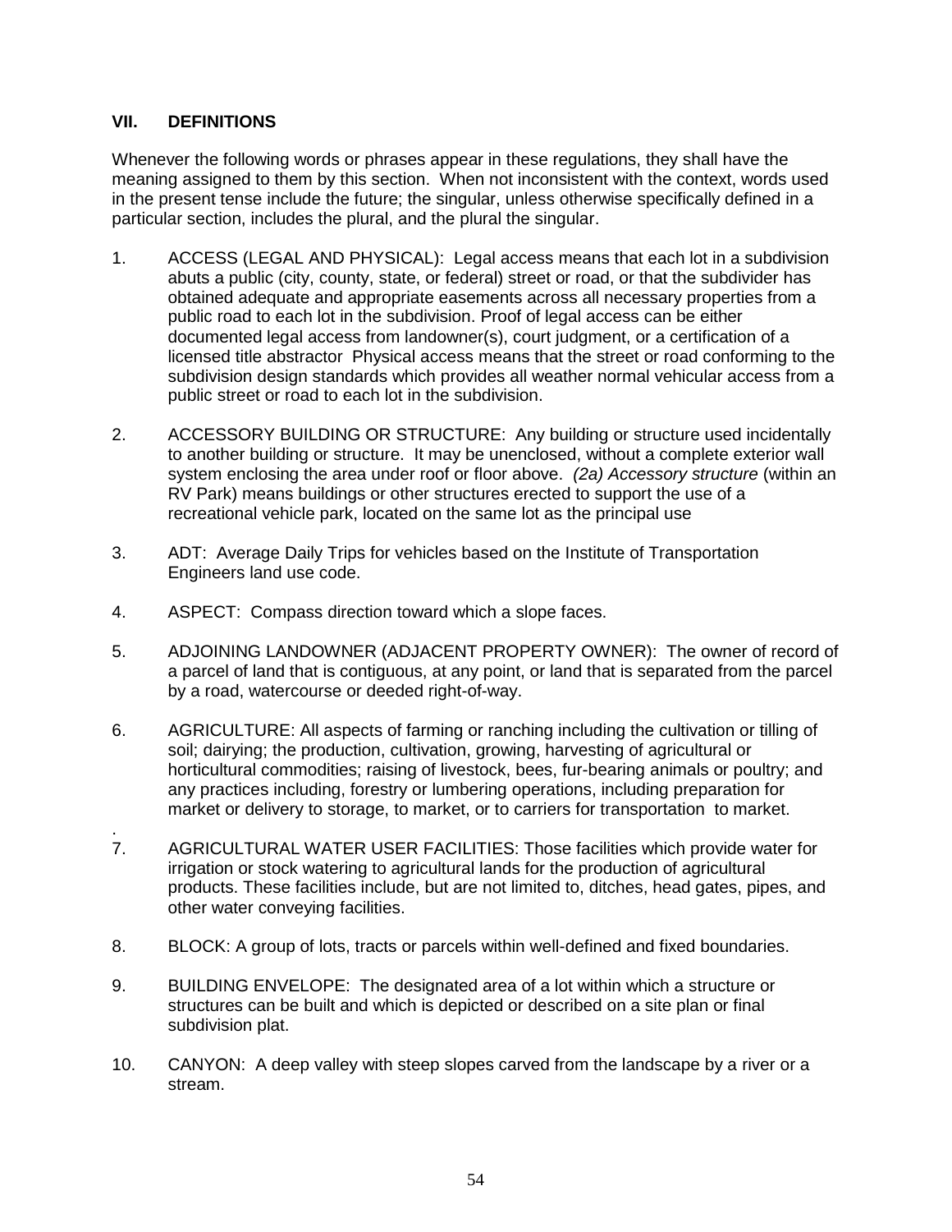## VII. DEFINITIONS

Whenever the following words or phrases appear in these regulations, they shall have the meaning assigned to them by this section. When not inconsistent with the context, words used in the present tense include the future; the singular, unless otherwise specifically defined in a particular section, includes the plural, and the plural the singular.

1. ACCESS (LEGAL AND PHYSICAL): Legal access means that each lot in a subdivision abuts a public (city, county, state, or federal) street or road, or that the subdivider has obtained adequate and appropriate easements across all necessary properties from a public road to each lot in the subdivision. Proof of legal access can be either documented legal access from landowner(s), court judgment, or a certification of a licensed title abstractor Physical access means that the street or road conforming to the subdivision design standards which provides all weather normal vehicular access from a public street or road to each lot in the subdivision.

2. ACCESSORY BUILDING OR STRUCTURE: Any building or structure used incidentally to another building or structure. It may be unenclosed, without a complete exterior wall system enclosing the area under roof or floor above. *(2a) Accessory structure* (within an RV Park) means buildings or other structures erected to support the use of a recreational vehicle park, located on the same lot as the principal use

3. ADT: Average Daily Trips for vehicles based on the Institute of Transportation Engineers land use code.

4. ASPECT: Compass direction toward which a slope faces.

5. ADJOINING LANDOWNER (ADJACENT PROPERTY OWNER): The owner of record of a parcel of land that is contiguous, at any point, or land that is separated from the parcel by a road, watercourse or deeded right-of-way.

6. AGRICULTURE: All aspects of farming or ranching including the cultivation or tilling of soil; dairying; the production, cultivation, growing, harvesting of agricultural or horticultural commodities; raising of livestock, bees, fur-bearing animals or poultry; and any practices including, forestry or lumbering operations, including preparation for market or delivery to storage, to market, or to carriers for transportation to market.

.

7. AGRICULTURAL WATER USER FACILITIES: Those facilities which provide water for irrigation or stock watering to agricultural lands for the production of agricultural products. These facilities include, but are not limited to, ditches, head gates, pipes, and other water conveying facilities.

8. BLOCK: A group of lots, tracts or parcels within well-defined and fixed boundaries.

9. BUILDING ENVELOPE: The designated area of a lot within which a structure or structures can be built and which is depicted or described on a site plan or final subdivision plat.

10. CANYON: A deep valley with steep slopes carved from the landscape by a river or a stream.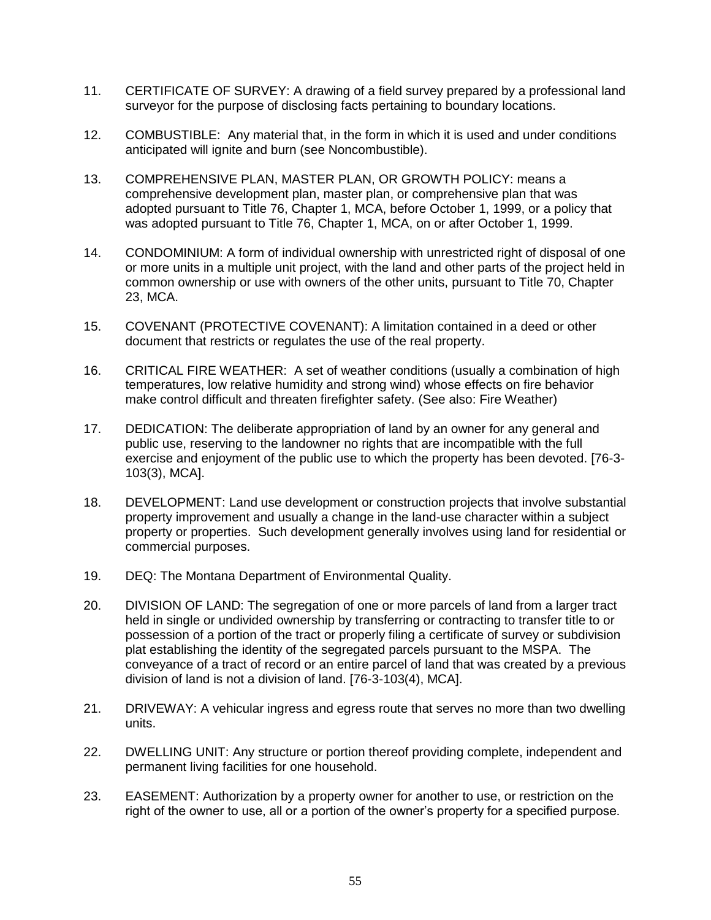11. CERTIFICATE OF SURVEY: A drawing of a field survey prepared by a professional land surveyor for the purpose of disclosing facts pertaining to boundary locations.

12. COMBUSTIBLE: Any material that, in the form in which it is used and under conditions anticipated will ignite and burn (see Noncombustible).

13. COMPREHENSIVE PLAN, MASTER PLAN, OR GROWTH POLICY: means a comprehensive development plan, master plan, or comprehensive plan that was adopted pursuant to Title 76, Chapter 1, MCA, before October 1, 1999, or a policy that was adopted pursuant to Title 76, Chapter 1, MCA, on or after October 1, 1999.

14. CONDOMINIUM: A form of individual ownership with unrestricted right of disposal of one or more units in a multiple unit project, with the land and other parts of the project held in common ownership or use with owners of the other units, pursuant to Title 70, Chapter 23, MCA.

15. COVENANT (PROTECTIVE COVENANT): A limitation contained in a deed or other document that restricts or regulates the use of the real property.

16. CRITICAL FIRE WEATHER: A set of weather conditions (usually a combination of high temperatures, low relative humidity and strong wind) whose effects on fire behavior make control difficult and threaten firefighter safety. (See also: Fire Weather)

17. DEDICATION: The deliberate appropriation of land by an owner for any general and public use, reserving to the landowner no rights that are incompatible with the full exercise and enjoyment of the public use to which the property has been devoted. [76-3-103(3), MCA].

18. DEVELOPMENT: Land use development or construction projects that involve substantial property improvement and usually a change in the land-use character within a subject property or properties. Such development generally involves using land for residential or commercial purposes.

19. DEQ: The Montana Department of Environmental Quality.

20. DIVISION OF LAND: The segregation of one or more parcels of land from a larger tract held in single or undivided ownership by transferring or contracting to transfer title to or possession of a portion of the tract or properly filing a certificate of survey or subdivision plat establishing the identity of the segregated parcels pursuant to the MSPA. The conveyance of a tract of record or an entire parcel of land that was created by a previous division of land is not a division of land. [76-3-103(4), MCA].

21. DRIVEWAY: A vehicular ingress and egress route that serves no more than two dwelling units.

22. DWELLING UNIT: Any structure or portion thereof providing complete, independent and permanent living facilities for one household.

23. EASEMENT: Authorization by a property owner for another to use, or restriction on the right of the owner to use, all or a portion of the owner's property for a specified purpose.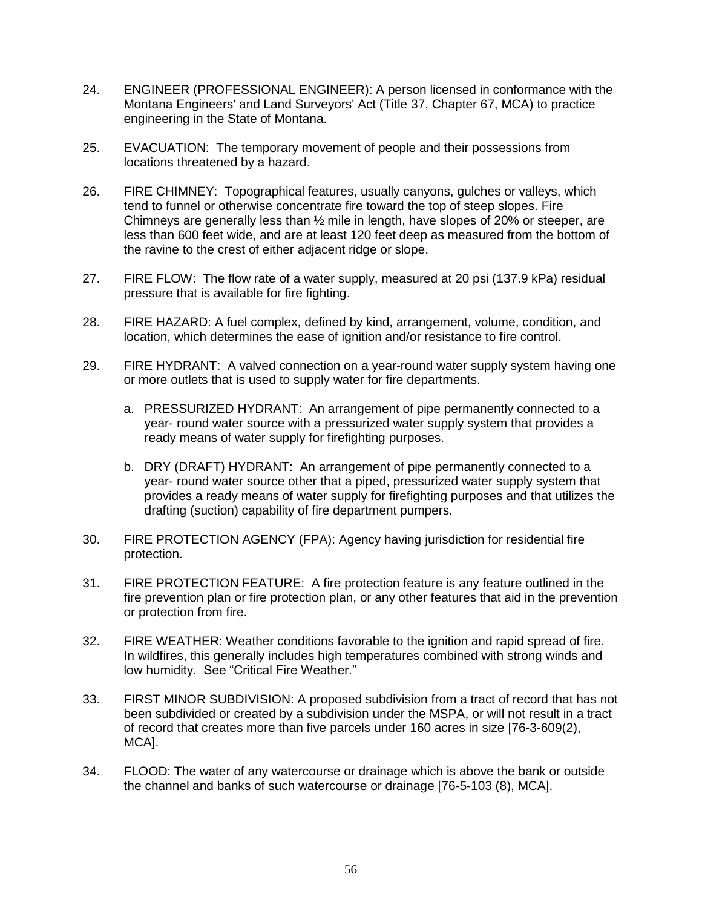24. ENGINEER (PROFESSIONAL ENGINEER): A person licensed in conformance with the Montana Engineers' and Land Surveyors' Act (Title 37, Chapter 67, MCA) to practice engineering in the State of Montana.

25. EVACUATION: The temporary movement of people and their possessions from locations threatened by a hazard.

26. FIRE CHIMNEY: Topographical features, usually canyons, gulches or valleys, which tend to funnel or otherwise concentrate fire toward the top of steep slopes. Fire Chimneys are generally less than ½ mile in length, have slopes of 20% or steeper, are less than 600 feet wide, and are at least 120 feet deep as measured from the bottom of the ravine to the crest of either adjacent ridge or slope.

27. FIRE FLOW: The flow rate of a water supply, measured at 20 psi (137.9 kPa) residual pressure that is available for fire fighting.

28. FIRE HAZARD: A fuel complex, defined by kind, arrangement, volume, condition, and location, which determines the ease of ignition and/or resistance to fire control.

29. FIRE HYDRANT: A valved connection on a year-round water supply system having one or more outlets that is used to supply water for fire departments.

    a. PRESSURIZED HYDRANT: An arrangement of pipe permanently connected to a year- round water source with a pressurized water supply system that provides a ready means of water supply for firefighting purposes.

    b. DRY (DRAFT) HYDRANT: An arrangement of pipe permanently connected to a year- round water source other that a piped, pressurized water supply system that provides a ready means of water supply for firefighting purposes and that utilizes the drafting (suction) capability of fire department pumpers.

30. FIRE PROTECTION AGENCY (FPA): Agency having jurisdiction for residential fire protection.

31. FIRE PROTECTION FEATURE: A fire protection feature is any feature outlined in the fire prevention plan or fire protection plan, or any other features that aid in the prevention or protection from fire.

32. FIRE WEATHER: Weather conditions favorable to the ignition and rapid spread of fire. In wildfires, this generally includes high temperatures combined with strong winds and low humidity. See "Critical Fire Weather."

33. FIRST MINOR SUBDIVISION: A proposed subdivision from a tract of record that has not been subdivided or created by a subdivision under the MSPA, or will not result in a tract of record that creates more than five parcels under 160 acres in size [76-3-609(2), MCA].

34. FLOOD: The water of any watercourse or drainage which is above the bank or outside the channel and banks of such watercourse or drainage [76-5-103 (8), MCA].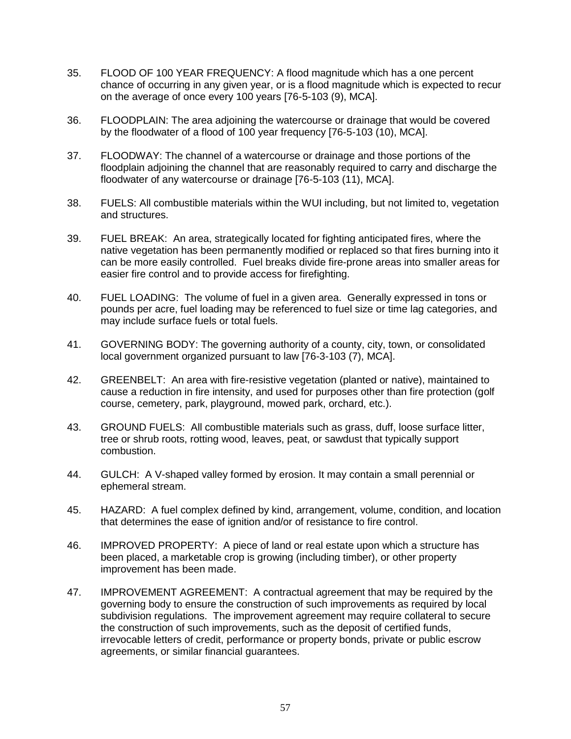35. FLOOD OF 100 YEAR FREQUENCY: A flood magnitude which has a one percent chance of occurring in any given year, or is a flood magnitude which is expected to recur on the average of once every 100 years [76-5-103 (9), MCA].

36. FLOODPLAIN: The area adjoining the watercourse or drainage that would be covered by the floodwater of a flood of 100 year frequency [76-5-103 (10), MCA].

37. FLOODWAY: The channel of a watercourse or drainage and those portions of the floodplain adjoining the channel that are reasonably required to carry and discharge the floodwater of any watercourse or drainage [76-5-103 (11), MCA].

38. FUELS: All combustible materials within the WUI including, but not limited to, vegetation and structures.

39. FUEL BREAK: An area, strategically located for fighting anticipated fires, where the native vegetation has been permanently modified or replaced so that fires burning into it can be more easily controlled. Fuel breaks divide fire-prone areas into smaller areas for easier fire control and to provide access for firefighting.

40. FUEL LOADING: The volume of fuel in a given area. Generally expressed in tons or pounds per acre, fuel loading may be referenced to fuel size or time lag categories, and may include surface fuels or total fuels.

41. GOVERNING BODY: The governing authority of a county, city, town, or consolidated local government organized pursuant to law [76-3-103 (7), MCA].

42. GREENBELT: An area with fire-resistive vegetation (planted or native), maintained to cause a reduction in fire intensity, and used for purposes other than fire protection (golf course, cemetery, park, playground, mowed park, orchard, etc.).

43. GROUND FUELS: All combustible materials such as grass, duff, loose surface litter, tree or shrub roots, rotting wood, leaves, peat, or sawdust that typically support combustion.

44. GULCH: A V-shaped valley formed by erosion. It may contain a small perennial or ephemeral stream.

45. HAZARD: A fuel complex defined by kind, arrangement, volume, condition, and location that determines the ease of ignition and/or of resistance to fire control.

46. IMPROVED PROPERTY: A piece of land or real estate upon which a structure has been placed, a marketable crop is growing (including timber), or other property improvement has been made.

47. IMPROVEMENT AGREEMENT: A contractual agreement that may be required by the governing body to ensure the construction of such improvements as required by local subdivision regulations. The improvement agreement may require collateral to secure the construction of such improvements, such as the deposit of certified funds, irrevocable letters of credit, performance or property bonds, private or public escrow agreements, or similar financial guarantees.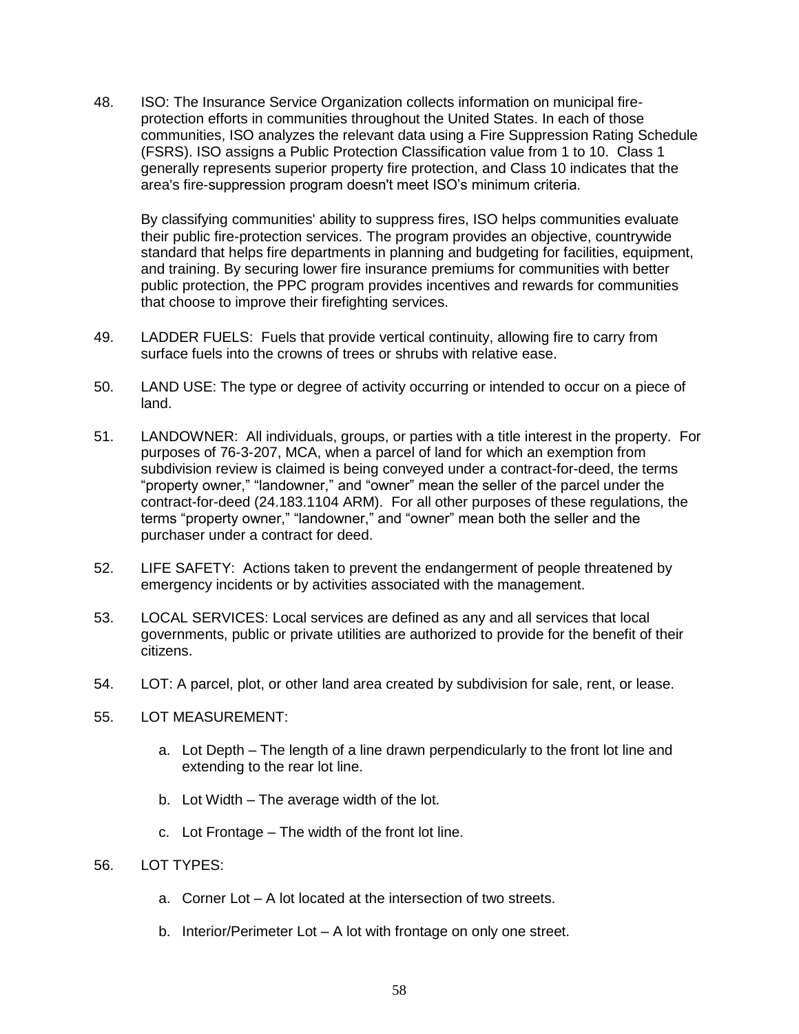48. ISO: The Insurance Service Organization collects information on municipal fire-protection efforts in communities throughout the United States. In each of those communities, ISO analyzes the relevant data using a Fire Suppression Rating Schedule (FSRS). ISO assigns a Public Protection Classification value from 1 to 10. Class 1 generally represents superior property fire protection, and Class 10 indicates that the area's fire-suppression program doesn't meet ISO's minimum criteria.

    By classifying communities' ability to suppress fires, ISO helps communities evaluate their public fire-protection services. The program provides an objective, countrywide standard that helps fire departments in planning and budgeting for facilities, equipment, and training. By securing lower fire insurance premiums for communities with better public protection, the PPC program provides incentives and rewards for communities that choose to improve their firefighting services.

49. LADDER FUELS: Fuels that provide vertical continuity, allowing fire to carry from surface fuels into the crowns of trees or shrubs with relative ease.

50. LAND USE: The type or degree of activity occurring or intended to occur on a piece of land.

51. LANDOWNER: All individuals, groups, or parties with a title interest in the property. For purposes of 76-3-207, MCA, when a parcel of land for which an exemption from subdivision review is claimed is being conveyed under a contract-for-deed, the terms "property owner," "landowner," and "owner" mean the seller of the parcel under the contract-for-deed (24.183.1104 ARM). For all other purposes of these regulations, the terms "property owner," "landowner," and "owner" mean both the seller and the purchaser under a contract for deed.

52. LIFE SAFETY: Actions taken to prevent the endangerment of people threatened by emergency incidents or by activities associated with the management.

53. LOCAL SERVICES: Local services are defined as any and all services that local governments, public or private utilities are authorized to provide for the benefit of their citizens.

54. LOT: A parcel, plot, or other land area created by subdivision for sale, rent, or lease.

55. LOT MEASUREMENT:

    a. Lot Depth – The length of a line drawn perpendicularly to the front lot line and extending to the rear lot line.

    b. Lot Width – The average width of the lot.

    c. Lot Frontage – The width of the front lot line.

56. LOT TYPES:

    a. Corner Lot – A lot located at the intersection of two streets.

    b. Interior/Perimeter Lot – A lot with frontage on only one street.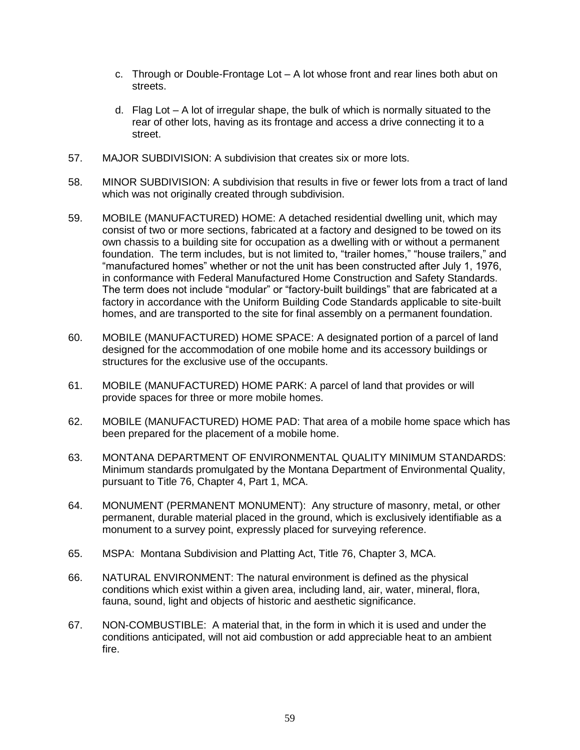c. Through or Double-Frontage Lot – A lot whose front and rear lines both abut on streets.

   d. Flag Lot – A lot of irregular shape, the bulk of which is normally situated to the rear of other lots, having as its frontage and access a drive connecting it to a street.

57. MAJOR SUBDIVISION: A subdivision that creates six or more lots.

58. MINOR SUBDIVISION: A subdivision that results in five or fewer lots from a tract of land which was not originally created through subdivision.

59. MOBILE (MANUFACTURED) HOME: A detached residential dwelling unit, which may consist of two or more sections, fabricated at a factory and designed to be towed on its own chassis to a building site for occupation as a dwelling with or without a permanent foundation. The term includes, but is not limited to, "trailer homes," "house trailers," and "manufactured homes" whether or not the unit has been constructed after July 1, 1976, in conformance with Federal Manufactured Home Construction and Safety Standards. The term does not include "modular" or "factory-built buildings" that are fabricated at a factory in accordance with the Uniform Building Code Standards applicable to site-built homes, and are transported to the site for final assembly on a permanent foundation.

60. MOBILE (MANUFACTURED) HOME SPACE: A designated portion of a parcel of land designed for the accommodation of one mobile home and its accessory buildings or structures for the exclusive use of the occupants.

61. MOBILE (MANUFACTURED) HOME PARK: A parcel of land that provides or will provide spaces for three or more mobile homes.

62. MOBILE (MANUFACTURED) HOME PAD: That area of a mobile home space which has been prepared for the placement of a mobile home.

63. MONTANA DEPARTMENT OF ENVIRONMENTAL QUALITY MINIMUM STANDARDS: Minimum standards promulgated by the Montana Department of Environmental Quality, pursuant to Title 76, Chapter 4, Part 1, MCA.

64. MONUMENT (PERMANENT MONUMENT): Any structure of masonry, metal, or other permanent, durable material placed in the ground, which is exclusively identifiable as a monument to a survey point, expressly placed for surveying reference.

65. MSPA: Montana Subdivision and Platting Act, Title 76, Chapter 3, MCA.

66. NATURAL ENVIRONMENT: The natural environment is defined as the physical conditions which exist within a given area, including land, air, water, mineral, flora, fauna, sound, light and objects of historic and aesthetic significance.

67. NON-COMBUSTIBLE: A material that, in the form in which it is used and under the conditions anticipated, will not aid combustion or add appreciable heat to an ambient fire.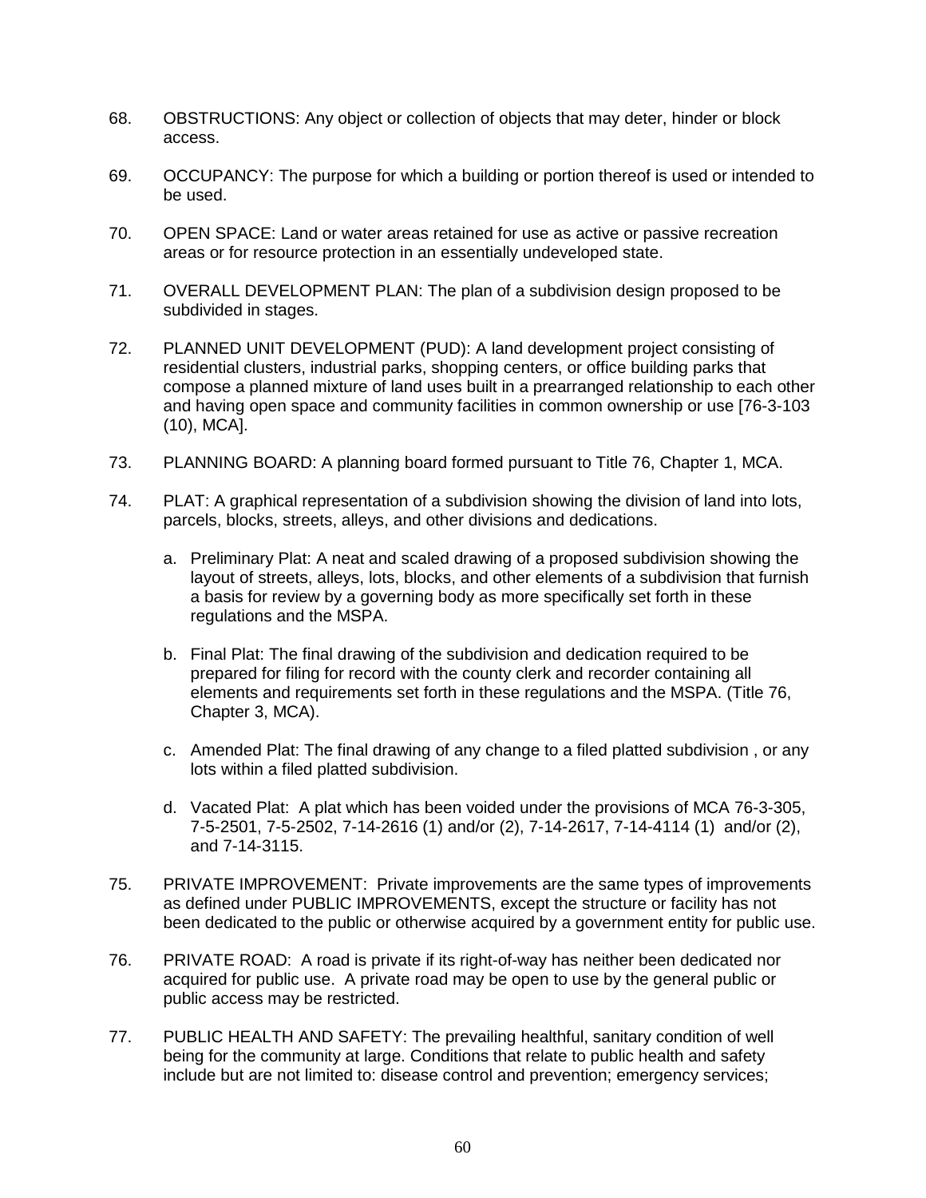68. OBSTRUCTIONS: Any object or collection of objects that may deter, hinder or block access.

69. OCCUPANCY: The purpose for which a building or portion thereof is used or intended to be used.

70. OPEN SPACE: Land or water areas retained for use as active or passive recreation areas or for resource protection in an essentially undeveloped state.

71. OVERALL DEVELOPMENT PLAN: The plan of a subdivision design proposed to be subdivided in stages.

72. PLANNED UNIT DEVELOPMENT (PUD): A land development project consisting of residential clusters, industrial parks, shopping centers, or office building parks that compose a planned mixture of land uses built in a prearranged relationship to each other and having open space and community facilities in common ownership or use [76-3-103 (10), MCA].

73. PLANNING BOARD: A planning board formed pursuant to Title 76, Chapter 1, MCA.

74. PLAT: A graphical representation of a subdivision showing the division of land into lots, parcels, blocks, streets, alleys, and other divisions and dedications.

    a. Preliminary Plat: A neat and scaled drawing of a proposed subdivision showing the layout of streets, alleys, lots, blocks, and other elements of a subdivision that furnish a basis for review by a governing body as more specifically set forth in these regulations and the MSPA.

    b. Final Plat: The final drawing of the subdivision and dedication required to be prepared for filing for record with the county clerk and recorder containing all elements and requirements set forth in these regulations and the MSPA. (Title 76, Chapter 3, MCA).

    c. Amended Plat: The final drawing of any change to a filed platted subdivision , or any lots within a filed platted subdivision.

    d. Vacated Plat: A plat which has been voided under the provisions of MCA 76-3-305, 7-5-2501, 7-5-2502, 7-14-2616 (1) and/or (2), 7-14-2617, 7-14-4114 (1) and/or (2), and 7-14-3115.

75. PRIVATE IMPROVEMENT: Private improvements are the same types of improvements as defined under PUBLIC IMPROVEMENTS, except the structure or facility has not been dedicated to the public or otherwise acquired by a government entity for public use.

76. PRIVATE ROAD: A road is private if its right-of-way has neither been dedicated nor acquired for public use. A private road may be open to use by the general public or public access may be restricted.

77. PUBLIC HEALTH AND SAFETY: The prevailing healthful, sanitary condition of well being for the community at large. Conditions that relate to public health and safety include but are not limited to: disease control and prevention; emergency services;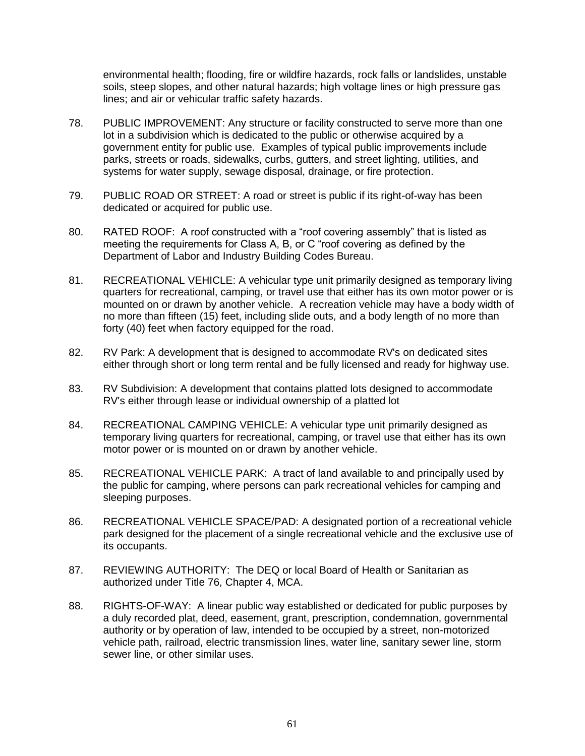environmental health; flooding, fire or wildfire hazards, rock falls or landslides, unstable soils, steep slopes, and other natural hazards; high voltage lines or high pressure gas lines; and air or vehicular traffic safety hazards.

78. PUBLIC IMPROVEMENT: Any structure or facility constructed to serve more than one lot in a subdivision which is dedicated to the public or otherwise acquired by a government entity for public use. Examples of typical public improvements include parks, streets or roads, sidewalks, curbs, gutters, and street lighting, utilities, and systems for water supply, sewage disposal, drainage, or fire protection.

79. PUBLIC ROAD OR STREET: A road or street is public if its right-of-way has been dedicated or acquired for public use.

80. RATED ROOF: A roof constructed with a "roof covering assembly" that is listed as meeting the requirements for Class A, B, or C "roof covering as defined by the Department of Labor and Industry Building Codes Bureau.

81. RECREATIONAL VEHICLE: A vehicular type unit primarily designed as temporary living quarters for recreational, camping, or travel use that either has its own motor power or is mounted on or drawn by another vehicle. A recreation vehicle may have a body width of no more than fifteen (15) feet, including slide outs, and a body length of no more than forty (40) feet when factory equipped for the road.

82. RV Park: A development that is designed to accommodate RV's on dedicated sites either through short or long term rental and be fully licensed and ready for highway use.

83. RV Subdivision: A development that contains platted lots designed to accommodate RV's either through lease or individual ownership of a platted lot

84. RECREATIONAL CAMPING VEHICLE: A vehicular type unit primarily designed as temporary living quarters for recreational, camping, or travel use that either has its own motor power or is mounted on or drawn by another vehicle.

85. RECREATIONAL VEHICLE PARK: A tract of land available to and principally used by the public for camping, where persons can park recreational vehicles for camping and sleeping purposes.

86. RECREATIONAL VEHICLE SPACE/PAD: A designated portion of a recreational vehicle park designed for the placement of a single recreational vehicle and the exclusive use of its occupants.

87. REVIEWING AUTHORITY: The DEQ or local Board of Health or Sanitarian as authorized under Title 76, Chapter 4, MCA.

88. RIGHTS-OF-WAY: A linear public way established or dedicated for public purposes by a duly recorded plat, deed, easement, grant, prescription, condemnation, governmental authority or by operation of law, intended to be occupied by a street, non-motorized vehicle path, railroad, electric transmission lines, water line, sanitary sewer line, storm sewer line, or other similar uses.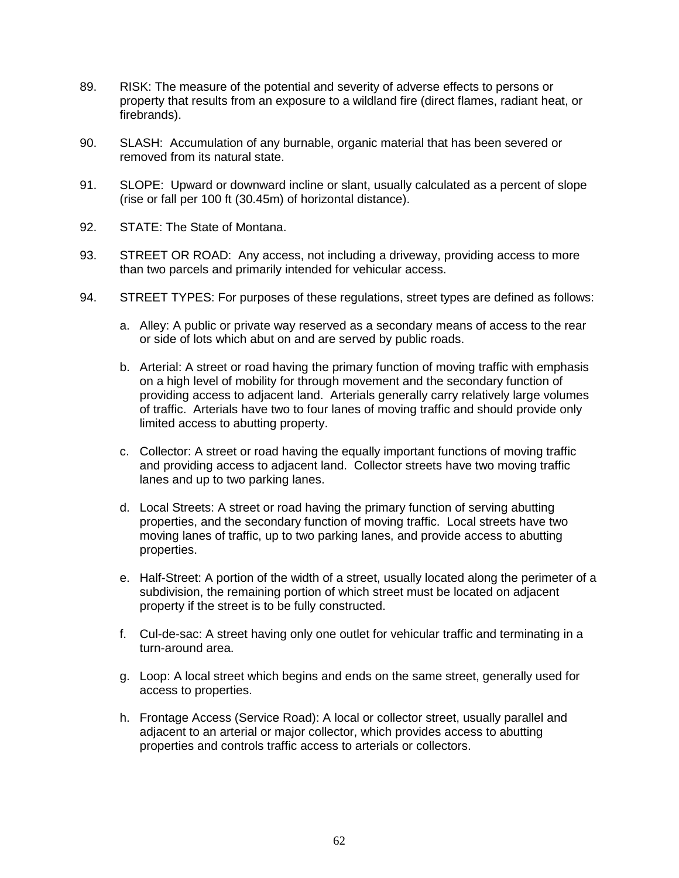89. RISK: The measure of the potential and severity of adverse effects to persons or property that results from an exposure to a wildland fire (direct flames, radiant heat, or firebrands).

90. SLASH: Accumulation of any burnable, organic material that has been severed or removed from its natural state.

91. SLOPE: Upward or downward incline or slant, usually calculated as a percent of slope (rise or fall per 100 ft (30.45m) of horizontal distance).

92. STATE: The State of Montana.

93. STREET OR ROAD: Any access, not including a driveway, providing access to more than two parcels and primarily intended for vehicular access.

94. STREET TYPES: For purposes of these regulations, street types are defined as follows:

    a. Alley: A public or private way reserved as a secondary means of access to the rear or side of lots which abut on and are served by public roads.

    b. Arterial: A street or road having the primary function of moving traffic with emphasis on a high level of mobility for through movement and the secondary function of providing access to adjacent land. Arterials generally carry relatively large volumes of traffic. Arterials have two to four lanes of moving traffic and should provide only limited access to abutting property.

    c. Collector: A street or road having the equally important functions of moving traffic and providing access to adjacent land. Collector streets have two moving traffic lanes and up to two parking lanes.

    d. Local Streets: A street or road having the primary function of serving abutting properties, and the secondary function of moving traffic. Local streets have two moving lanes of traffic, up to two parking lanes, and provide access to abutting properties.

    e. Half-Street: A portion of the width of a street, usually located along the perimeter of a subdivision, the remaining portion of which street must be located on adjacent property if the street is to be fully constructed.

    f. Cul-de-sac: A street having only one outlet for vehicular traffic and terminating in a turn-around area.

    g. Loop: A local street which begins and ends on the same street, generally used for access to properties.

    h. Frontage Access (Service Road): A local or collector street, usually parallel and adjacent to an arterial or major collector, which provides access to abutting properties and controls traffic access to arterials or collectors.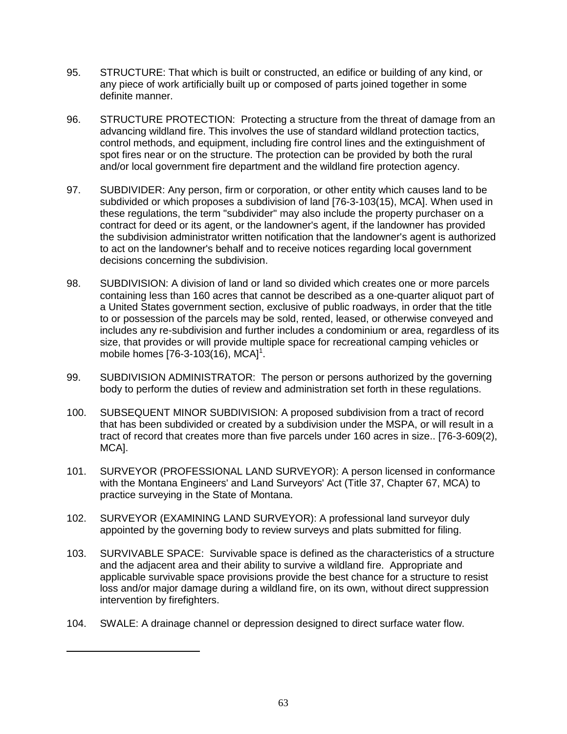95. STRUCTURE: That which is built or constructed, an edifice or building of any kind, or any piece of work artificially built up or composed of parts joined together in some definite manner.

96. STRUCTURE PROTECTION: Protecting a structure from the threat of damage from an advancing wildland fire. This involves the use of standard wildland protection tactics, control methods, and equipment, including fire control lines and the extinguishment of spot fires near or on the structure. The protection can be provided by both the rural and/or local government fire department and the wildland fire protection agency.

97. SUBDIVIDER: Any person, firm or corporation, or other entity which causes land to be subdivided or which proposes a subdivision of land [76-3-103(15), MCA]. When used in these regulations, the term "subdivider" may also include the property purchaser on a contract for deed or its agent, or the landowner's agent, if the landowner has provided the subdivision administrator written notification that the landowner's agent is authorized to act on the landowner's behalf and to receive notices regarding local government decisions concerning the subdivision.

98. SUBDIVISION: A division of land or land so divided which creates one or more parcels containing less than 160 acres that cannot be described as a one-quarter aliquot part of a United States government section, exclusive of public roadways, in order that the title to or possession of the parcels may be sold, rented, leased, or otherwise conveyed and includes any re-subdivision and further includes a condominium or area, regardless of its size, that provides or will provide multiple space for recreational camping vehicles or mobile homes [76-3-103(16), MCA][1].

99. SUBDIVISION ADMINISTRATOR: The person or persons authorized by the governing body to perform the duties of review and administration set forth in these regulations.

100. SUBSEQUENT MINOR SUBDIVISION: A proposed subdivision from a tract of record that has been subdivided or created by a subdivision under the MSPA, or will result in a tract of record that creates more than five parcels under 160 acres in size.. [76-3-609(2), MCA].

101. SURVEYOR (PROFESSIONAL LAND SURVEYOR): A person licensed in conformance with the Montana Engineers' and Land Surveyors' Act (Title 37, Chapter 67, MCA) to practice surveying in the State of Montana.

102. SURVEYOR (EXAMINING LAND SURVEYOR): A professional land surveyor duly appointed by the governing body to review surveys and plats submitted for filing.

103. SURVIVABLE SPACE: Survivable space is defined as the characteristics of a structure and the adjacent area and their ability to survive a wildland fire. Appropriate and applicable survivable space provisions provide the best chance for a structure to resist loss and/or major damage during a wildland fire, on its own, without direct suppression intervention by firefighters.

104. SWALE: A drainage channel or depression designed to direct surface water flow.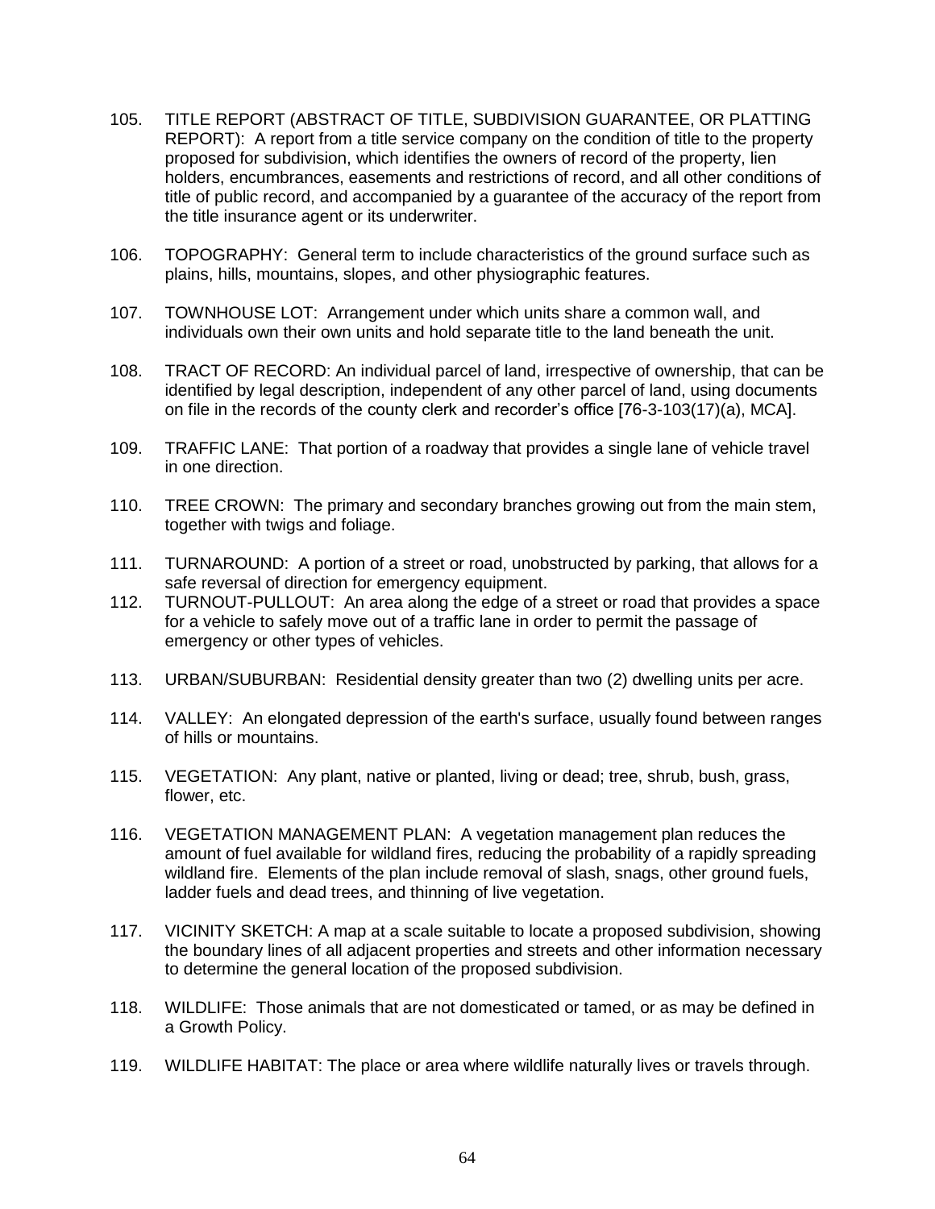105. TITLE REPORT (ABSTRACT OF TITLE, SUBDIVISION GUARANTEE, OR PLATTING REPORT): A report from a title service company on the condition of title to the property proposed for subdivision, which identifies the owners of record of the property, lien holders, encumbrances, easements and restrictions of record, and all other conditions of title of public record, and accompanied by a guarantee of the accuracy of the report from the title insurance agent or its underwriter.

106. TOPOGRAPHY: General term to include characteristics of the ground surface such as plains, hills, mountains, slopes, and other physiographic features.

107. TOWNHOUSE LOT: Arrangement under which units share a common wall, and individuals own their own units and hold separate title to the land beneath the unit.

108. TRACT OF RECORD: An individual parcel of land, irrespective of ownership, that can be identified by legal description, independent of any other parcel of land, using documents on file in the records of the county clerk and recorder's office [76-3-103(17)(a), MCA].

109. TRAFFIC LANE: That portion of a roadway that provides a single lane of vehicle travel in one direction.

110. TREE CROWN: The primary and secondary branches growing out from the main stem, together with twigs and foliage.

111. TURNAROUND: A portion of a street or road, unobstructed by parking, that allows for a safe reversal of direction for emergency equipment.

112. TURNOUT-PULLOUT: An area along the edge of a street or road that provides a space for a vehicle to safely move out of a traffic lane in order to permit the passage of emergency or other types of vehicles.

113. URBAN/SUBURBAN: Residential density greater than two (2) dwelling units per acre.

114. VALLEY: An elongated depression of the earth's surface, usually found between ranges of hills or mountains.

115. VEGETATION: Any plant, native or planted, living or dead; tree, shrub, bush, grass, flower, etc.

116. VEGETATION MANAGEMENT PLAN: A vegetation management plan reduces the amount of fuel available for wildland fires, reducing the probability of a rapidly spreading wildland fire. Elements of the plan include removal of slash, snags, other ground fuels, ladder fuels and dead trees, and thinning of live vegetation.

117. VICINITY SKETCH: A map at a scale suitable to locate a proposed subdivision, showing the boundary lines of all adjacent properties and streets and other information necessary to determine the general location of the proposed subdivision.

118. WILDLIFE: Those animals that are not domesticated or tamed, or as may be defined in a Growth Policy.

119. WILDLIFE HABITAT: The place or area where wildlife naturally lives or travels through.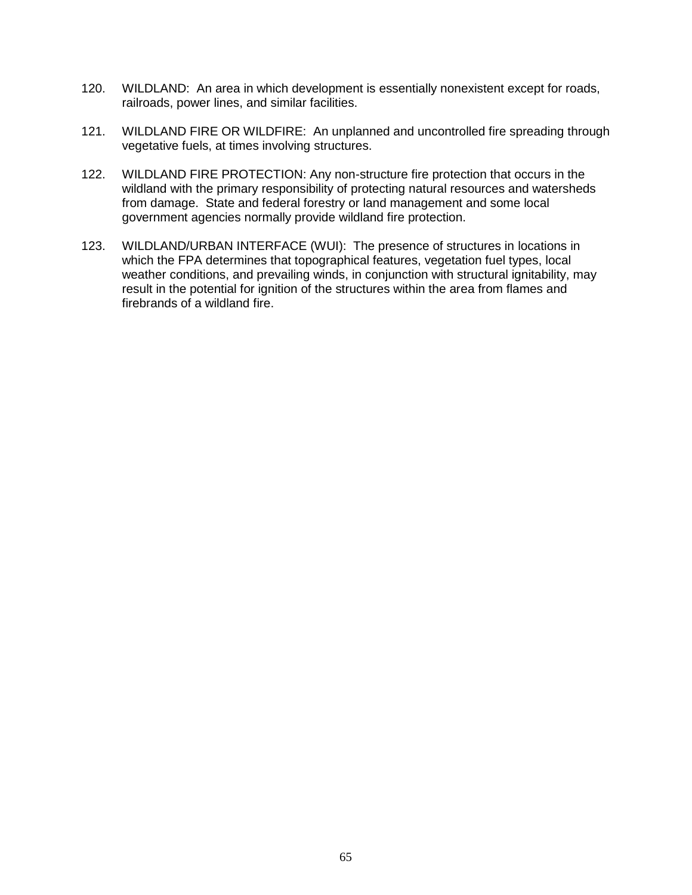120. WILDLAND: An area in which development is essentially nonexistent except for roads, railroads, power lines, and similar facilities.

121. WILDLAND FIRE OR WILDFIRE: An unplanned and uncontrolled fire spreading through vegetative fuels, at times involving structures.

122. WILDLAND FIRE PROTECTION: Any non-structure fire protection that occurs in the wildland with the primary responsibility of protecting natural resources and watersheds from damage. State and federal forestry or land management and some local government agencies normally provide wildland fire protection.

123. WILDLAND/URBAN INTERFACE (WUI): The presence of structures in locations in which the FPA determines that topographical features, vegetation fuel types, local weather conditions, and prevailing winds, in conjunction with structural ignitability, may result in the potential for ignition of the structures within the area from flames and firebrands of a wildland fire.